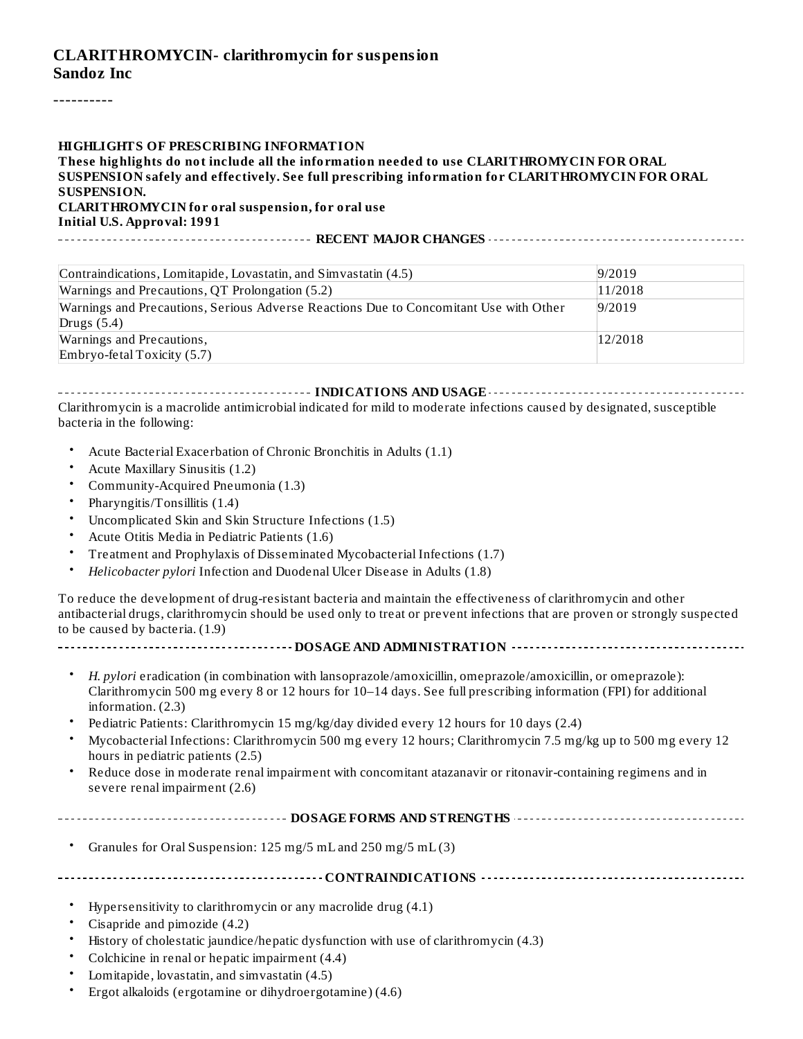# CLARITHROMYCIN- clarithromycin for suspension
**Sandoz Inc**

----------

**HIGHLIGHTS OF PRESCRIBING INFORMATION**
**These highlights do not include all the information needed to use CLARITHROMYCIN FOR ORAL SUSPENSION safely and effectively. See full prescribing information for CLARITHROMYCIN FOR ORAL SUSPENSION.**
**CLARITHROMYCIN for oral suspension, for oral use**
**Initial U.S. Approval: 1991**

## RECENT MAJOR CHANGES

| | |
|---|---|
| Contraindications, Lomitapide, Lovastatin, and Simvastatin (4.5) | 9/2019 |
| Warnings and Precautions, QT Prolongation (5.2) | 11/2018 |
| Warnings and Precautions, Serious Adverse Reactions Due to Concomitant Use with Other Drugs (5.4) | 9/2019 |
| Warnings and Precautions, Embryo-fetal Toxicity (5.7) | 12/2018 |

## INDICATIONS AND USAGE

Clarithromycin is a macrolide antimicrobial indicated for mild to moderate infections caused by designated, susceptible bacteria in the following:

- Acute Bacterial Exacerbation of Chronic Bronchitis in Adults (1.1)
- Acute Maxillary Sinusitis (1.2)
- Community-Acquired Pneumonia (1.3)
- Pharyngitis/Tonsillitis (1.4)
- Uncomplicated Skin and Skin Structure Infections (1.5)
- Acute Otitis Media in Pediatric Patients (1.6)
- Treatment and Prophylaxis of Disseminated Mycobacterial Infections (1.7)
- *Helicobacter pylori* Infection and Duodenal Ulcer Disease in Adults (1.8)

To reduce the development of drug-resistant bacteria and maintain the effectiveness of clarithromycin and other antibacterial drugs, clarithromycin should be used only to treat or prevent infections that are proven or strongly suspected to be caused by bacteria. (1.9)

## DOSAGE AND ADMINISTRATION

- *H. pylori* eradication (in combination with lansoprazole/amoxicillin, omeprazole/amoxicillin, or omeprazole): Clarithromycin 500 mg every 8 or 12 hours for 10–14 days. See full prescribing information (FPI) for additional information. (2.3)
- Pediatric Patients: Clarithromycin 15 mg/kg/day divided every 12 hours for 10 days (2.4)
- Mycobacterial Infections: Clarithromycin 500 mg every 12 hours; Clarithromycin 7.5 mg/kg up to 500 mg every 12 hours in pediatric patients (2.5)
- Reduce dose in moderate renal impairment with concomitant atazanavir or ritonavir-containing regimens and in severe renal impairment (2.6)

## DOSAGE FORMS AND STRENGTHS

- Granules for Oral Suspension: 125 mg/5 mL and 250 mg/5 mL (3)

## CONTRAINDICATIONS

- Hypersensitivity to clarithromycin or any macrolide drug (4.1)
- Cisapride and pimozide (4.2)
- History of cholestatic jaundice/hepatic dysfunction with use of clarithromycin (4.3)
- Colchicine in renal or hepatic impairment (4.4)
- Lomitapide, lovastatin, and simvastatin (4.5)
- Ergot alkaloids (ergotamine or dihydroergotamine) (4.6)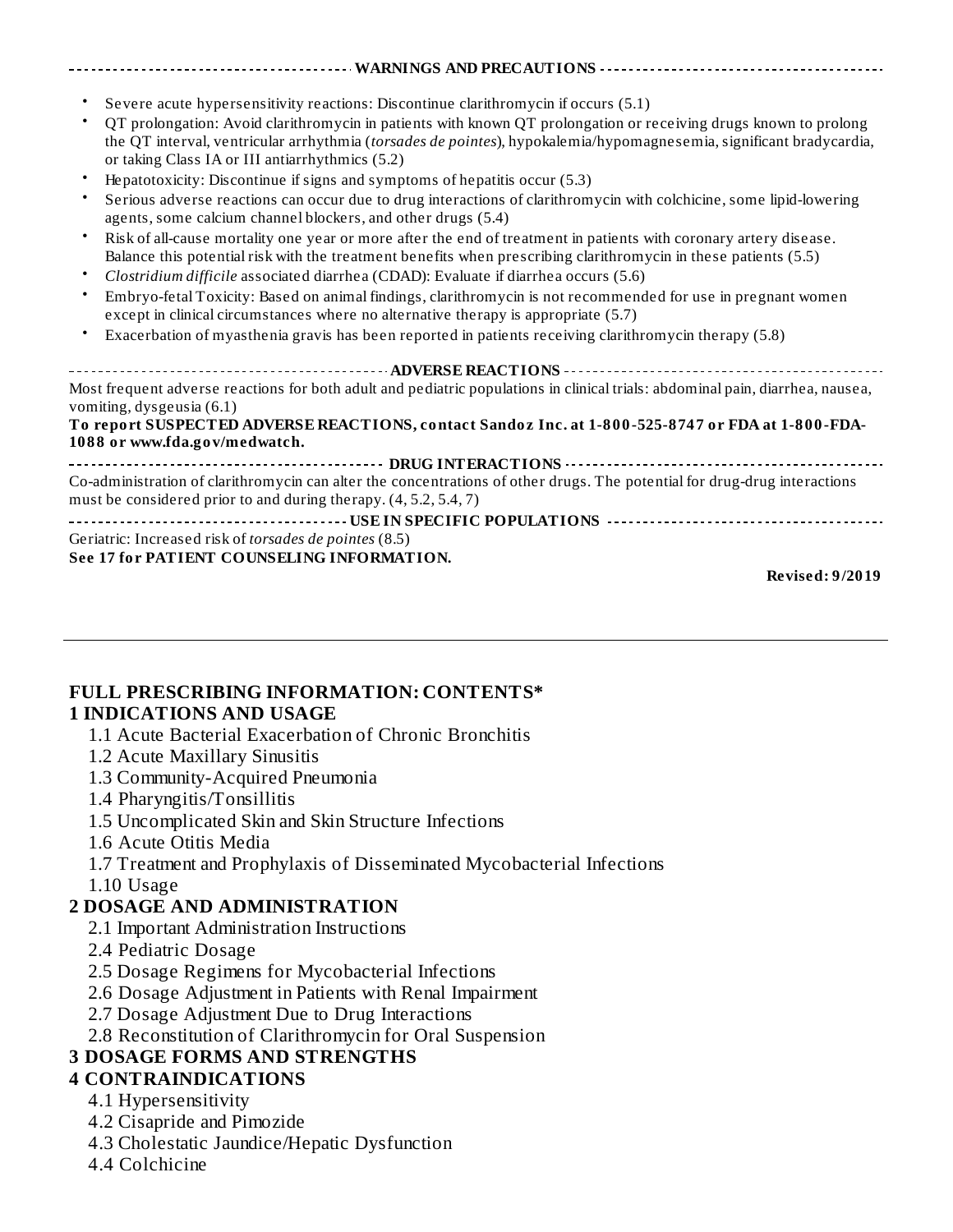## WARNINGS AND PRECAUTIONS

- Severe acute hypersensitivity reactions: Discontinue clarithromycin if occurs (5.1)
- QT prolongation: Avoid clarithromycin in patients with known QT prolongation or receiving drugs known to prolong the QT interval, ventricular arrhythmia (*torsades de pointes*), hypokalemia/hypomagnesemia, significant bradycardia, or taking Class IA or III antiarrhythmics (5.2)
- Hepatotoxicity: Discontinue if signs and symptoms of hepatitis occur (5.3)
- Serious adverse reactions can occur due to drug interactions of clarithromycin with colchicine, some lipid-lowering agents, some calcium channel blockers, and other drugs (5.4)
- Risk of all-cause mortality one year or more after the end of treatment in patients with coronary artery disease. Balance this potential risk with the treatment benefits when prescribing clarithromycin in these patients (5.5)
- *Clostridium difficile* associated diarrhea (CDAD): Evaluate if diarrhea occurs (5.6)
- Embryo-fetal Toxicity: Based on animal findings, clarithromycin is not recommended for use in pregnant women except in clinical circumstances where no alternative therapy is appropriate (5.7)
- Exacerbation of myasthenia gravis has been reported in patients receiving clarithromycin therapy (5.8)

## ADVERSE REACTIONS

Most frequent adverse reactions for both adult and pediatric populations in clinical trials: abdominal pain, diarrhea, nausea, vomiting, dysgeusia (6.1)

**To report SUSPECTED ADVERSE REACTIONS, contact Sandoz Inc. at 1-800-525-8747 or FDA at 1-800-FDA-1088 or www.fda.gov/medwatch.**

## DRUG INTERACTIONS

Co-administration of clarithromycin can alter the concentrations of other drugs. The potential for drug-drug interactions must be considered prior to and during therapy. (4, 5.2, 5.4, 7)

## USE IN SPECIFIC POPULATIONS

Geriatric: Increased risk of *torsades de pointes* (8.5)

**See 17 for PATIENT COUNSELING INFORMATION.**

**Revised: 9/2019**

---

## FULL PRESCRIBING INFORMATION: CONTENTS*

### 1 INDICATIONS AND USAGE

- 1.1 Acute Bacterial Exacerbation of Chronic Bronchitis
- 1.2 Acute Maxillary Sinusitis
- 1.3 Community-Acquired Pneumonia
- 1.4 Pharyngitis/Tonsillitis
- 1.5 Uncomplicated Skin and Skin Structure Infections
- 1.6 Acute Otitis Media
- 1.7 Treatment and Prophylaxis of Disseminated Mycobacterial Infections
- 1.10 Usage

### 2 DOSAGE AND ADMINISTRATION

- 2.1 Important Administration Instructions
- 2.4 Pediatric Dosage
- 2.5 Dosage Regimens for Mycobacterial Infections
- 2.6 Dosage Adjustment in Patients with Renal Impairment
- 2.7 Dosage Adjustment Due to Drug Interactions
- 2.8 Reconstitution of Clarithromycin for Oral Suspension

### 3 DOSAGE FORMS AND STRENGTHS

### 4 CONTRAINDICATIONS

- 4.1 Hypersensitivity
- 4.2 Cisapride and Pimozide
- 4.3 Cholestatic Jaundice/Hepatic Dysfunction
- 4.4 Colchicine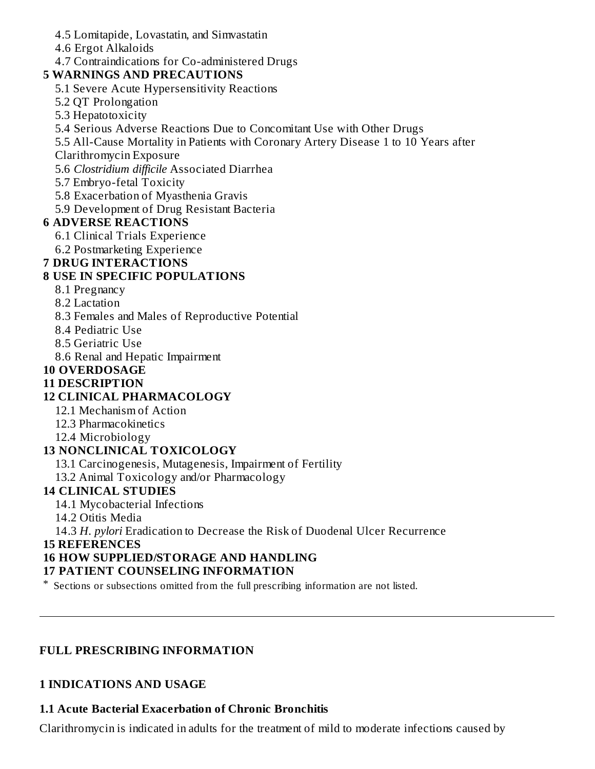4.5 Lomitapide, Lovastatin, and Simvastatin
4.6 Ergot Alkaloids
4.7 Contraindications for Co-administered Drugs

**5 WARNINGS AND PRECAUTIONS**

5.1 Severe Acute Hypersensitivity Reactions
5.2 QT Prolongation
5.3 Hepatotoxicity
5.4 Serious Adverse Reactions Due to Concomitant Use with Other Drugs
5.5 All-Cause Mortality in Patients with Coronary Artery Disease 1 to 10 Years after Clarithromycin Exposure
5.6 *Clostridium difficile* Associated Diarrhea
5.7 Embryo-fetal Toxicity
5.8 Exacerbation of Myasthenia Gravis
5.9 Development of Drug Resistant Bacteria

**6 ADVERSE REACTIONS**

6.1 Clinical Trials Experience
6.2 Postmarketing Experience

**7 DRUG INTERACTIONS**

**8 USE IN SPECIFIC POPULATIONS**

8.1 Pregnancy
8.2 Lactation
8.3 Females and Males of Reproductive Potential
8.4 Pediatric Use
8.5 Geriatric Use
8.6 Renal and Hepatic Impairment

**10 OVERDOSAGE**

**11 DESCRIPTION**

**12 CLINICAL PHARMACOLOGY**

12.1 Mechanism of Action
12.3 Pharmacokinetics
12.4 Microbiology

**13 NONCLINICAL TOXICOLOGY**

13.1 Carcinogenesis, Mutagenesis, Impairment of Fertility
13.2 Animal Toxicology and/or Pharmacology

**14 CLINICAL STUDIES**

14.1 Mycobacterial Infections
14.2 Otitis Media
14.3 *H. pylori* Eradication to Decrease the Risk of Duodenal Ulcer Recurrence

**15 REFERENCES**

**16 HOW SUPPLIED/STORAGE AND HANDLING**

**17 PATIENT COUNSELING INFORMATION**

* Sections or subsections omitted from the full prescribing information are not listed.

---

## FULL PRESCRIBING INFORMATION

## 1 INDICATIONS AND USAGE

### 1.1 Acute Bacterial Exacerbation of Chronic Bronchitis

Clarithromycin is indicated in adults for the treatment of mild to moderate infections caused by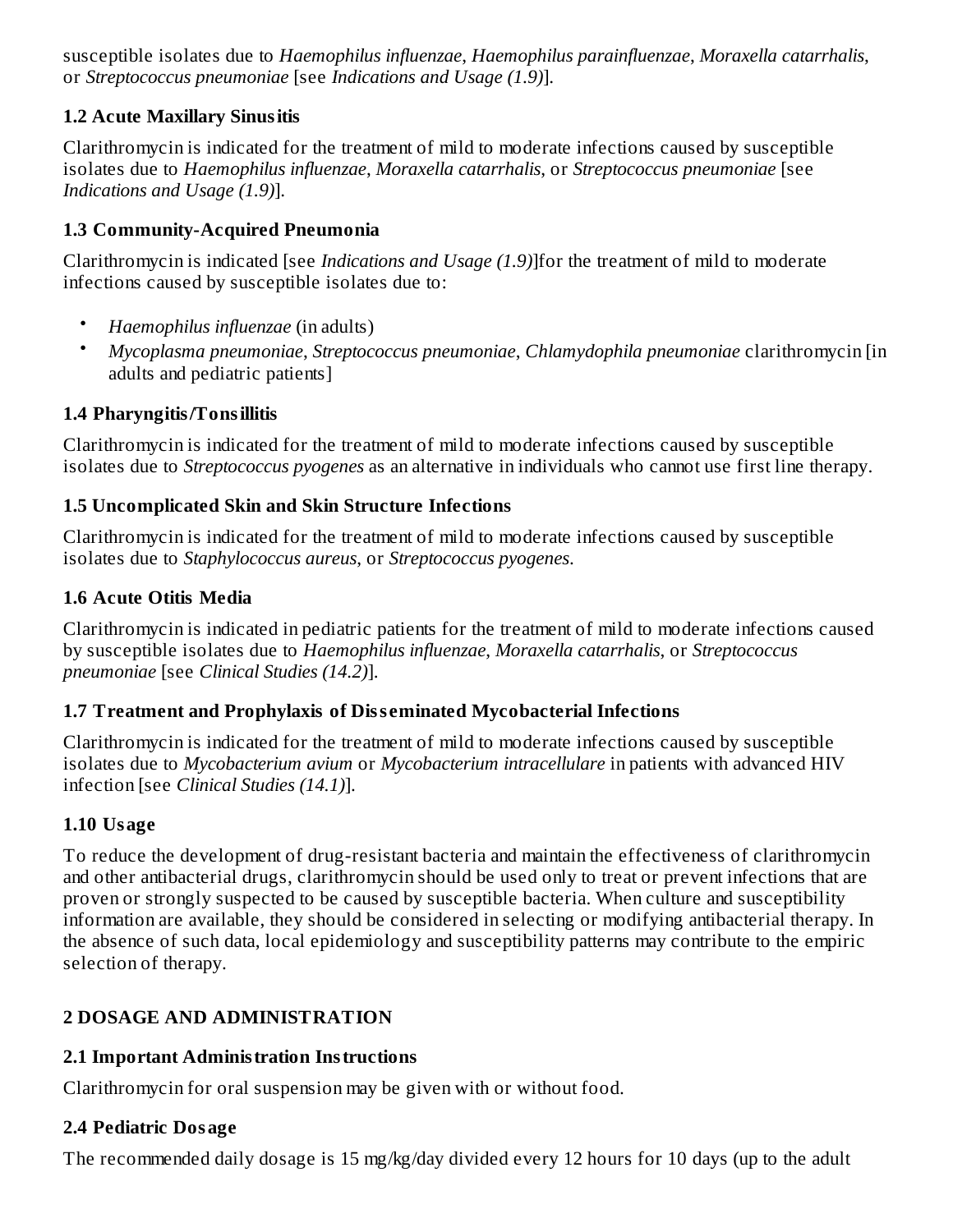susceptible isolates due to *Haemophilus influenzae*, *Haemophilus parainfluenzae*, *Moraxella catarrhalis*, or *Streptococcus pneumoniae* [see *Indications and Usage (1.9)*].

### 1.2 Acute Maxillary Sinusitis

Clarithromycin is indicated for the treatment of mild to moderate infections caused by susceptible isolates due to *Haemophilus influenzae*, *Moraxella catarrhalis*, or *Streptococcus pneumoniae* [see *Indications and Usage (1.9)*].

### 1.3 Community-Acquired Pneumonia

Clarithromycin is indicated [see *Indications and Usage (1.9)*]for the treatment of mild to moderate infections caused by susceptible isolates due to:

- *Haemophilus influenzae* (in adults)
- *Mycoplasma pneumoniae*, *Streptococcus pneumoniae*, *Chlamydophila pneumoniae* clarithromycin [in adults and pediatric patients]

### 1.4 Pharyngitis/Tonsillitis

Clarithromycin is indicated for the treatment of mild to moderate infections caused by susceptible isolates due to *Streptococcus pyogenes* as an alternative in individuals who cannot use first line therapy.

### 1.5 Uncomplicated Skin and Skin Structure Infections

Clarithromycin is indicated for the treatment of mild to moderate infections caused by susceptible isolates due to *Staphylococcus aureus*, or *Streptococcus pyogenes*.

### 1.6 Acute Otitis Media

Clarithromycin is indicated in pediatric patients for the treatment of mild to moderate infections caused by susceptible isolates due to *Haemophilus influenzae*, *Moraxella catarrhalis*, or *Streptococcus pneumoniae* [see *Clinical Studies (14.2)*].

### 1.7 Treatment and Prophylaxis of Disseminated Mycobacterial Infections

Clarithromycin is indicated for the treatment of mild to moderate infections caused by susceptible isolates due to *Mycobacterium avium* or *Mycobacterium intracellulare* in patients with advanced HIV infection [see *Clinical Studies (14.1)*].

### 1.10 Usage

To reduce the development of drug-resistant bacteria and maintain the effectiveness of clarithromycin and other antibacterial drugs, clarithromycin should be used only to treat or prevent infections that are proven or strongly suspected to be caused by susceptible bacteria. When culture and susceptibility information are available, they should be considered in selecting or modifying antibacterial therapy. In the absence of such data, local epidemiology and susceptibility patterns may contribute to the empiric selection of therapy.

## 2 DOSAGE AND ADMINISTRATION

### 2.1 Important Administration Instructions

Clarithromycin for oral suspension may be given with or without food.

### 2.4 Pediatric Dosage

The recommended daily dosage is 15 mg/kg/day divided every 12 hours for 10 days (up to the adult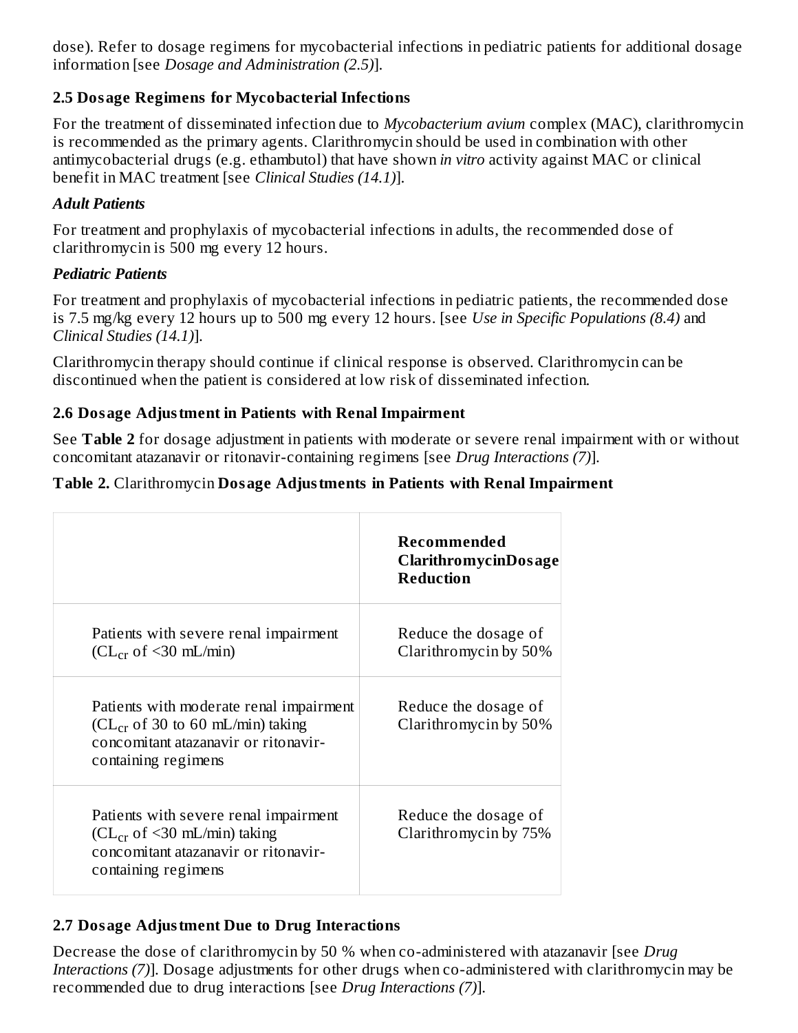dose). Refer to dosage regimens for mycobacterial infections in pediatric patients for additional dosage information [see *Dosage and Administration (2.5)*].

### 2.5 Dosage Regimens for Mycobacterial Infections

For the treatment of disseminated infection due to *Mycobacterium avium* complex (MAC), clarithromycin is recommended as the primary agents. Clarithromycin should be used in combination with other antimycobacterial drugs (e.g. ethambutol) that have shown *in vitro* activity against MAC or clinical benefit in MAC treatment [see *Clinical Studies (14.1)*].

***Adult Patients***

For treatment and prophylaxis of mycobacterial infections in adults, the recommended dose of clarithromycin is 500 mg every 12 hours.

***Pediatric Patients***

For treatment and prophylaxis of mycobacterial infections in pediatric patients, the recommended dose is 7.5 mg/kg every 12 hours up to 500 mg every 12 hours. [see *Use in Specific Populations (8.4)* and *Clinical Studies (14.1)*].

Clarithromycin therapy should continue if clinical response is observed. Clarithromycin can be discontinued when the patient is considered at low risk of disseminated infection.

### 2.6 Dosage Adjustment in Patients with Renal Impairment

See **Table 2** for dosage adjustment in patients with moderate or severe renal impairment with or without concomitant atazanavir or ritonavir-containing regimens [see *Drug Interactions (7)*].

**Table 2.** Clarithromycin **Dosage Adjustments in Patients with Renal Impairment**

| | **Recommended ClarithromycinDosage Reduction** |
|---|---|
| Patients with severe renal impairment ($CL_{cr}$ of <30 mL/min) | Reduce the dosage of Clarithromycin by 50% |
| Patients with moderate renal impairment ($CL_{cr}$ of 30 to 60 mL/min) taking concomitant atazanavir or ritonavir-containing regimens | Reduce the dosage of Clarithromycin by 50% |
| Patients with severe renal impairment ($CL_{cr}$ of <30 mL/min) taking concomitant atazanavir or ritonavir-containing regimens | Reduce the dosage of Clarithromycin by 75% |

### 2.7 Dosage Adjustment Due to Drug Interactions

Decrease the dose of clarithromycin by 50 % when co-administered with atazanavir [see *Drug Interactions (7)*]. Dosage adjustments for other drugs when co-administered with clarithromycin may be recommended due to drug interactions [see *Drug Interactions (7)*].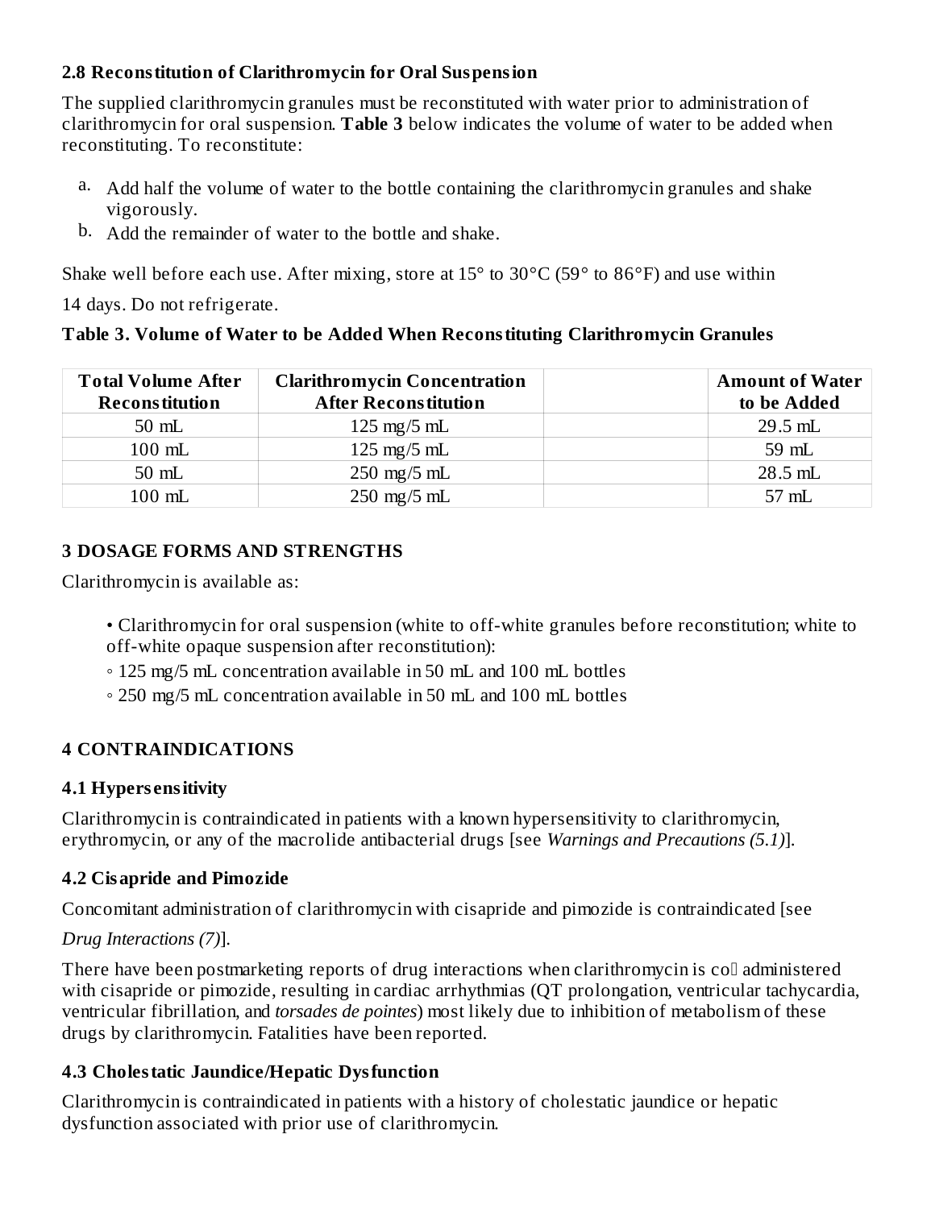### 2.8 Reconstitution of Clarithromycin for Oral Suspension

The supplied clarithromycin granules must be reconstituted with water prior to administration of clarithromycin for oral suspension. **Table 3** below indicates the volume of water to be added when reconstituting. To reconstitute:

a. Add half the volume of water to the bottle containing the clarithromycin granules and shake vigorously.
b. Add the remainder of water to the bottle and shake.

Shake well before each use. After mixing, store at 15° to 30°C (59° to 86°F) and use within 14 days. Do not refrigerate.

**Table 3. Volume of Water to be Added When Reconstituting Clarithromycin Granules**

| Total Volume After Reconstitution | Clarithromycin Concentration After Reconstitution | | Amount of Water to be Added |
|---|---|---|---|
| 50 mL | 125 mg/5 mL | | 29.5 mL |
| 100 mL | 125 mg/5 mL | | 59 mL |
| 50 mL | 250 mg/5 mL | | 28.5 mL |
| 100 mL | 250 mg/5 mL | | 57 mL |

## 3 DOSAGE FORMS AND STRENGTHS

Clarithromycin is available as:

- Clarithromycin for oral suspension (white to off-white granules before reconstitution; white to off-white opaque suspension after reconstitution):
  - 125 mg/5 mL concentration available in 50 mL and 100 mL bottles
  - 250 mg/5 mL concentration available in 50 mL and 100 mL bottles

## 4 CONTRAINDICATIONS

### 4.1 Hypersensitivity

Clarithromycin is contraindicated in patients with a known hypersensitivity to clarithromycin, erythromycin, or any of the macrolide antibacterial drugs [see *Warnings and Precautions (5.1)*].

### 4.2 Cisapride and Pimozide

Concomitant administration of clarithromycin with cisapride and pimozide is contraindicated [see *Drug Interactions (7)*].

There have been postmarketing reports of drug interactions when clarithromycin is co-administered with cisapride or pimozide, resulting in cardiac arrhythmias (QT prolongation, ventricular tachycardia, ventricular fibrillation, and *torsades de pointes*) most likely due to inhibition of metabolism of these drugs by clarithromycin. Fatalities have been reported.

### 4.3 Cholestatic Jaundice/Hepatic Dysfunction

Clarithromycin is contraindicated in patients with a history of cholestatic jaundice or hepatic dysfunction associated with prior use of clarithromycin.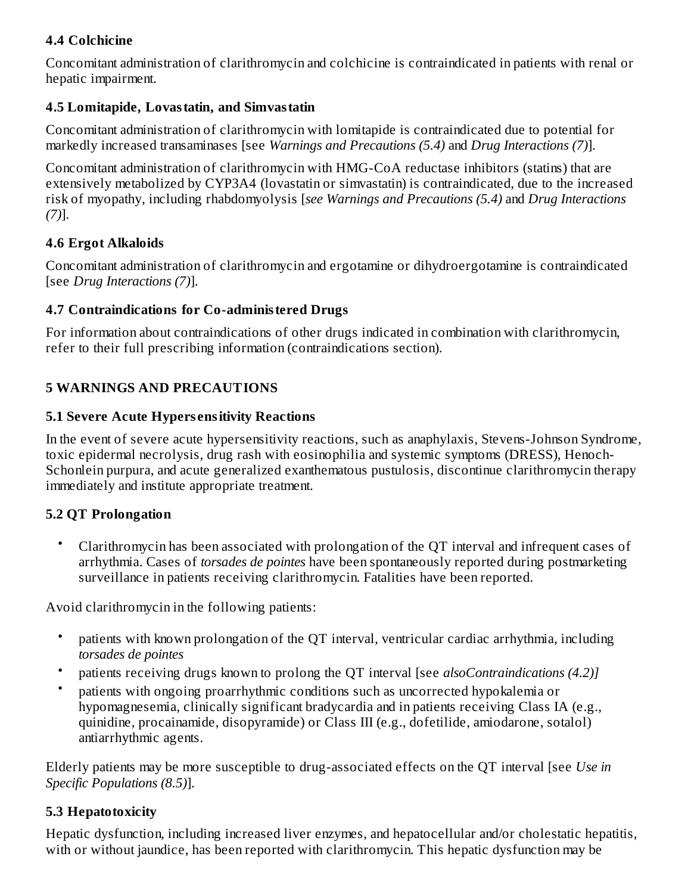### 4.4 Colchicine

Concomitant administration of clarithromycin and colchicine is contraindicated in patients with renal or hepatic impairment.

### 4.5 Lomitapide, Lovastatin, and Simvastatin

Concomitant administration of clarithromycin with lomitapide is contraindicated due to potential for markedly increased transaminases [see *Warnings and Precautions (5.4)* and *Drug Interactions (7)*].

Concomitant administration of clarithromycin with HMG-CoA reductase inhibitors (statins) that are extensively metabolized by CYP3A4 (lovastatin or simvastatin) is contraindicated, due to the increased risk of myopathy, including rhabdomyolysis [*see Warnings and Precautions (5.4)* and *Drug Interactions (7)*].

### 4.6 Ergot Alkaloids

Concomitant administration of clarithromycin and ergotamine or dihydroergotamine is contraindicated [see *Drug Interactions (7)*].

### 4.7 Contraindications for Co-administered Drugs

For information about contraindications of other drugs indicated in combination with clarithromycin, refer to their full prescribing information (contraindications section).

## 5 WARNINGS AND PRECAUTIONS

### 5.1 Severe Acute Hypersensitivity Reactions

In the event of severe acute hypersensitivity reactions, such as anaphylaxis, Stevens-Johnson Syndrome, toxic epidermal necrolysis, drug rash with eosinophilia and systemic symptoms (DRESS), Henoch-Schonlein purpura, and acute generalized exanthematous pustulosis, discontinue clarithromycin therapy immediately and institute appropriate treatment.

### 5.2 QT Prolongation

- Clarithromycin has been associated with prolongation of the QT interval and infrequent cases of arrhythmia. Cases of *torsades de pointes* have been spontaneously reported during postmarketing surveillance in patients receiving clarithromycin. Fatalities have been reported.

Avoid clarithromycin in the following patients:

- patients with known prolongation of the QT interval, ventricular cardiac arrhythmia, including *torsades de pointes*
- patients receiving drugs known to prolong the QT interval [see *alsoContraindications (4.2)]*
- patients with ongoing proarrhythmic conditions such as uncorrected hypokalemia or hypomagnesemia, clinically significant bradycardia and in patients receiving Class IA (e.g., quinidine, procainamide, disopyramide) or Class III (e.g., dofetilide, amiodarone, sotalol) antiarrhythmic agents.

Elderly patients may be more susceptible to drug-associated effects on the QT interval [see *Use in Specific Populations (8.5)*].

### 5.3 Hepatotoxicity

Hepatic dysfunction, including increased liver enzymes, and hepatocellular and/or cholestatic hepatitis, with or without jaundice, has been reported with clarithromycin. This hepatic dysfunction may be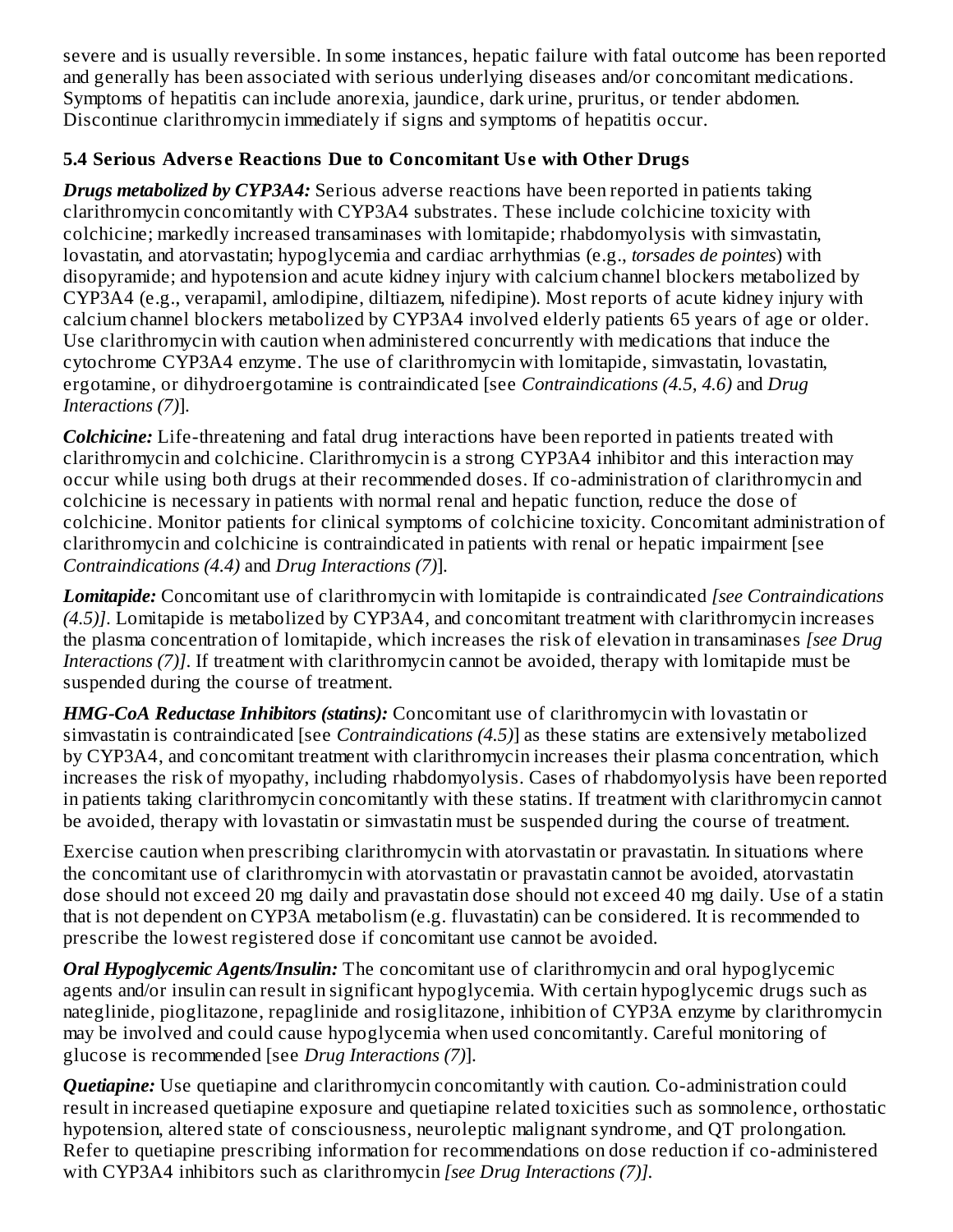severe and is usually reversible. In some instances, hepatic failure with fatal outcome has been reported and generally has been associated with serious underlying diseases and/or concomitant medications. Symptoms of hepatitis can include anorexia, jaundice, dark urine, pruritus, or tender abdomen. Discontinue clarithromycin immediately if signs and symptoms of hepatitis occur.

### 5.4 Serious Adverse Reactions Due to Concomitant Use with Other Drugs

***Drugs metabolized by CYP3A4:*** Serious adverse reactions have been reported in patients taking clarithromycin concomitantly with CYP3A4 substrates. These include colchicine toxicity with colchicine; markedly increased transaminases with lomitapide; rhabdomyolysis with simvastatin, lovastatin, and atorvastatin; hypoglycemia and cardiac arrhythmias (e.g., *torsades de pointes*) with disopyramide; and hypotension and acute kidney injury with calcium channel blockers metabolized by CYP3A4 (e.g., verapamil, amlodipine, diltiazem, nifedipine). Most reports of acute kidney injury with calcium channel blockers metabolized by CYP3A4 involved elderly patients 65 years of age or older. Use clarithromycin with caution when administered concurrently with medications that induce the cytochrome CYP3A4 enzyme. The use of clarithromycin with lomitapide, simvastatin, lovastatin, ergotamine, or dihydroergotamine is contraindicated [see *Contraindications (4.5, 4.6)* and *Drug Interactions (7)*].

***Colchicine:*** Life-threatening and fatal drug interactions have been reported in patients treated with clarithromycin and colchicine. Clarithromycin is a strong CYP3A4 inhibitor and this interaction may occur while using both drugs at their recommended doses. If co-administration of clarithromycin and colchicine is necessary in patients with normal renal and hepatic function, reduce the dose of colchicine. Monitor patients for clinical symptoms of colchicine toxicity. Concomitant administration of clarithromycin and colchicine is contraindicated in patients with renal or hepatic impairment [see *Contraindications (4.4)* and *Drug Interactions (7)*].

***Lomitapide:*** Concomitant use of clarithromycin with lomitapide is contraindicated *[see Contraindications (4.5)]*. Lomitapide is metabolized by CYP3A4, and concomitant treatment with clarithromycin increases the plasma concentration of lomitapide, which increases the risk of elevation in transaminases *[see Drug Interactions (7)]*. If treatment with clarithromycin cannot be avoided, therapy with lomitapide must be suspended during the course of treatment.

***HMG-CoA Reductase Inhibitors (statins):*** Concomitant use of clarithromycin with lovastatin or simvastatin is contraindicated [see *Contraindications (4.5)*] as these statins are extensively metabolized by CYP3A4, and concomitant treatment with clarithromycin increases their plasma concentration, which increases the risk of myopathy, including rhabdomyolysis. Cases of rhabdomyolysis have been reported in patients taking clarithromycin concomitantly with these statins. If treatment with clarithromycin cannot be avoided, therapy with lovastatin or simvastatin must be suspended during the course of treatment.

Exercise caution when prescribing clarithromycin with atorvastatin or pravastatin. In situations where the concomitant use of clarithromycin with atorvastatin or pravastatin cannot be avoided, atorvastatin dose should not exceed 20 mg daily and pravastatin dose should not exceed 40 mg daily. Use of a statin that is not dependent on CYP3A metabolism (e.g. fluvastatin) can be considered. It is recommended to prescribe the lowest registered dose if concomitant use cannot be avoided.

***Oral Hypoglycemic Agents/Insulin:*** The concomitant use of clarithromycin and oral hypoglycemic agents and/or insulin can result in significant hypoglycemia. With certain hypoglycemic drugs such as nateglinide, pioglitazone, repaglinide and rosiglitazone, inhibition of CYP3A enzyme by clarithromycin may be involved and could cause hypoglycemia when used concomitantly. Careful monitoring of glucose is recommended [see *Drug Interactions (7)*].

***Quetiapine:*** Use quetiapine and clarithromycin concomitantly with caution. Co-administration could result in increased quetiapine exposure and quetiapine related toxicities such as somnolence, orthostatic hypotension, altered state of consciousness, neuroleptic malignant syndrome, and QT prolongation. Refer to quetiapine prescribing information for recommendations on dose reduction if co-administered with CYP3A4 inhibitors such as clarithromycin *[see Drug Interactions (7)]*.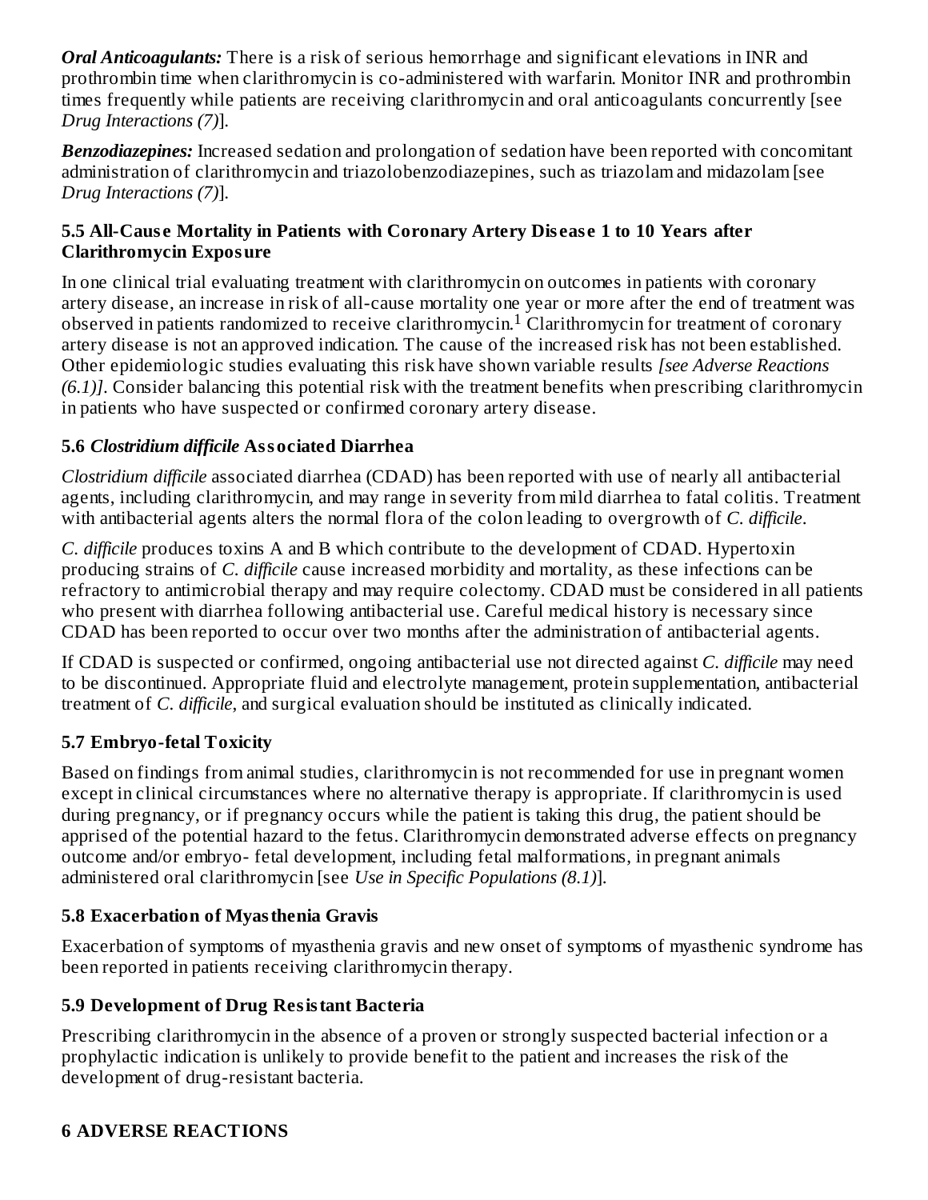***Oral Anticoagulants:*** There is a risk of serious hemorrhage and significant elevations in INR and prothrombin time when clarithromycin is co-administered with warfarin. Monitor INR and prothrombin times frequently while patients are receiving clarithromycin and oral anticoagulants concurrently [see *Drug Interactions (7)*].

***Benzodiazepines:*** Increased sedation and prolongation of sedation have been reported with concomitant administration of clarithromycin and triazolobenzodiazepines, such as triazolam and midazolam [see *Drug Interactions (7)*].

### 5.5 All-Cause Mortality in Patients with Coronary Artery Disease 1 to 10 Years after Clarithromycin Exposure

In one clinical trial evaluating treatment with clarithromycin on outcomes in patients with coronary artery disease, an increase in risk of all-cause mortality one year or more after the end of treatment was observed in patients randomized to receive clarithromycin.[1] Clarithromycin for treatment of coronary artery disease is not an approved indication. The cause of the increased risk has not been established. Other epidemiologic studies evaluating this risk have shown variable results *[see Adverse Reactions (6.1)]*. Consider balancing this potential risk with the treatment benefits when prescribing clarithromycin in patients who have suspected or confirmed coronary artery disease.

### 5.6 *Clostridium difficile* Associated Diarrhea

*Clostridium difficile* associated diarrhea (CDAD) has been reported with use of nearly all antibacterial agents, including clarithromycin, and may range in severity from mild diarrhea to fatal colitis. Treatment with antibacterial agents alters the normal flora of the colon leading to overgrowth of *C. difficile*.

*C. difficile* produces toxins A and B which contribute to the development of CDAD. Hypertoxin producing strains of *C. difficile* cause increased morbidity and mortality, as these infections can be refractory to antimicrobial therapy and may require colectomy. CDAD must be considered in all patients who present with diarrhea following antibacterial use. Careful medical history is necessary since CDAD has been reported to occur over two months after the administration of antibacterial agents.

If CDAD is suspected or confirmed, ongoing antibacterial use not directed against *C. difficile* may need to be discontinued. Appropriate fluid and electrolyte management, protein supplementation, antibacterial treatment of *C. difficile*, and surgical evaluation should be instituted as clinically indicated.

### 5.7 Embryo-fetal Toxicity

Based on findings from animal studies, clarithromycin is not recommended for use in pregnant women except in clinical circumstances where no alternative therapy is appropriate. If clarithromycin is used during pregnancy, or if pregnancy occurs while the patient is taking this drug, the patient should be apprised of the potential hazard to the fetus. Clarithromycin demonstrated adverse effects on pregnancy outcome and/or embryo- fetal development, including fetal malformations, in pregnant animals administered oral clarithromycin [see *Use in Specific Populations (8.1)*].

### 5.8 Exacerbation of Myasthenia Gravis

Exacerbation of symptoms of myasthenia gravis and new onset of symptoms of myasthenic syndrome has been reported in patients receiving clarithromycin therapy.

### 5.9 Development of Drug Resistant Bacteria

Prescribing clarithromycin in the absence of a proven or strongly suspected bacterial infection or a prophylactic indication is unlikely to provide benefit to the patient and increases the risk of the development of drug-resistant bacteria.

## 6 ADVERSE REACTIONS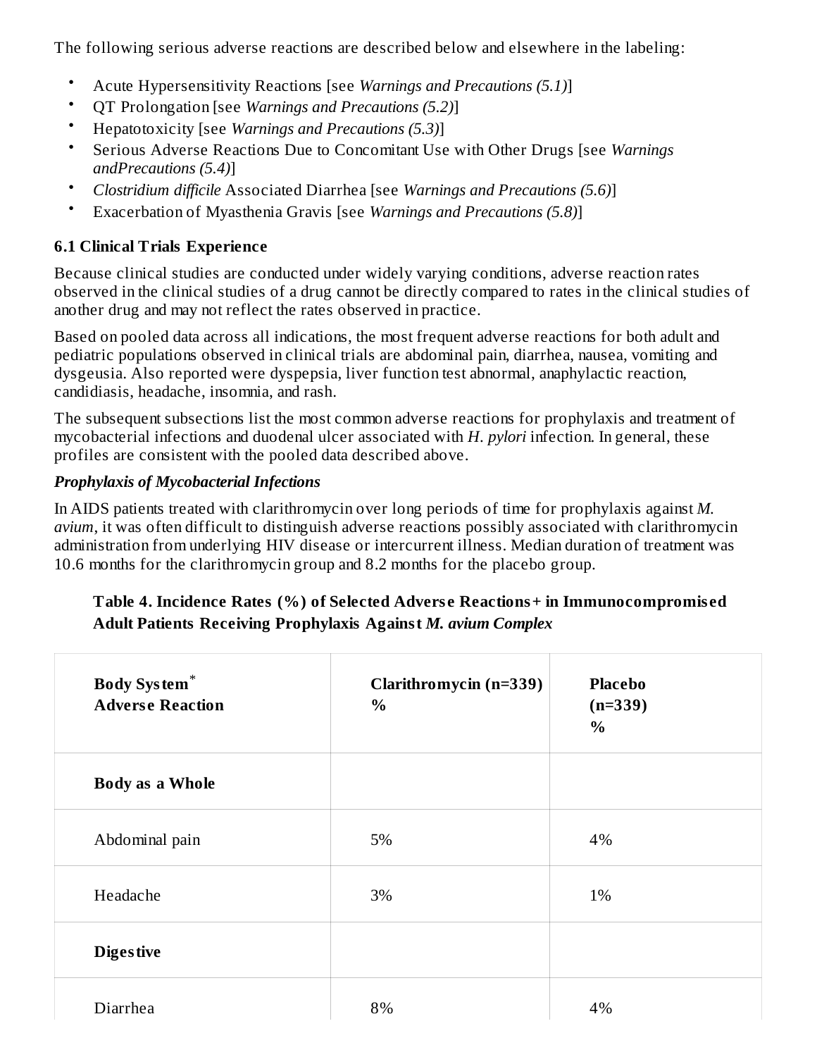The following serious adverse reactions are described below and elsewhere in the labeling:

- Acute Hypersensitivity Reactions [see *Warnings and Precautions (5.1)*]
- QT Prolongation [see *Warnings and Precautions (5.2)*]
- Hepatotoxicity [see *Warnings and Precautions (5.3)*]
- Serious Adverse Reactions Due to Concomitant Use with Other Drugs [see *Warnings andPrecautions (5.4)*]
- *Clostridium difficile* Associated Diarrhea [see *Warnings and Precautions (5.6)*]
- Exacerbation of Myasthenia Gravis [see *Warnings and Precautions (5.8)*]

### 6.1 Clinical Trials Experience

Because clinical studies are conducted under widely varying conditions, adverse reaction rates observed in the clinical studies of a drug cannot be directly compared to rates in the clinical studies of another drug and may not reflect the rates observed in practice.

Based on pooled data across all indications, the most frequent adverse reactions for both adult and pediatric populations observed in clinical trials are abdominal pain, diarrhea, nausea, vomiting and dysgeusia. Also reported were dyspepsia, liver function test abnormal, anaphylactic reaction, candidiasis, headache, insomnia, and rash.

The subsequent subsections list the most common adverse reactions for prophylaxis and treatment of mycobacterial infections and duodenal ulcer associated with *H. pylori* infection. In general, these profiles are consistent with the pooled data described above.

***Prophylaxis of Mycobacterial Infections***

In AIDS patients treated with clarithromycin over long periods of time for prophylaxis against *M. avium*, it was often difficult to distinguish adverse reactions possibly associated with clarithromycin administration from underlying HIV disease or intercurrent illness. Median duration of treatment was 10.6 months for the clarithromycin group and 8.2 months for the placebo group.

**Table 4. Incidence Rates (%) of Selected Adverse Reactions+ in Immunocompromised Adult Patients Receiving Prophylaxis Against *M. avium Complex***

| Body System* Adverse Reaction | Clarithromycin (n=339) % | Placebo (n=339) % |
|---|---|---|
| **Body as a Whole** | | |
| Abdominal pain | 5% | 4% |
| Headache | 3% | 1% |
| **Digestive** | | |
| Diarrhea | 8% | 4% |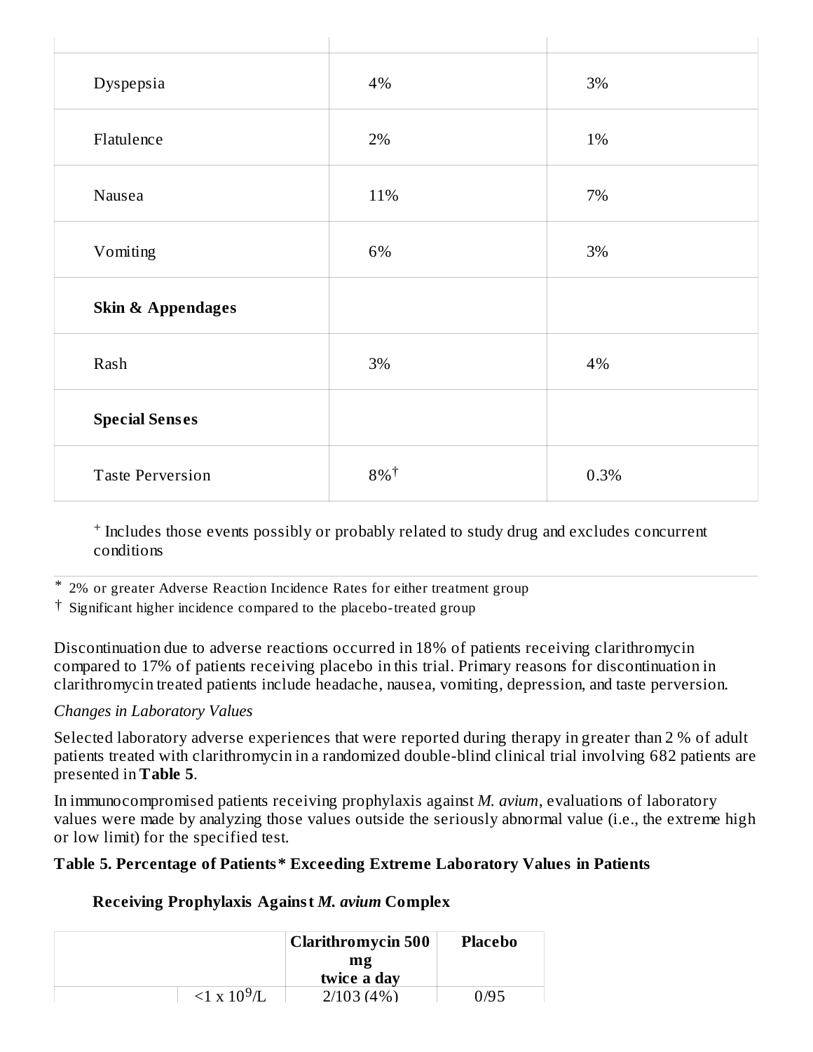| | | |
|---|---|---|
| Dyspepsia | 4% | 3% |
| Flatulence | 2% | 1% |
| Nausea | 11% | 7% |
| Vomiting | 6% | 3% |
| **Skin & Appendages** | | |
| Rash | 3% | 4% |
| **Special Senses** | | |
| Taste Perversion | 8%† | 0.3% |

+ Includes those events possibly or probably related to study drug and excludes concurrent conditions

\* 2% or greater Adverse Reaction Incidence Rates for either treatment group

† Significant higher incidence compared to the placebo-treated group

Discontinuation due to adverse reactions occurred in 18% of patients receiving clarithromycin compared to 17% of patients receiving placebo in this trial. Primary reasons for discontinuation in clarithromycin treated patients include headache, nausea, vomiting, depression, and taste perversion.

*Changes in Laboratory Values*

Selected laboratory adverse experiences that were reported during therapy in greater than 2 % of adult patients treated with clarithromycin in a randomized double-blind clinical trial involving 682 patients are presented in **Table 5**.

In immunocompromised patients receiving prophylaxis against *M. avium*, evaluations of laboratory values were made by analyzing those values outside the seriously abnormal value (i.e., the extreme high or low limit) for the specified test.

**Table 5. Percentage of Patients\* Exceeding Extreme Laboratory Values in Patients Receiving Prophylaxis Against *M. avium* Complex**

| | | Clarithromycin 500 mg twice a day | Placebo |
|---|---|---|---|
| | $<1 \times 10^9$/L | 2/103 (4%) | 0/95 |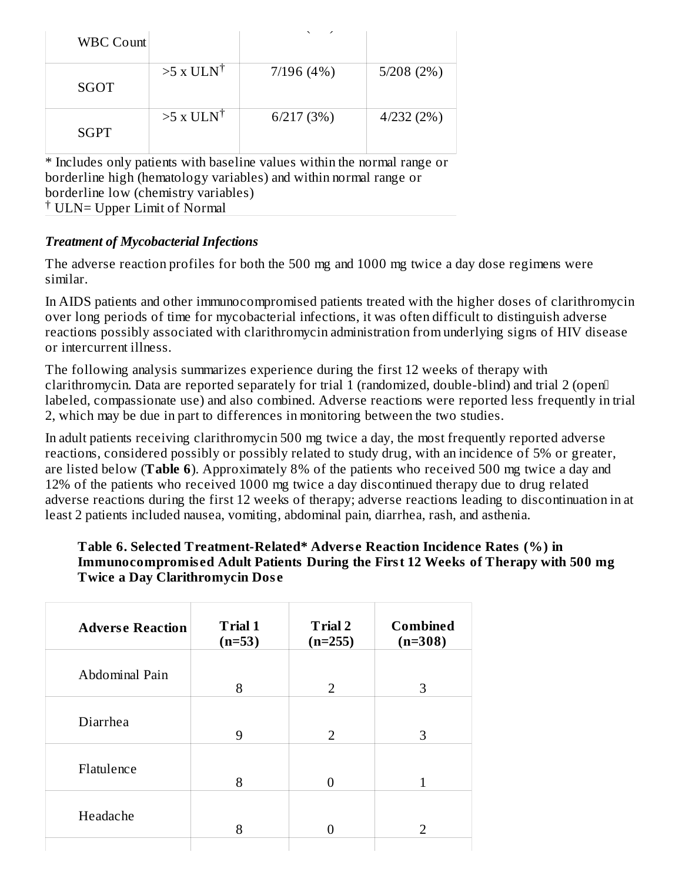| | | | |
|---|---|---|---|
| WBC Count | | | |
| SGOT | >5 x ULN† | 7/196 (4%) | 5/208 (2%) |
| SGPT | >5 x ULN† | 6/217 (3%) | 4/232 (2%) |

\* Includes only patients with baseline values within the normal range or borderline high (hematology variables) and within normal range or borderline low (chemistry variables)
† ULN= Upper Limit of Normal

***Treatment of Mycobacterial Infections***

The adverse reaction profiles for both the 500 mg and 1000 mg twice a day dose regimens were similar.

In AIDS patients and other immunocompromised patients treated with the higher doses of clarithromycin over long periods of time for mycobacterial infections, it was often difficult to distinguish adverse reactions possibly associated with clarithromycin administration from underlying signs of HIV disease or intercurrent illness.

The following analysis summarizes experience during the first 12 weeks of therapy with clarithromycin. Data are reported separately for trial 1 (randomized, double-blind) and trial 2 (open-labeled, compassionate use) and also combined. Adverse reactions were reported less frequently in trial 2, which may be due in part to differences in monitoring between the two studies.

In adult patients receiving clarithromycin 500 mg twice a day, the most frequently reported adverse reactions, considered possibly or possibly related to study drug, with an incidence of 5% or greater, are listed below (**Table 6**). Approximately 8% of the patients who received 500 mg twice a day and 12% of the patients who received 1000 mg twice a day discontinued therapy due to drug related adverse reactions during the first 12 weeks of therapy; adverse reactions leading to discontinuation in at least 2 patients included nausea, vomiting, abdominal pain, diarrhea, rash, and asthenia.

**Table 6. Selected Treatment-Related* Adverse Reaction Incidence Rates (%) in Immunocompromised Adult Patients During the First 12 Weeks of Therapy with 500 mg Twice a Day Clarithromycin Dose**

| Adverse Reaction | Trial 1 (n=53) | Trial 2 (n=255) | Combined (n=308) |
|---|---|---|---|
| Abdominal Pain | 8 | 2 | 3 |
| Diarrhea | 9 | 2 | 3 |
| Flatulence | 8 | 0 | 1 |
| Headache | 8 | 0 | 2 |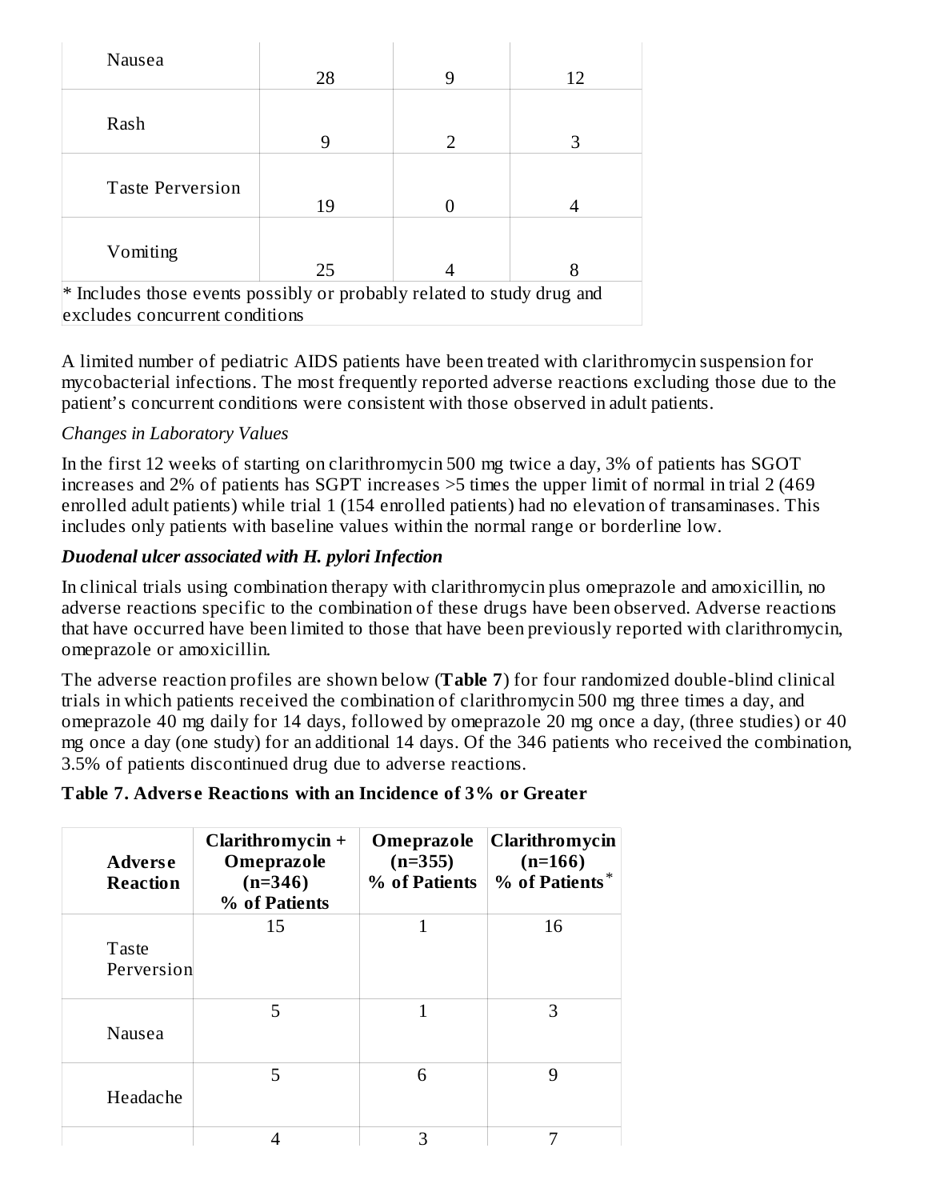| | | | |
|---|---|---|---|
| Nausea | 28 | 9 | 12 |
| Rash | 9 | 2 | 3 |
| Taste Perversion | 19 | 0 | 4 |
| Vomiting | 25 | 4 | 8 |

* Includes those events possibly or probably related to study drug and excludes concurrent conditions

A limited number of pediatric AIDS patients have been treated with clarithromycin suspension for mycobacterial infections. The most frequently reported adverse reactions excluding those due to the patient's concurrent conditions were consistent with those observed in adult patients.

*Changes in Laboratory Values*

In the first 12 weeks of starting on clarithromycin 500 mg twice a day, 3% of patients has SGOT increases and 2% of patients has SGPT increases >5 times the upper limit of normal in trial 2 (469 enrolled adult patients) while trial 1 (154 enrolled patients) had no elevation of transaminases. This includes only patients with baseline values within the normal range or borderline low.

***Duodenal ulcer associated with H. pylori Infection***

In clinical trials using combination therapy with clarithromycin plus omeprazole and amoxicillin, no adverse reactions specific to the combination of these drugs have been observed. Adverse reactions that have occurred have been limited to those that have been previously reported with clarithromycin, omeprazole or amoxicillin.

The adverse reaction profiles are shown below (**Table 7**) for four randomized double-blind clinical trials in which patients received the combination of clarithromycin 500 mg three times a day, and omeprazole 40 mg daily for 14 days, followed by omeprazole 20 mg once a day, (three studies) or 40 mg once a day (one study) for an additional 14 days. Of the 346 patients who received the combination, 3.5% of patients discontinued drug due to adverse reactions.

**Table 7. Adverse Reactions with an Incidence of 3% or Greater**

| Adverse Reaction | Clarithromycin + Omeprazole (n=346) % of Patients | Omeprazole (n=355) % of Patients | Clarithromycin (n=166) % of Patients* |
|---|---|---|---|
| Taste Perversion | 15 | 1 | 16 |
| Nausea | 5 | 1 | 3 |
| Headache | 5 | 6 | 9 |
| | 4 | 3 | 7 |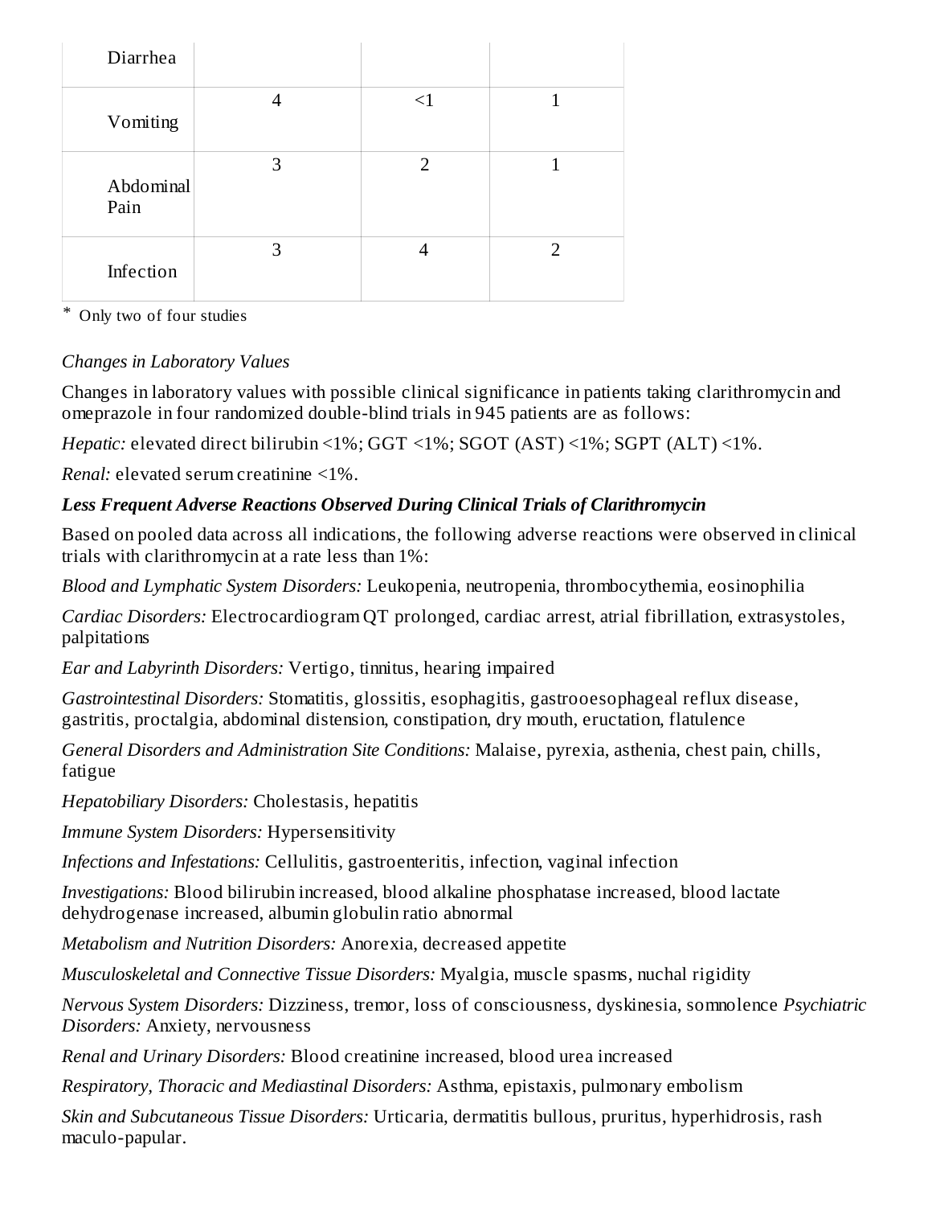| | | | |
|---|---|---|---|
| Diarrhea | | | |
| Vomiting | 4 | <1 | 1 |
| Abdominal Pain | 3 | 2 | 1 |
| Infection | 3 | 4 | 2 |

* Only two of four studies

*Changes in Laboratory Values*

Changes in laboratory values with possible clinical significance in patients taking clarithromycin and omeprazole in four randomized double-blind trials in 945 patients are as follows:

*Hepatic:* elevated direct bilirubin <1%; GGT <1%; SGOT (AST) <1%; SGPT (ALT) <1%.

*Renal:* elevated serum creatinine <1%.

***Less Frequent Adverse Reactions Observed During Clinical Trials of Clarithromycin***

Based on pooled data across all indications, the following adverse reactions were observed in clinical trials with clarithromycin at a rate less than 1%:

*Blood and Lymphatic System Disorders:* Leukopenia, neutropenia, thrombocythemia, eosinophilia

*Cardiac Disorders:* Electrocardiogram QT prolonged, cardiac arrest, atrial fibrillation, extrasystoles, palpitations

*Ear and Labyrinth Disorders:* Vertigo, tinnitus, hearing impaired

*Gastrointestinal Disorders:* Stomatitis, glossitis, esophagitis, gastrooesophageal reflux disease, gastritis, proctalgia, abdominal distension, constipation, dry mouth, eructation, flatulence

*General Disorders and Administration Site Conditions:* Malaise, pyrexia, asthenia, chest pain, chills, fatigue

*Hepatobiliary Disorders:* Cholestasis, hepatitis

*Immune System Disorders:* Hypersensitivity

*Infections and Infestations:* Cellulitis, gastroenteritis, infection, vaginal infection

*Investigations:* Blood bilirubin increased, blood alkaline phosphatase increased, blood lactate dehydrogenase increased, albumin globulin ratio abnormal

*Metabolism and Nutrition Disorders:* Anorexia, decreased appetite

*Musculoskeletal and Connective Tissue Disorders:* Myalgia, muscle spasms, nuchal rigidity

*Nervous System Disorders:* Dizziness, tremor, loss of consciousness, dyskinesia, somnolence *Psychiatric Disorders:* Anxiety, nervousness

*Renal and Urinary Disorders:* Blood creatinine increased, blood urea increased

*Respiratory, Thoracic and Mediastinal Disorders:* Asthma, epistaxis, pulmonary embolism

*Skin and Subcutaneous Tissue Disorders:* Urticaria, dermatitis bullous, pruritus, hyperhidrosis, rash maculo-papular.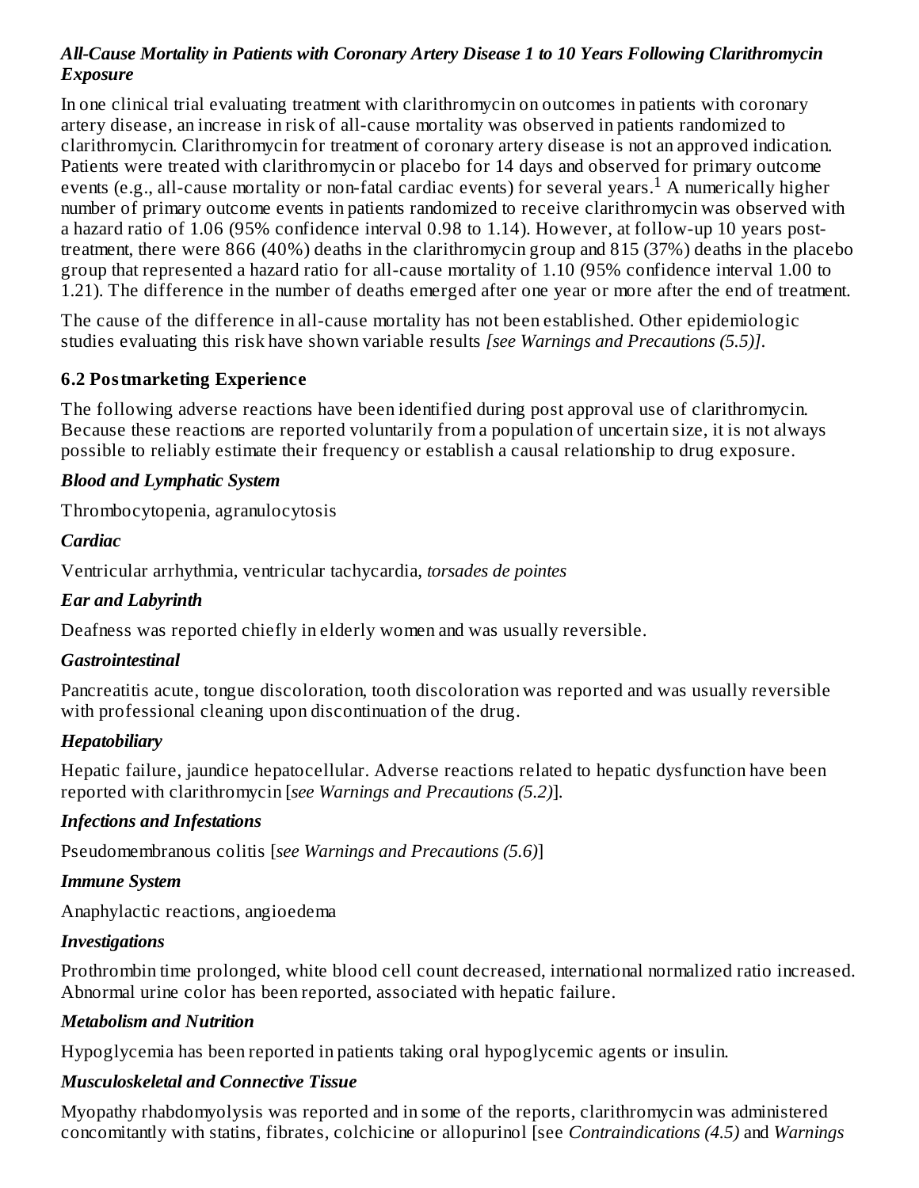***All-Cause Mortality in Patients with Coronary Artery Disease 1 to 10 Years Following Clarithromycin Exposure***

In one clinical trial evaluating treatment with clarithromycin on outcomes in patients with coronary artery disease, an increase in risk of all-cause mortality was observed in patients randomized to clarithromycin. Clarithromycin for treatment of coronary artery disease is not an approved indication. Patients were treated with clarithromycin or placebo for 14 days and observed for primary outcome events (e.g., all-cause mortality or non-fatal cardiac events) for several years.[1] A numerically higher number of primary outcome events in patients randomized to receive clarithromycin was observed with a hazard ratio of 1.06 (95% confidence interval 0.98 to 1.14). However, at follow-up 10 years post-treatment, there were 866 (40%) deaths in the clarithromycin group and 815 (37%) deaths in the placebo group that represented a hazard ratio for all-cause mortality of 1.10 (95% confidence interval 1.00 to 1.21). The difference in the number of deaths emerged after one year or more after the end of treatment.

The cause of the difference in all-cause mortality has not been established. Other epidemiologic studies evaluating this risk have shown variable results *[see Warnings and Precautions (5.5)]*.

## 6.2 Postmarketing Experience

The following adverse reactions have been identified during post approval use of clarithromycin. Because these reactions are reported voluntarily from a population of uncertain size, it is not always possible to reliably estimate their frequency or establish a causal relationship to drug exposure.

***Blood and Lymphatic System***

Thrombocytopenia, agranulocytosis

***Cardiac***

Ventricular arrhythmia, ventricular tachycardia, *torsades de pointes*

***Ear and Labyrinth***

Deafness was reported chiefly in elderly women and was usually reversible.

***Gastrointestinal***

Pancreatitis acute, tongue discoloration, tooth discoloration was reported and was usually reversible with professional cleaning upon discontinuation of the drug.

***Hepatobiliary***

Hepatic failure, jaundice hepatocellular. Adverse reactions related to hepatic dysfunction have been reported with clarithromycin [*see Warnings and Precautions (5.2)*].

***Infections and Infestations***

Pseudomembranous colitis [*see Warnings and Precautions (5.6)*]

***Immune System***

Anaphylactic reactions, angioedema

***Investigations***

Prothrombin time prolonged, white blood cell count decreased, international normalized ratio increased. Abnormal urine color has been reported, associated with hepatic failure.

***Metabolism and Nutrition***

Hypoglycemia has been reported in patients taking oral hypoglycemic agents or insulin.

***Musculoskeletal and Connective Tissue***

Myopathy rhabdomyolysis was reported and in some of the reports, clarithromycin was administered concomitantly with statins, fibrates, colchicine or allopurinol [see *Contraindications (4.5)* and *Warnings*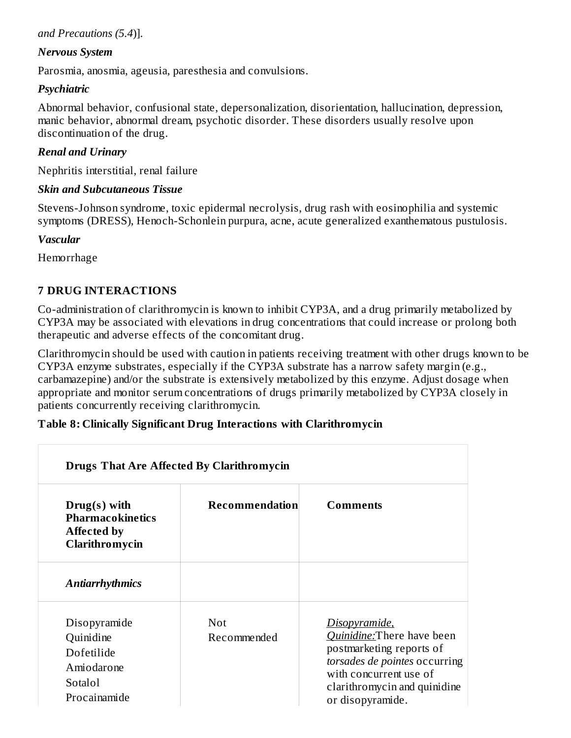*and Precautions (5.4)*].

***Nervous System***

Parosmia, anosmia, ageusia, paresthesia and convulsions.

***Psychiatric***

Abnormal behavior, confusional state, depersonalization, disorientation, hallucination, depression, manic behavior, abnormal dream, psychotic disorder. These disorders usually resolve upon discontinuation of the drug.

***Renal and Urinary***

Nephritis interstitial, renal failure

***Skin and Subcutaneous Tissue***

Stevens-Johnson syndrome, toxic epidermal necrolysis, drug rash with eosinophilia and systemic symptoms (DRESS), Henoch-Schonlein purpura, acne, acute generalized exanthematous pustulosis.

***Vascular***

Hemorrhage

## 7 DRUG INTERACTIONS

Co-administration of clarithromycin is known to inhibit CYP3A, and a drug primarily metabolized by CYP3A may be associated with elevations in drug concentrations that could increase or prolong both therapeutic and adverse effects of the concomitant drug.

Clarithromycin should be used with caution in patients receiving treatment with other drugs known to be CYP3A enzyme substrates, especially if the CYP3A substrate has a narrow safety margin (e.g., carbamazepine) and/or the substrate is extensively metabolized by this enzyme. Adjust dosage when appropriate and monitor serum concentrations of drugs primarily metabolized by CYP3A closely in patients concurrently receiving clarithromycin.

**Table 8: Clinically Significant Drug Interactions with Clarithromycin**

| **Drugs That Are Affected By Clarithromycin** | | |
|---|---|---|
| **Drug(s) with Pharmacokinetics Affected by Clarithromycin** | **Recommendation** | **Comments** |
| ***Antiarrhythmics*** | | |
| Disopyramide<br>Quinidine<br>Dofetilide<br>Amiodarone<br>Sotalol<br>Procainamide | Not Recommended | <u>*Disopyramide, Quinidine:*</u>There have been postmarketing reports of *torsades de pointes* occurring with concurrent use of clarithromycin and quinidine or disopyramide. |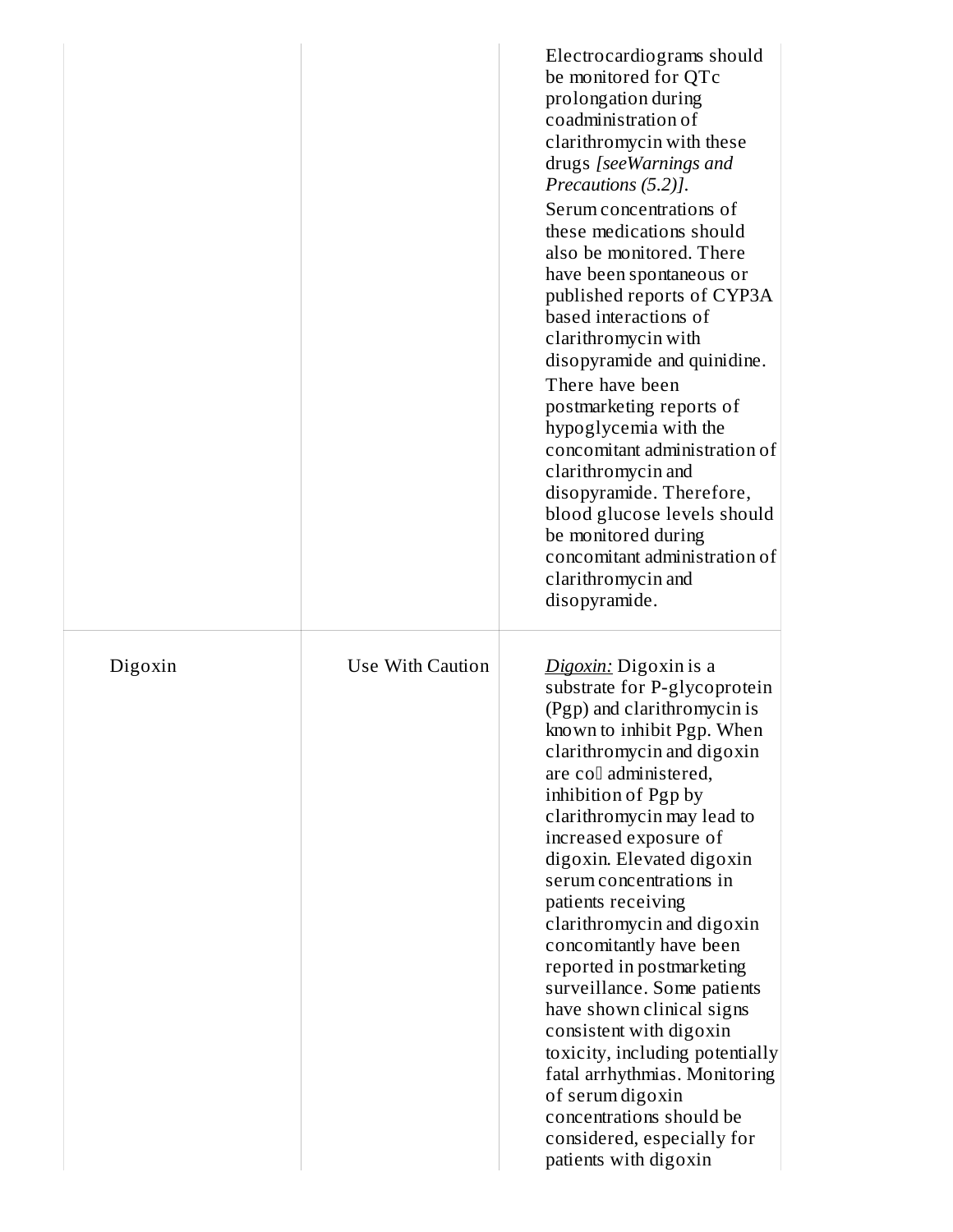| | | |
|---|---|---|
| | | Electrocardiograms should be monitored for QTc prolongation during coadministration of clarithromycin with these drugs *[seeWarnings and Precautions (5.2)]*.<br>Serum concentrations of these medications should also be monitored. There have been spontaneous or published reports of CYP3A based interactions of clarithromycin with disopyramide and quinidine.<br>There have been postmarketing reports of hypoglycemia with the concomitant administration of clarithromycin and disopyramide. Therefore, blood glucose levels should be monitored during concomitant administration of clarithromycin and disopyramide. |
| Digoxin | Use With Caution | *Digoxin:* Digoxin is a substrate for P-glycoprotein (Pgp) and clarithromycin is known to inhibit Pgp. When clarithromycin and digoxin are co administered, inhibition of Pgp by clarithromycin may lead to increased exposure of digoxin. Elevated digoxin serum concentrations in patients receiving clarithromycin and digoxin concomitantly have been reported in postmarketing surveillance. Some patients have shown clinical signs consistent with digoxin toxicity, including potentially fatal arrhythmias. Monitoring of serum digoxin concentrations should be considered, especially for patients with digoxin |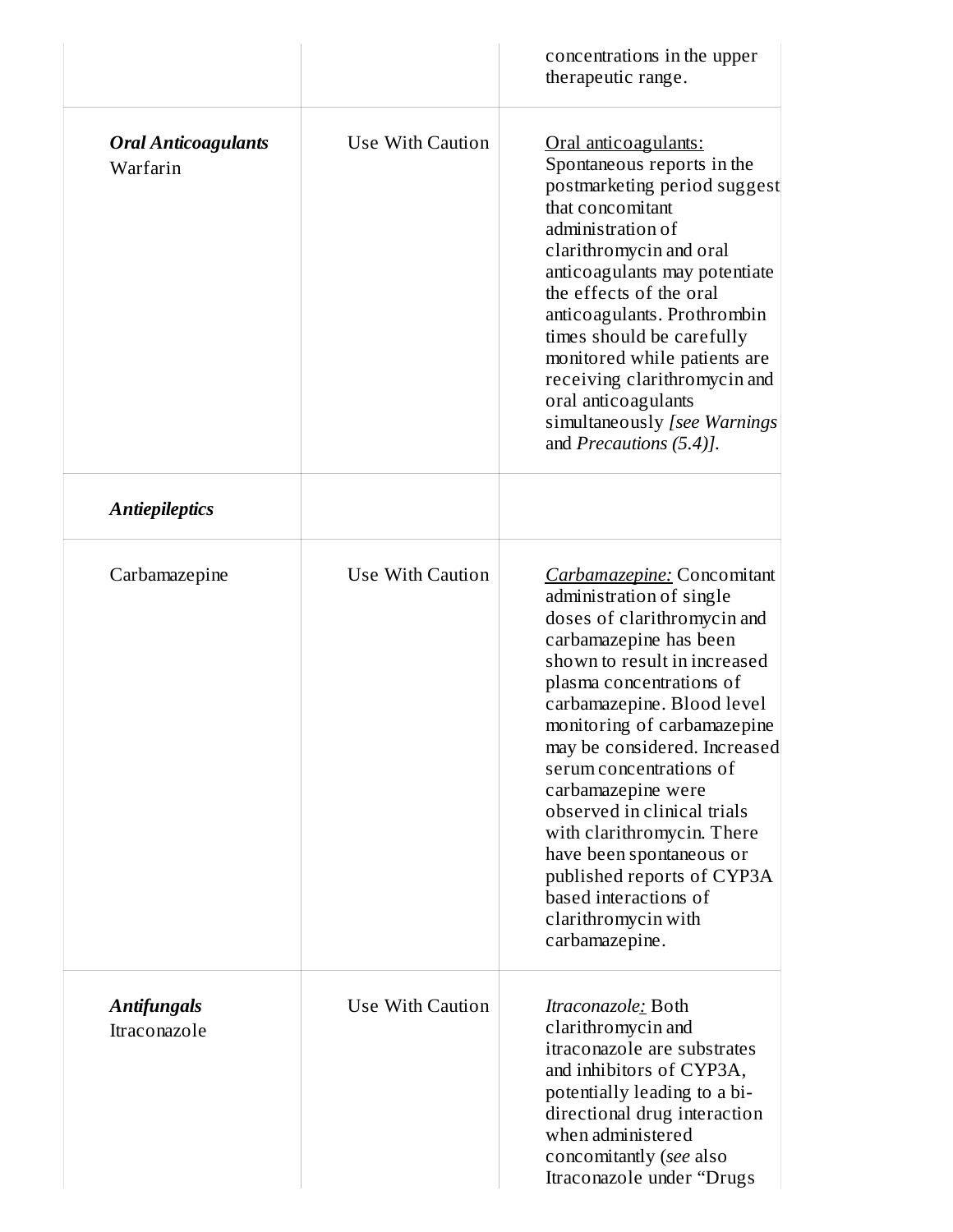| | | |
|---|---|---|
| | | concentrations in the upper therapeutic range. |
| ***Oral Anticoagulants*** Warfarin | Use With Caution | Oral anticoagulants: Spontaneous reports in the postmarketing period suggest that concomitant administration of clarithromycin and oral anticoagulants may potentiate the effects of the oral anticoagulants. Prothrombin times should be carefully monitored while patients are receiving clarithromycin and oral anticoagulants simultaneously *[see Warnings* and *Precautions (5.4)].* |
| ***Antiepileptics*** | | |
| Carbamazepine | Use With Caution | *Carbamazepine:* Concomitant administration of single doses of clarithromycin and carbamazepine has been shown to result in increased plasma concentrations of carbamazepine. Blood level monitoring of carbamazepine may be considered. Increased serum concentrations of carbamazepine were observed in clinical trials with clarithromycin. There have been spontaneous or published reports of CYP3A based interactions of clarithromycin with carbamazepine. |
| ***Antifungals*** Itraconazole | Use With Caution | *Itraconazole:* Both clarithromycin and itraconazole are substrates and inhibitors of CYP3A, potentially leading to a bi-directional drug interaction when administered concomitantly (*see* also Itraconazole under "Drugs |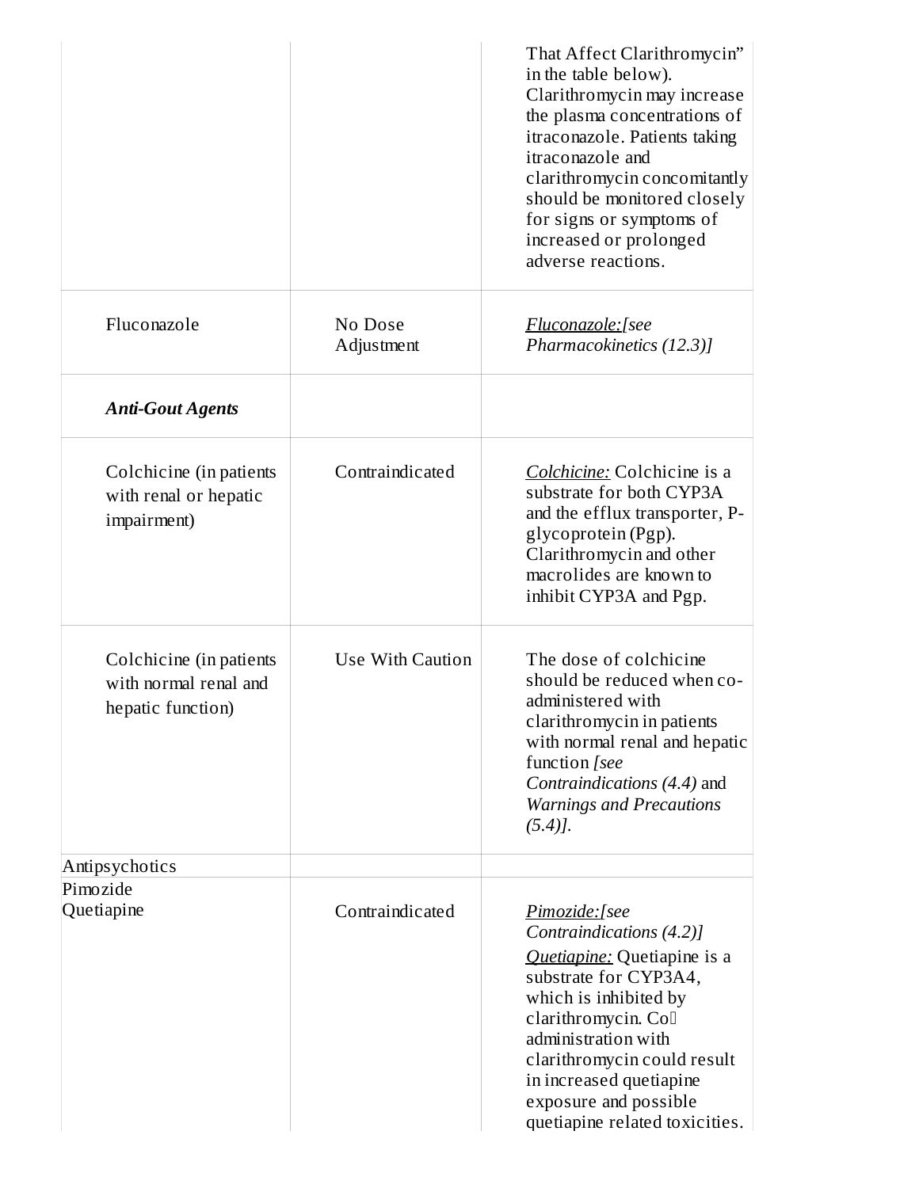| | | |
|---|---|---|
| | | That Affect Clarithromycin" in the table below). Clarithromycin may increase the plasma concentrations of itraconazole. Patients taking itraconazole and clarithromycin concomitantly should be monitored closely for signs or symptoms of increased or prolonged adverse reactions. |
| Fluconazole | No Dose Adjustment | *Fluconazole:[see Pharmacokinetics (12.3)]* |
| ***Anti-Gout Agents*** | | |
| Colchicine (in patients with renal or hepatic impairment) | Contraindicated | *Colchicine:* Colchicine is a substrate for both CYP3A and the efflux transporter, P-glycoprotein (Pgp). Clarithromycin and other macrolides are known to inhibit CYP3A and Pgp. |
| Colchicine (in patients with normal renal and hepatic function) | Use With Caution | The dose of colchicine should be reduced when co-administered with clarithromycin in patients with normal renal and hepatic function *[see Contraindications (4.4)* and *Warnings and Precautions (5.4)]*. |
| Antipsychotics | | |
| Pimozide<br>Quetiapine | Contraindicated | *Pimozide:[see Contraindications (4.2)]*<br>*Quetiapine:* Quetiapine is a substrate for CYP3A4, which is inhibited by clarithromycin. Co administration with clarithromycin could result in increased quetiapine exposure and possible quetiapine related toxicities. |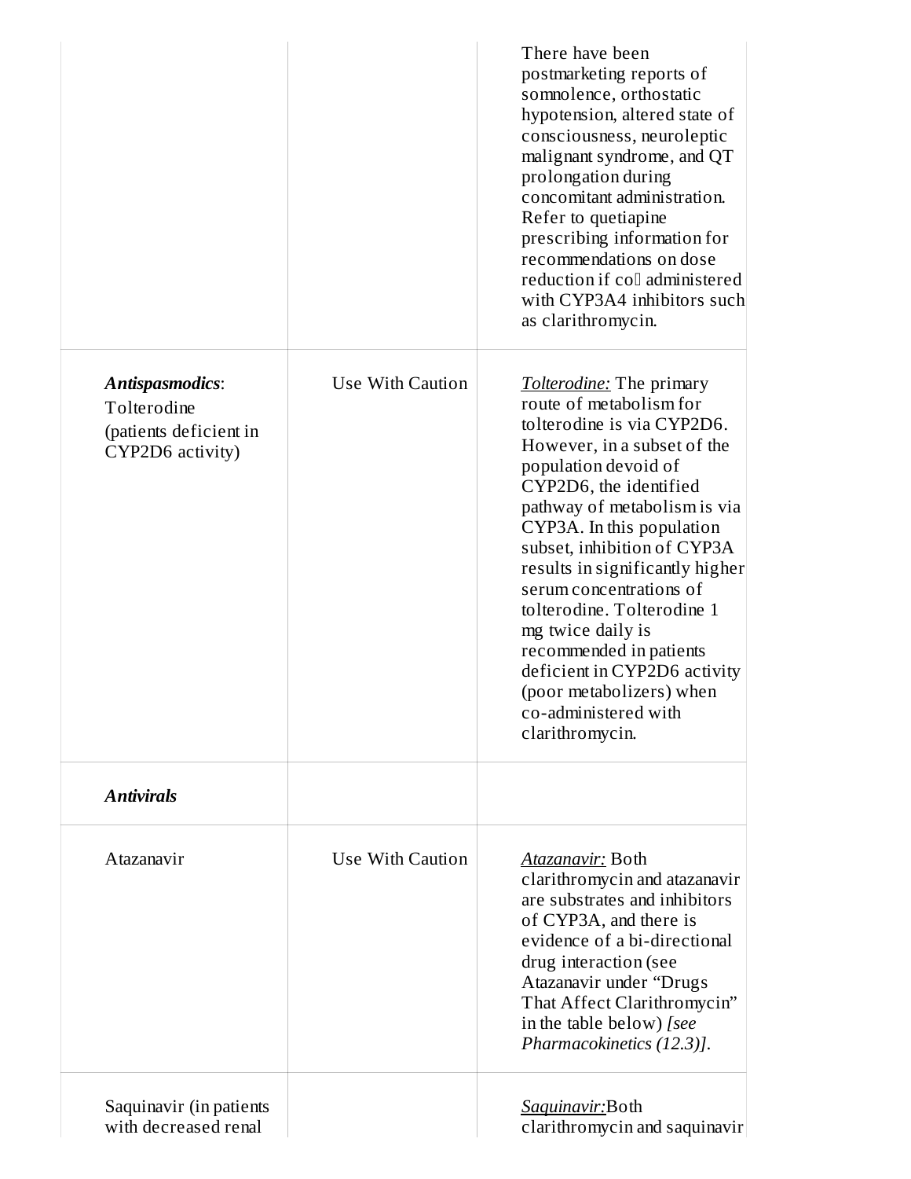| | | |
|---|---|---|
| | | There have been postmarketing reports of somnolence, orthostatic hypotension, altered state of consciousness, neuroleptic malignant syndrome, and QT prolongation during concomitant administration. Refer to quetiapine prescribing information for recommendations on dose reduction if co administered with CYP3A4 inhibitors such as clarithromycin. |
| ***Antispasmodics***: Tolterodine (patients deficient in CYP2D6 activity) | Use With Caution | <u>*Tolterodine:*</u> The primary route of metabolism for tolterodine is via CYP2D6. However, in a subset of the population devoid of CYP2D6, the identified pathway of metabolism is via CYP3A. In this population subset, inhibition of CYP3A results in significantly higher serum concentrations of tolterodine. Tolterodine 1 mg twice daily is recommended in patients deficient in CYP2D6 activity (poor metabolizers) when co-administered with clarithromycin. |
| ***Antivirals*** | | |
| Atazanavir | Use With Caution | <u>*Atazanavir:*</u> Both clarithromycin and atazanavir are substrates and inhibitors of CYP3A, and there is evidence of a bi-directional drug interaction (see Atazanavir under “Drugs That Affect Clarithromycin” in the table below) *[see Pharmacokinetics (12.3)]*. |
| Saquinavir (in patients with decreased renal | | <u>*Saquinavir:*</u>Both clarithromycin and saquinavir |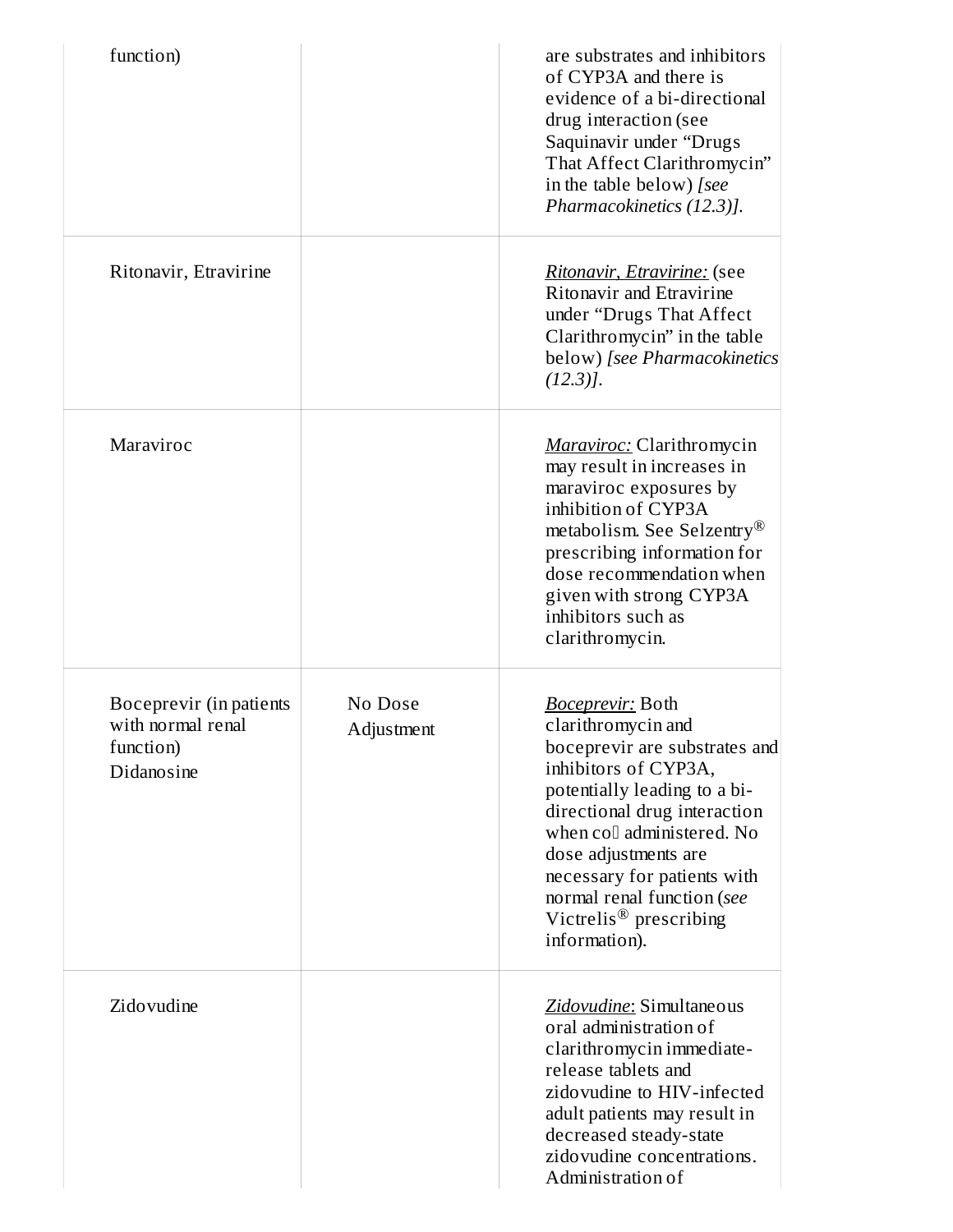| | | |
|---|---|---|
| function) | | are substrates and inhibitors of CYP3A and there is evidence of a bi-directional drug interaction (see Saquinavir under "Drugs That Affect Clarithromycin" in the table below) *[see Pharmacokinetics (12.3)]*. |
| Ritonavir, Etravirine | | <u>*Ritonavir, Etravirine:*</u> (see Ritonavir and Etravirine under "Drugs That Affect Clarithromycin" in the table below) *[see Pharmacokinetics (12.3)]*. |
| Maraviroc | | <u>*Maraviroc:*</u> Clarithromycin may result in increases in maraviroc exposures by inhibition of CYP3A metabolism. See Selzentry® prescribing information for dose recommendation when given with strong CYP3A inhibitors such as clarithromycin. |
| Boceprevir (in patients with normal renal function)<br>Didanosine | No Dose Adjustment | <u>*Boceprevir:*</u> Both clarithromycin and boceprevir are substrates and inhibitors of CYP3A, potentially leading to a bi-directional drug interaction when co administered. No dose adjustments are necessary for patients with normal renal function (*see* Victrelis® prescribing information). |
| Zidovudine | | <u>*Zidovudine*</u>: Simultaneous oral administration of clarithromycin immediate-release tablets and zidovudine to HIV-infected adult patients may result in decreased steady-state zidovudine concentrations. Administration of |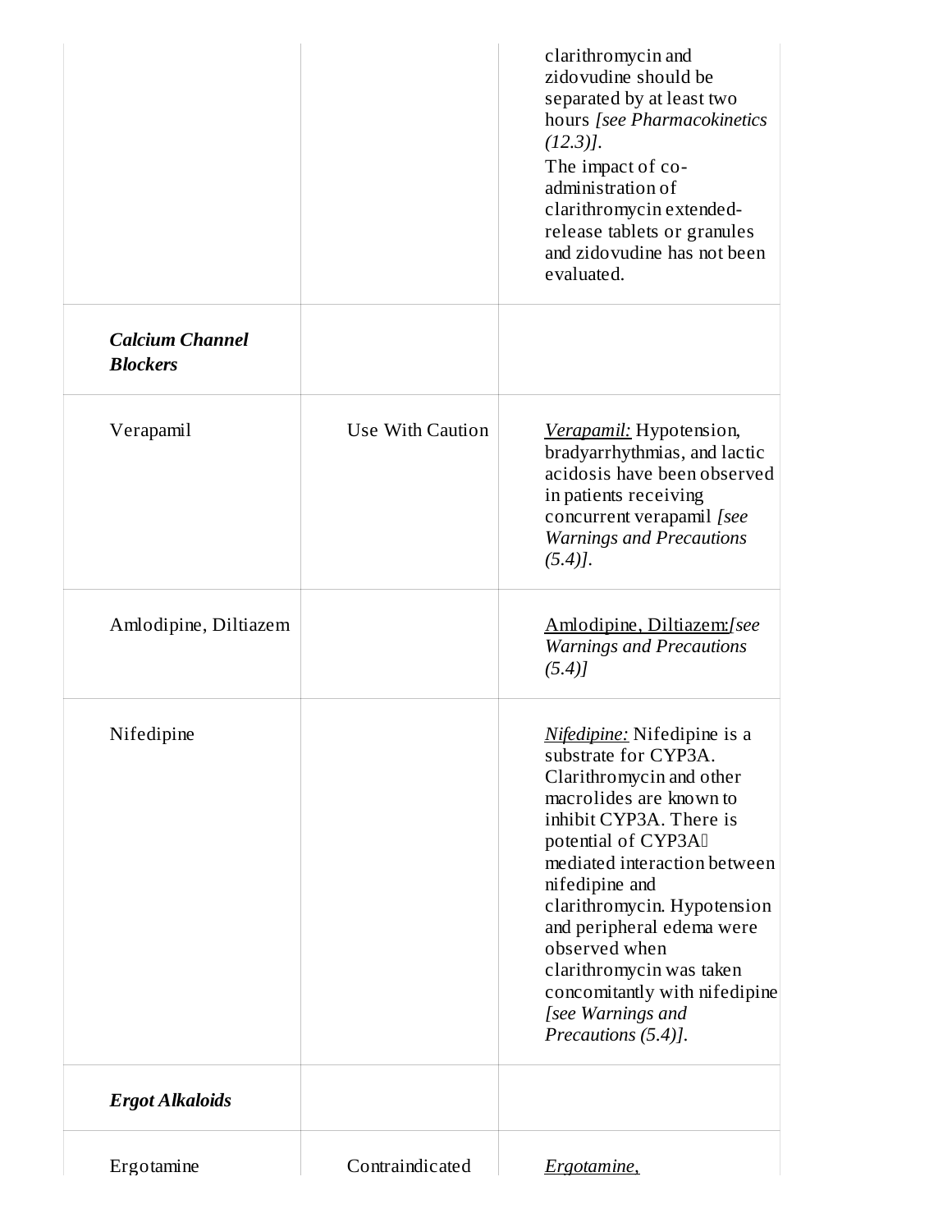| | | |
|---|---|---|
| | | clarithromycin and zidovudine should be separated by at least two hours *[see Pharmacokinetics (12.3)]*. The impact of co-administration of clarithromycin extended-release tablets or granules and zidovudine has not been evaluated. |
| ***Calcium Channel Blockers*** | | |
| Verapamil | Use With Caution | *Verapamil:* Hypotension, bradyarrhythmias, and lactic acidosis have been observed in patients receiving concurrent verapamil *[see Warnings and Precautions (5.4)]*. |
| Amlodipine, Diltiazem | | Amlodipine, Diltiazem:*[see Warnings and Precautions (5.4)]* |
| Nifedipine | | *Nifedipine:* Nifedipine is a substrate for CYP3A. Clarithromycin and other macrolides are known to inhibit CYP3A. There is potential of CYP3A mediated interaction between nifedipine and clarithromycin. Hypotension and peripheral edema were observed when clarithromycin was taken concomitantly with nifedipine *[see Warnings and Precautions (5.4)]*. |
| ***Ergot Alkaloids*** | | |
| Ergotamine | Contraindicated | *Ergotamine,* |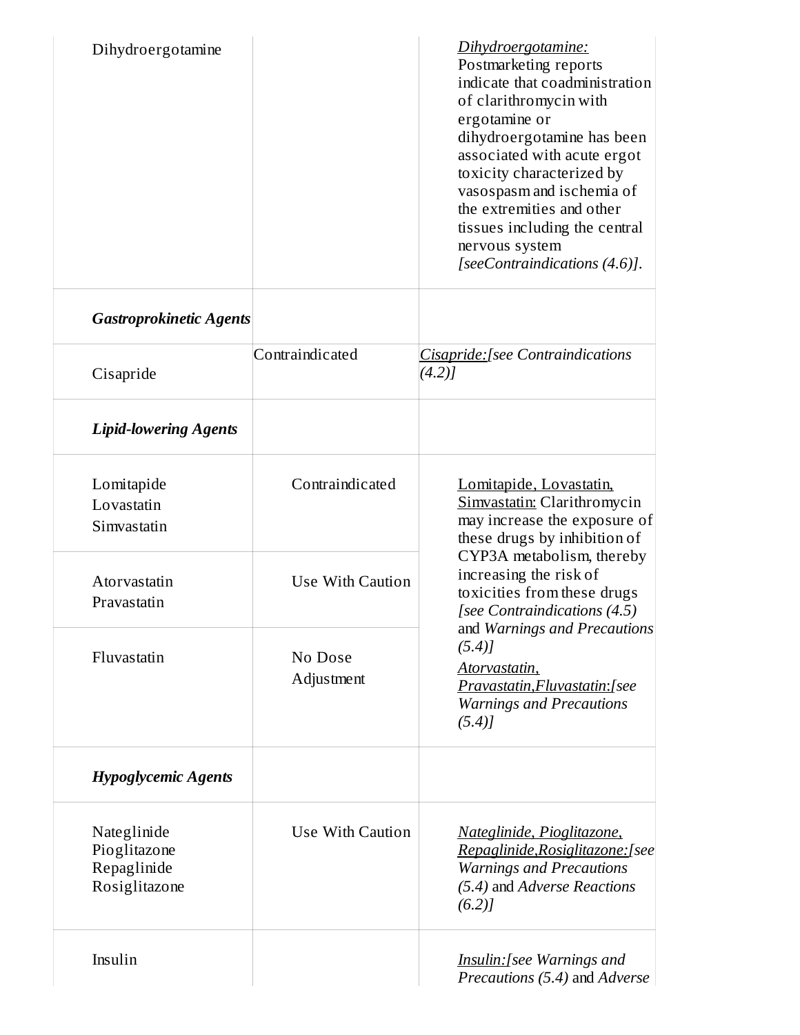| | | |
|---|---|---|
| Dihydroergotamine | | Dihydroergotamine: Postmarketing reports indicate that coadministration of clarithromycin with ergotamine or dihydroergotamine has been associated with acute ergot toxicity characterized by vasospasm and ischemia of the extremities and other tissues including the central nervous system *[seeContraindications (4.6)]*. |
| ***Gastroprokinetic Agents*** | | |
| Cisapride | Contraindicated | Cisapride:*[see Contraindications (4.2)]* |
| ***Lipid-lowering Agents*** | | |
| Lomitapide<br>Lovastatin<br>Simvastatin | Contraindicated | Lomitapide, Lovastatin, Simvastatin: Clarithromycin may increase the exposure of these drugs by inhibition of CYP3A metabolism, thereby increasing the risk of toxicities from these drugs *[see Contraindications (4.5)* and *Warnings and Precautions (5.4)]*<br>Atorvastatin, Pravastatin,Fluvastatin:*[see Warnings and Precautions (5.4)]* |
| Atorvastatin<br>Pravastatin | Use With Caution | |
| Fluvastatin | No Dose Adjustment | |
| ***Hypoglycemic Agents*** | | |
| Nateglinide<br>Pioglitazone<br>Repaglinide<br>Rosiglitazone | Use With Caution | Nateglinide, Pioglitazone, Repaglinide,Rosiglitazone:*[see Warnings and Precautions (5.4)* and *Adverse Reactions (6.2)]* |
| Insulin | | Insulin:*[see Warnings and Precautions (5.4)* and *Adverse* |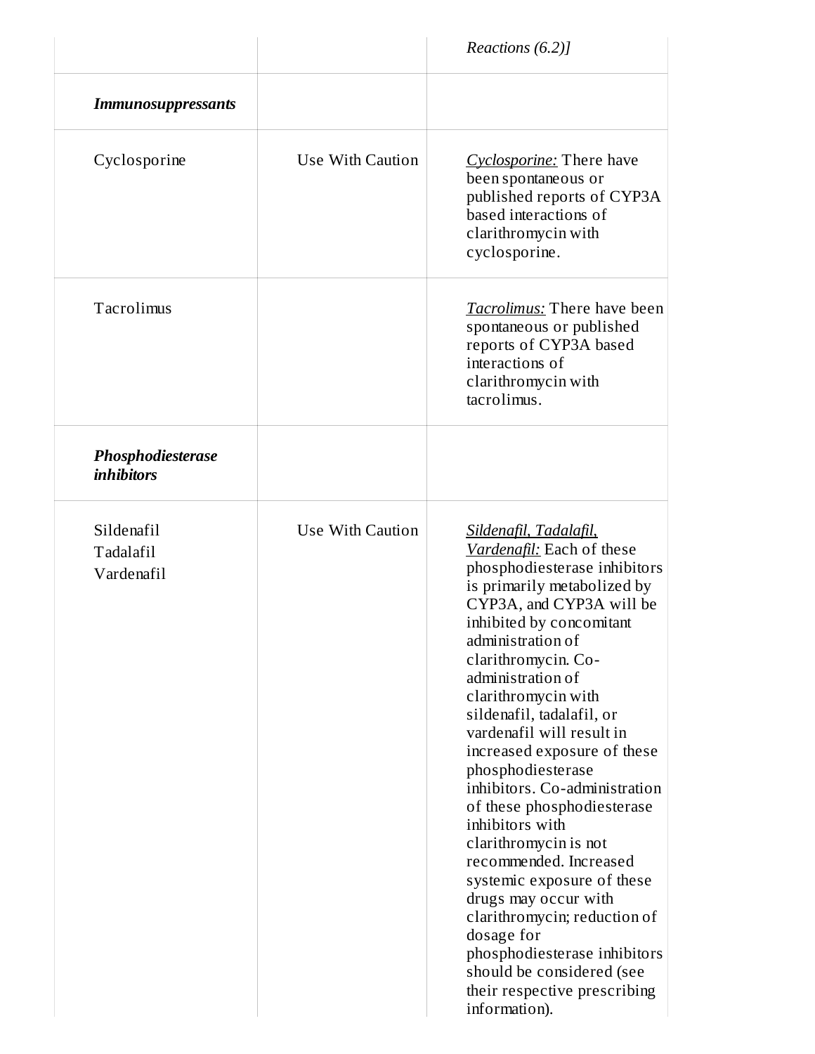| | | *Reactions (6.2)]* |
|---|---|---|
| ***Immunosuppressants*** | | |
| Cyclosporine | Use With Caution | *Cyclosporine:* There have been spontaneous or published reports of CYP3A based interactions of clarithromycin with cyclosporine. |
| Tacrolimus | | *Tacrolimus:* There have been spontaneous or published reports of CYP3A based interactions of clarithromycin with tacrolimus. |
| ***Phosphodiesterase inhibitors*** | | |
| Sildenafil<br>Tadalafil<br>Vardenafil | Use With Caution | *Sildenafil, Tadalafil, Vardenafil:* Each of these phosphodiesterase inhibitors is primarily metabolized by CYP3A, and CYP3A will be inhibited by concomitant administration of clarithromycin. Co-administration of clarithromycin with sildenafil, tadalafil, or vardenafil will result in increased exposure of these phosphodiesterase inhibitors. Co-administration of these phosphodiesterase inhibitors with clarithromycin is not recommended. Increased systemic exposure of these drugs may occur with clarithromycin; reduction of dosage for phosphodiesterase inhibitors should be considered (see their respective prescribing information). |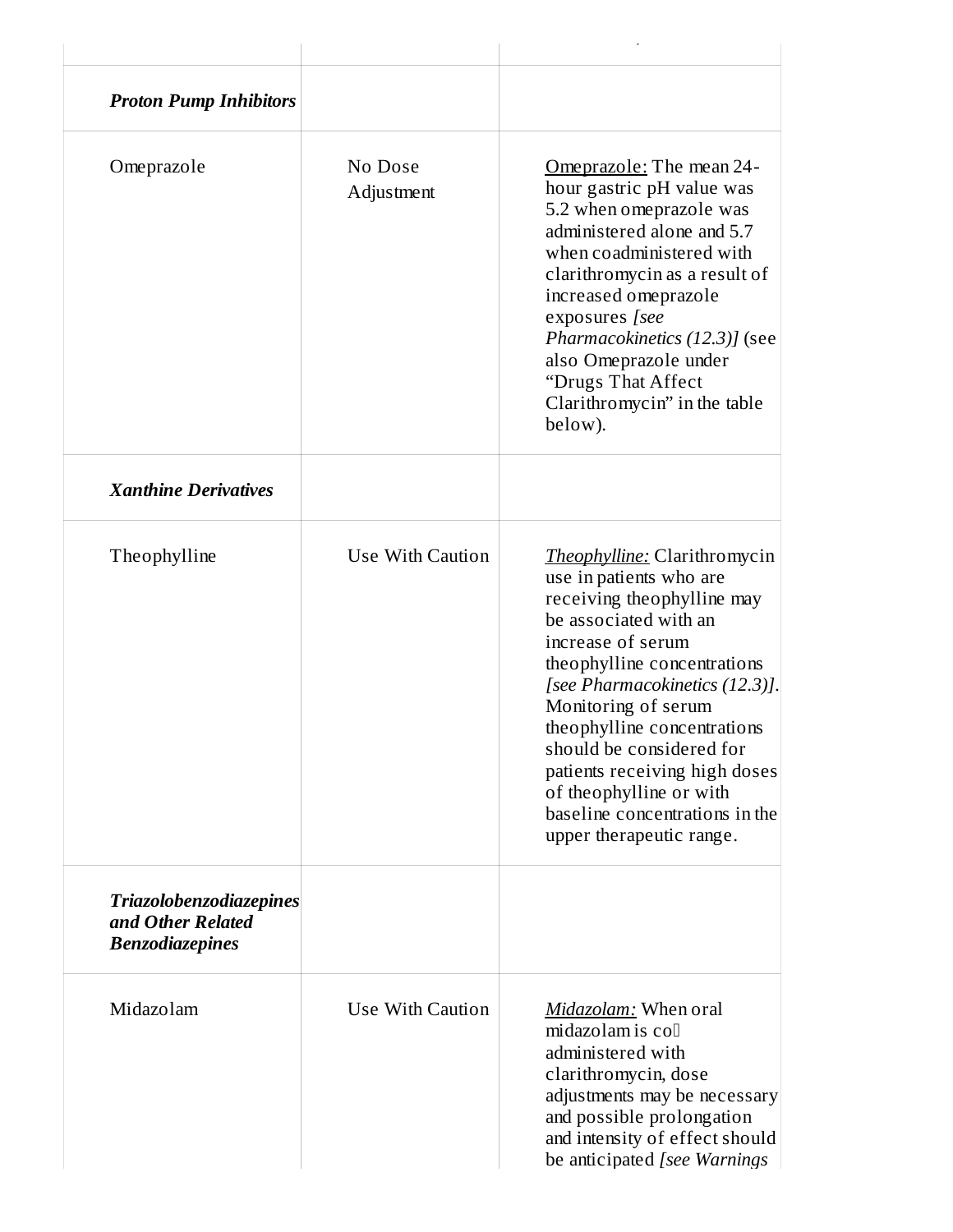| | | |
|---|---|---|
| ***Proton Pump Inhibitors*** | | |
| Omeprazole | No Dose Adjustment | <u>Omeprazole:</u> The mean 24-hour gastric pH value was 5.2 when omeprazole was administered alone and 5.7 when coadministered with clarithromycin as a result of increased omeprazole exposures *[see Pharmacokinetics (12.3)]* (see also Omeprazole under “Drugs That Affect Clarithromycin” in the table below). |
| ***Xanthine Derivatives*** | | |
| Theophylline | Use With Caution | <u>*Theophylline:*</u> Clarithromycin use in patients who are receiving theophylline may be associated with an increase of serum theophylline concentrations *[see Pharmacokinetics (12.3)]*. Monitoring of serum theophylline concentrations should be considered for patients receiving high doses of theophylline or with baseline concentrations in the upper therapeutic range. |
| ***Triazolobenzodiazepines and Other Related Benzodiazepines*** | | |
| Midazolam | Use With Caution | <u>*Midazolam:*</u> When oral midazolam is co-administered with clarithromycin, dose adjustments may be necessary and possible prolongation and intensity of effect should be anticipated *[see Warnings* |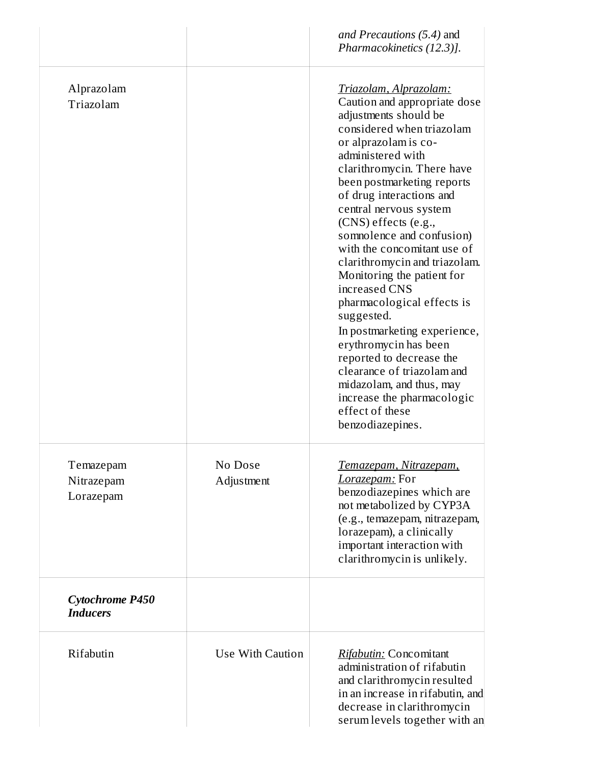| | | |
|---|---|---|
| | | *and Precautions (5.4)* and *Pharmacokinetics (12.3)].* |
| Alprazolam<br>Triazolam | | Triazolam, Alprazolam: Caution and appropriate dose adjustments should be considered when triazolam or alprazolam is co-administered with clarithromycin. There have been postmarketing reports of drug interactions and central nervous system (CNS) effects (e.g., somnolence and confusion) with the concomitant use of clarithromycin and triazolam. Monitoring the patient for increased CNS pharmacological effects is suggested.<br>In postmarketing experience, erythromycin has been reported to decrease the clearance of triazolam and midazolam, and thus, may increase the pharmacologic effect of these benzodiazepines. |
| Temazepam<br>Nitrazepam<br>Lorazepam | No Dose Adjustment | Temazepam, Nitrazepam, Lorazepam: For benzodiazepines which are not metabolized by CYP3A (e.g., temazepam, nitrazepam, lorazepam), a clinically important interaction with clarithromycin is unlikely. |
| ***Cytochrome P450 Inducers*** | | |
| Rifabutin | Use With Caution | Rifabutin: Concomitant administration of rifabutin and clarithromycin resulted in an increase in rifabutin, and decrease in clarithromycin serum levels together with an |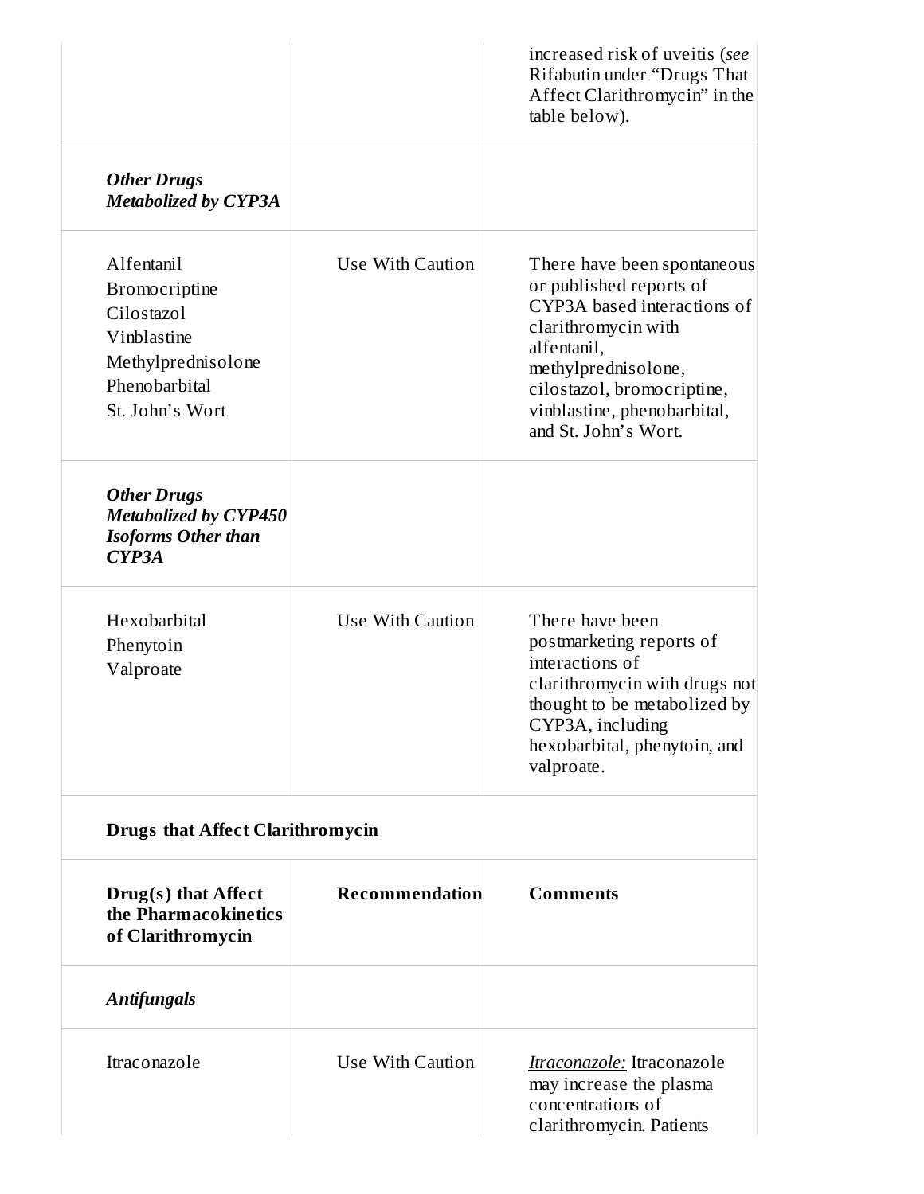| | | |
|---|---|---|
| | | increased risk of uveitis (*see* Rifabutin under "Drugs That Affect Clarithromycin" in the table below). |
| ***Other Drugs Metabolized by CYP3A*** | | |
| Alfentanil<br>Bromocriptine<br>Cilostazol<br>Vinblastine<br>Methylprednisolone<br>Phenobarbital<br>St. John's Wort | Use With Caution | There have been spontaneous or published reports of CYP3A based interactions of clarithromycin with alfentanil, methylprednisolone, cilostazol, bromocriptine, vinblastine, phenobarbital, and St. John's Wort. |
| ***Other Drugs Metabolized by CYP450 Isoforms Other than CYP3A*** | | |
| Hexobarbital<br>Phenytoin<br>Valproate | Use With Caution | There have been postmarketing reports of interactions of clarithromycin with drugs not thought to be metabolized by CYP3A, including hexobarbital, phenytoin, and valproate. |
| **Drugs that Affect Clarithromycin** | | |
| **Drug(s) that Affect the Pharmacokinetics of Clarithromycin** | **Recommendation** | **Comments** |
| ***Antifungals*** | | |
| Itraconazole | Use With Caution | <u>*Itraconazole:*</u> Itraconazole may increase the plasma concentrations of clarithromycin. Patients |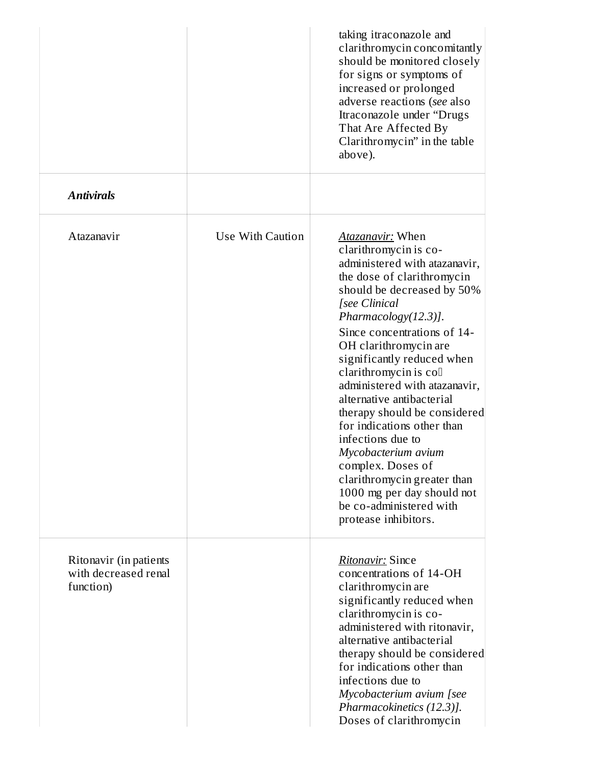| | | |
|---|---|---|
| | | taking itraconazole and clarithromycin concomitantly should be monitored closely for signs or symptoms of increased or prolonged adverse reactions (*see* also Itraconazole under "Drugs That Are Affected By Clarithromycin" in the table above). |
| ***Antivirals*** | | |
| Atazanavir | Use With Caution | <u>*Atazanavir:*</u> When clarithromycin is co-administered with atazanavir, the dose of clarithromycin should be decreased by 50% *[see Clinical Pharmacology(12.3)]*.<br>Since concentrations of 14-OH clarithromycin are significantly reduced when clarithromycin is co administered with atazanavir, alternative antibacterial therapy should be considered for indications other than infections due to *Mycobacterium avium* complex. Doses of clarithromycin greater than 1000 mg per day should not be co-administered with protease inhibitors. |
| Ritonavir (in patients with decreased renal function) | | <u>*Ritonavir:*</u> Since concentrations of 14-OH clarithromycin are significantly reduced when clarithromycin is co-administered with ritonavir, alternative antibacterial therapy should be considered for indications other than infections due to *Mycobacterium avium [see Pharmacokinetics (12.3)]*. Doses of clarithromycin |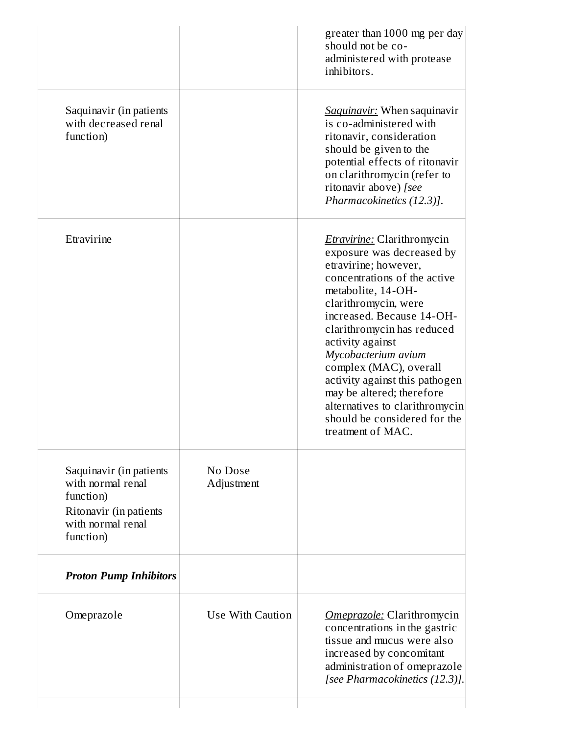| | | |
|---|---|---|
| | | greater than 1000 mg per day should not be co-administered with protease inhibitors. |
| Saquinavir (in patients with decreased renal function) | | _Saquinavir:_ When saquinavir is co-administered with ritonavir, consideration should be given to the potential effects of ritonavir on clarithromycin (refer to ritonavir above) *[see Pharmacokinetics (12.3)]*. |
| Etravirine | | _Etravirine:_ Clarithromycin exposure was decreased by etravirine; however, concentrations of the active metabolite, 14-OH-clarithromycin, were increased. Because 14-OH-clarithromycin has reduced activity against *Mycobacterium avium* complex (MAC), overall activity against this pathogen may be altered; therefore alternatives to clarithromycin should be considered for the treatment of MAC. |
| Saquinavir (in patients with normal renal function)<br>Ritonavir (in patients with normal renal function) | No Dose Adjustment | |
| ***Proton Pump Inhibitors*** | | |
| Omeprazole | Use With Caution | _Omeprazole:_ Clarithromycin concentrations in the gastric tissue and mucus were also increased by concomitant administration of omeprazole *[see Pharmacokinetics (12.3)]*. |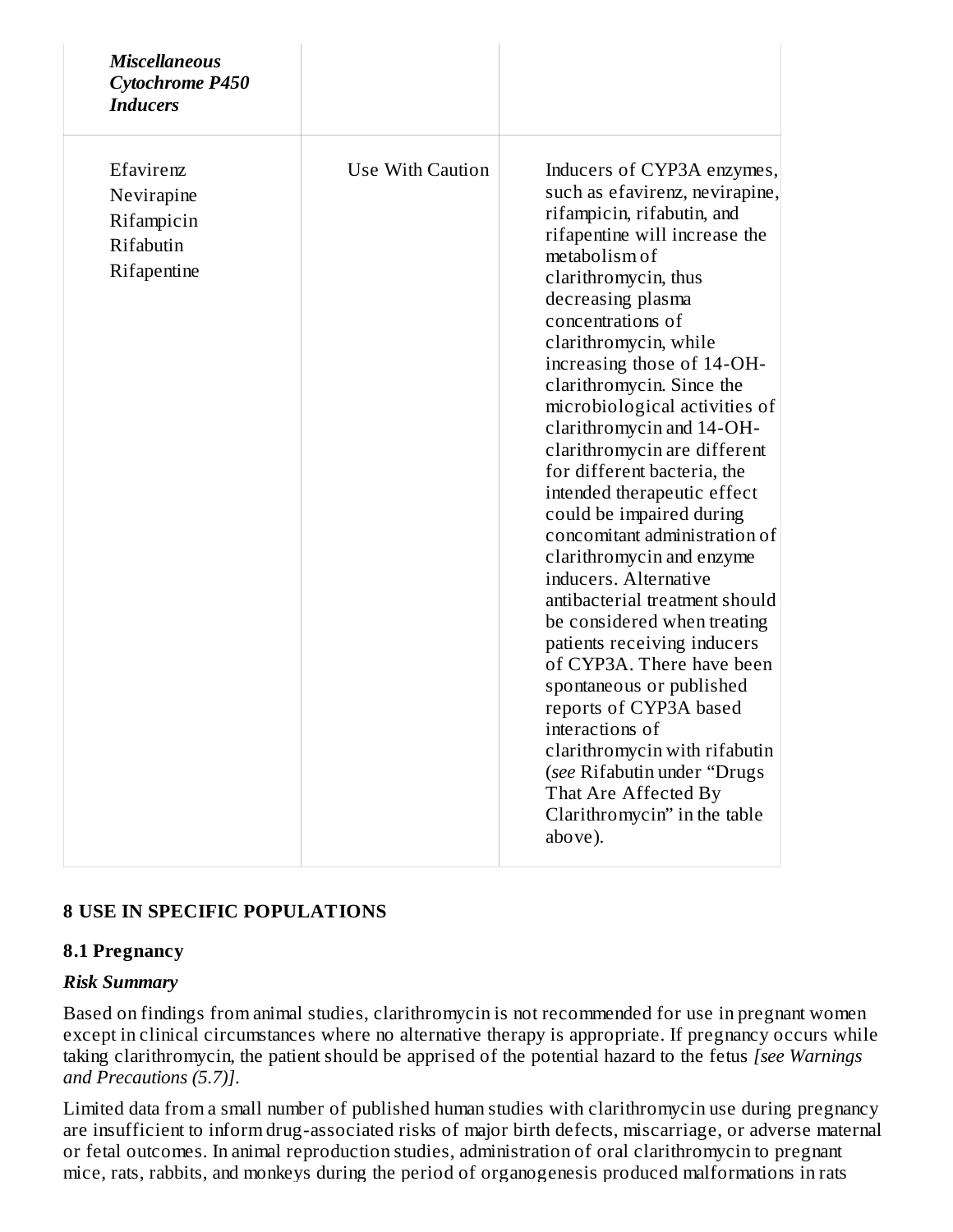| | | |
|---|---|---|
| ***Miscellaneous Cytochrome P450 Inducers*** | | |
| Efavirenz<br>Nevirapine<br>Rifampicin<br>Rifabutin<br>Rifapentine | Use With Caution | Inducers of CYP3A enzymes, such as efavirenz, nevirapine, rifampicin, rifabutin, and rifapentine will increase the metabolism of clarithromycin, thus decreasing plasma concentrations of clarithromycin, while increasing those of 14-OH-clarithromycin. Since the microbiological activities of clarithromycin and 14-OH-clarithromycin are different for different bacteria, the intended therapeutic effect could be impaired during concomitant administration of clarithromycin and enzyme inducers. Alternative antibacterial treatment should be considered when treating patients receiving inducers of CYP3A. There have been spontaneous or published reports of CYP3A based interactions of clarithromycin with rifabutin (*see* Rifabutin under "Drugs That Are Affected By Clarithromycin" in the table above). |

## 8 USE IN SPECIFIC POPULATIONS

### 8.1 Pregnancy

***Risk Summary***

Based on findings from animal studies, clarithromycin is not recommended for use in pregnant women except in clinical circumstances where no alternative therapy is appropriate. If pregnancy occurs while taking clarithromycin, the patient should be apprised of the potential hazard to the fetus *[see Warnings and Precautions (5.7)]*.

Limited data from a small number of published human studies with clarithromycin use during pregnancy are insufficient to inform drug-associated risks of major birth defects, miscarriage, or adverse maternal or fetal outcomes. In animal reproduction studies, administration of oral clarithromycin to pregnant mice, rats, rabbits, and monkeys during the period of organogenesis produced malformations in rats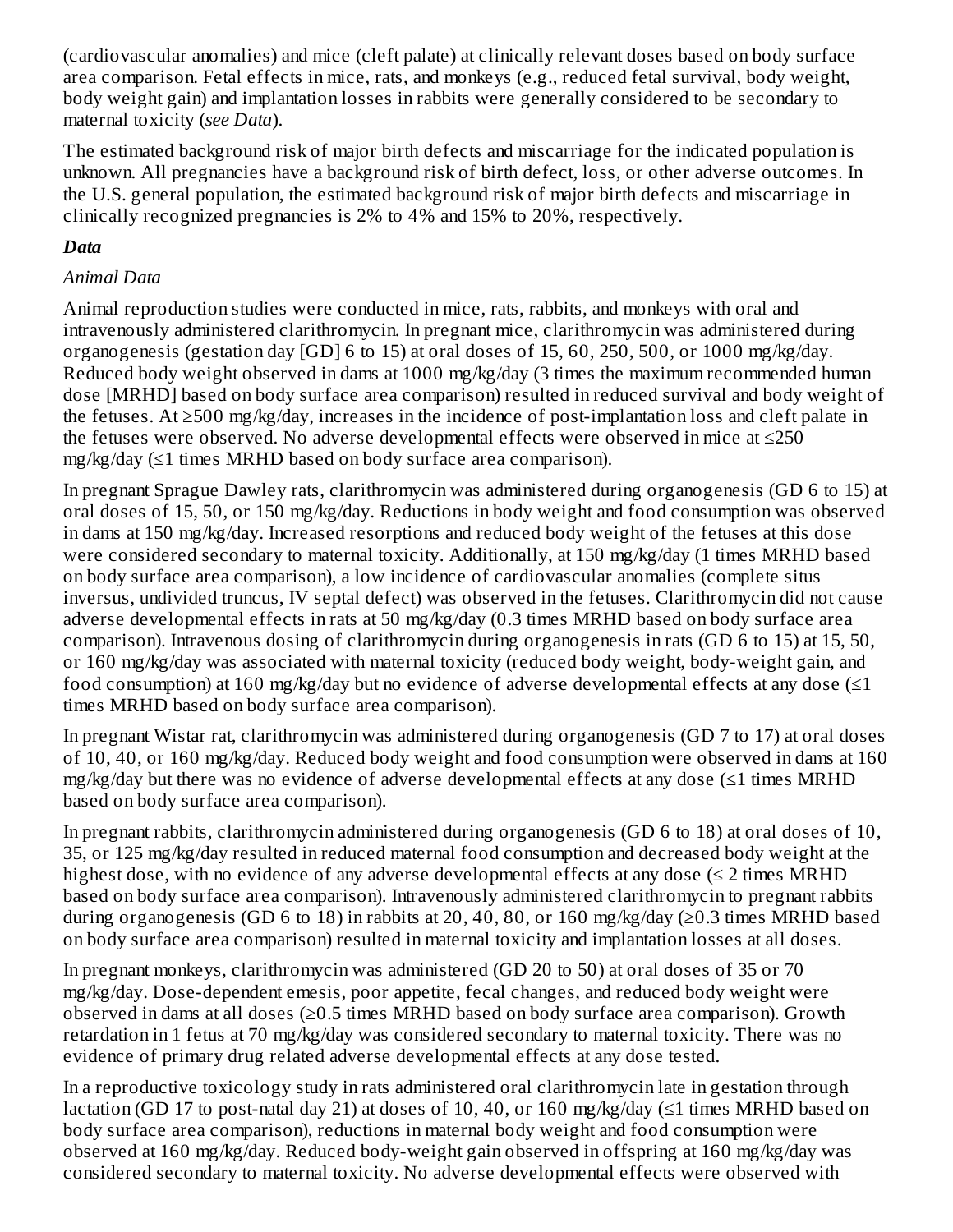(cardiovascular anomalies) and mice (cleft palate) at clinically relevant doses based on body surface area comparison. Fetal effects in mice, rats, and monkeys (e.g., reduced fetal survival, body weight, body weight gain) and implantation losses in rabbits were generally considered to be secondary to maternal toxicity (*see Data*).

The estimated background risk of major birth defects and miscarriage for the indicated population is unknown. All pregnancies have a background risk of birth defect, loss, or other adverse outcomes. In the U.S. general population, the estimated background risk of major birth defects and miscarriage in clinically recognized pregnancies is 2% to 4% and 15% to 20%, respectively.

***Data***

*Animal Data*

Animal reproduction studies were conducted in mice, rats, rabbits, and monkeys with oral and intravenously administered clarithromycin. In pregnant mice, clarithromycin was administered during organogenesis (gestation day [GD] 6 to 15) at oral doses of 15, 60, 250, 500, or 1000 mg/kg/day. Reduced body weight observed in dams at 1000 mg/kg/day (3 times the maximum recommended human dose [MRHD] based on body surface area comparison) resulted in reduced survival and body weight of the fetuses. At ≥500 mg/kg/day, increases in the incidence of post-implantation loss and cleft palate in the fetuses were observed. No adverse developmental effects were observed in mice at ≤250 mg/kg/day (≤1 times MRHD based on body surface area comparison).

In pregnant Sprague Dawley rats, clarithromycin was administered during organogenesis (GD 6 to 15) at oral doses of 15, 50, or 150 mg/kg/day. Reductions in body weight and food consumption was observed in dams at 150 mg/kg/day. Increased resorptions and reduced body weight of the fetuses at this dose were considered secondary to maternal toxicity. Additionally, at 150 mg/kg/day (1 times MRHD based on body surface area comparison), a low incidence of cardiovascular anomalies (complete situs inversus, undivided truncus, IV septal defect) was observed in the fetuses. Clarithromycin did not cause adverse developmental effects in rats at 50 mg/kg/day (0.3 times MRHD based on body surface area comparison). Intravenous dosing of clarithromycin during organogenesis in rats (GD 6 to 15) at 15, 50, or 160 mg/kg/day was associated with maternal toxicity (reduced body weight, body-weight gain, and food consumption) at 160 mg/kg/day but no evidence of adverse developmental effects at any dose (≤1 times MRHD based on body surface area comparison).

In pregnant Wistar rat, clarithromycin was administered during organogenesis (GD 7 to 17) at oral doses of 10, 40, or 160 mg/kg/day. Reduced body weight and food consumption were observed in dams at 160 mg/kg/day but there was no evidence of adverse developmental effects at any dose (≤1 times MRHD based on body surface area comparison).

In pregnant rabbits, clarithromycin administered during organogenesis (GD 6 to 18) at oral doses of 10, 35, or 125 mg/kg/day resulted in reduced maternal food consumption and decreased body weight at the highest dose, with no evidence of any adverse developmental effects at any dose (≤ 2 times MRHD based on body surface area comparison). Intravenously administered clarithromycin to pregnant rabbits during organogenesis (GD 6 to 18) in rabbits at 20, 40, 80, or 160 mg/kg/day (≥0.3 times MRHD based on body surface area comparison) resulted in maternal toxicity and implantation losses at all doses.

In pregnant monkeys, clarithromycin was administered (GD 20 to 50) at oral doses of 35 or 70 mg/kg/day. Dose-dependent emesis, poor appetite, fecal changes, and reduced body weight were observed in dams at all doses (≥0.5 times MRHD based on body surface area comparison). Growth retardation in 1 fetus at 70 mg/kg/day was considered secondary to maternal toxicity. There was no evidence of primary drug related adverse developmental effects at any dose tested.

In a reproductive toxicology study in rats administered oral clarithromycin late in gestation through lactation (GD 17 to post-natal day 21) at doses of 10, 40, or 160 mg/kg/day (≤1 times MRHD based on body surface area comparison), reductions in maternal body weight and food consumption were observed at 160 mg/kg/day. Reduced body-weight gain observed in offspring at 160 mg/kg/day was considered secondary to maternal toxicity. No adverse developmental effects were observed with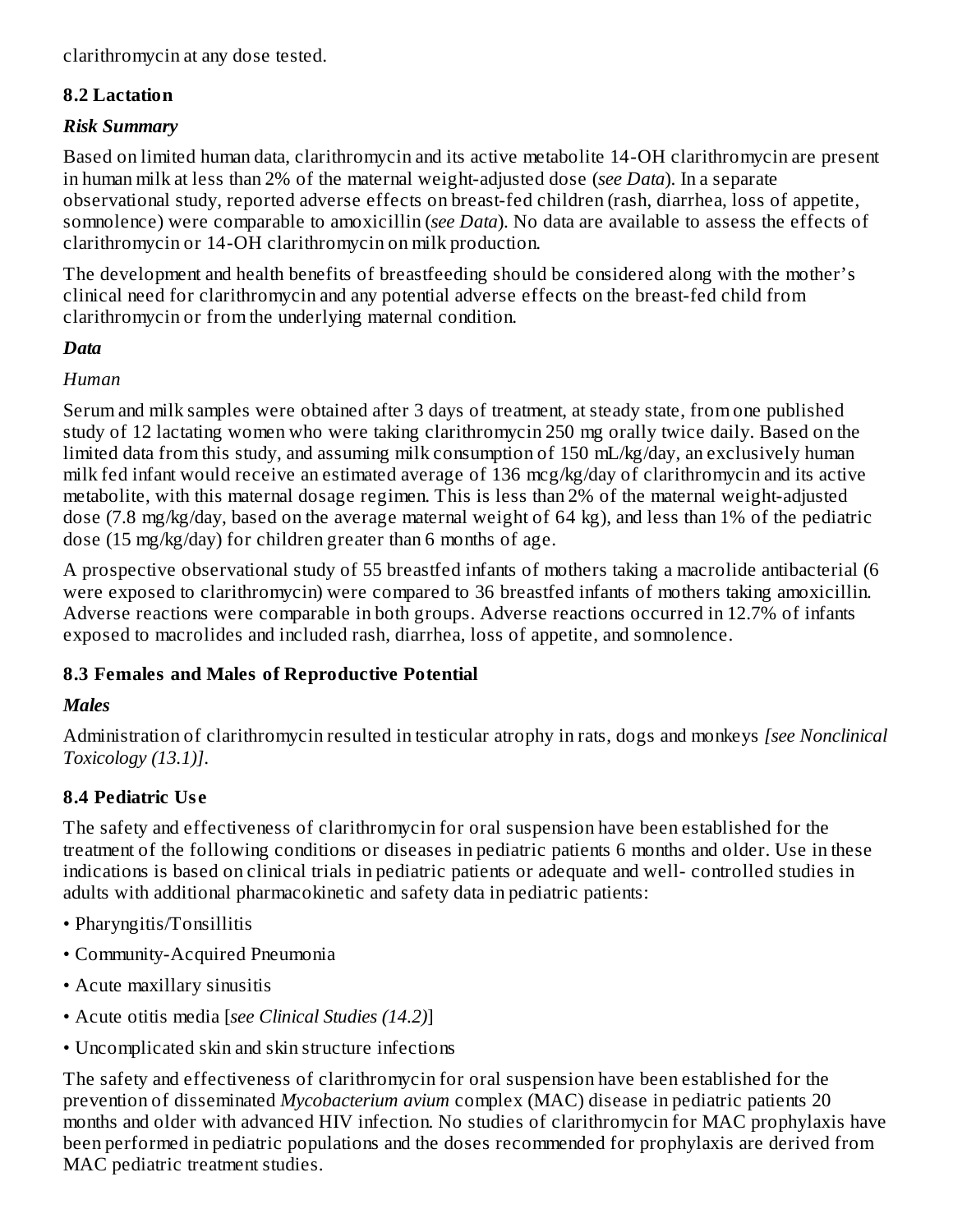clarithromycin at any dose tested.

## 8.2 Lactation

***Risk Summary***

Based on limited human data, clarithromycin and its active metabolite 14-OH clarithromycin are present in human milk at less than 2% of the maternal weight-adjusted dose (*see Data*). In a separate observational study, reported adverse effects on breast-fed children (rash, diarrhea, loss of appetite, somnolence) were comparable to amoxicillin (*see Data*). No data are available to assess the effects of clarithromycin or 14-OH clarithromycin on milk production.

The development and health benefits of breastfeeding should be considered along with the mother's clinical need for clarithromycin and any potential adverse effects on the breast-fed child from clarithromycin or from the underlying maternal condition.

***Data***

*Human*

Serum and milk samples were obtained after 3 days of treatment, at steady state, from one published study of 12 lactating women who were taking clarithromycin 250 mg orally twice daily. Based on the limited data from this study, and assuming milk consumption of 150 mL/kg/day, an exclusively human milk fed infant would receive an estimated average of 136 mcg/kg/day of clarithromycin and its active metabolite, with this maternal dosage regimen. This is less than 2% of the maternal weight-adjusted dose (7.8 mg/kg/day, based on the average maternal weight of 64 kg), and less than 1% of the pediatric dose (15 mg/kg/day) for children greater than 6 months of age.

A prospective observational study of 55 breastfed infants of mothers taking a macrolide antibacterial (6 were exposed to clarithromycin) were compared to 36 breastfed infants of mothers taking amoxicillin. Adverse reactions were comparable in both groups. Adverse reactions occurred in 12.7% of infants exposed to macrolides and included rash, diarrhea, loss of appetite, and somnolence.

## 8.3 Females and Males of Reproductive Potential

***Males***

Administration of clarithromycin resulted in testicular atrophy in rats, dogs and monkeys *[see Nonclinical Toxicology (13.1)]*.

## 8.4 Pediatric Use

The safety and effectiveness of clarithromycin for oral suspension have been established for the treatment of the following conditions or diseases in pediatric patients 6 months and older. Use in these indications is based on clinical trials in pediatric patients or adequate and well- controlled studies in adults with additional pharmacokinetic and safety data in pediatric patients:

- Pharyngitis/Tonsillitis
- Community-Acquired Pneumonia
- Acute maxillary sinusitis
- Acute otitis media [*see Clinical Studies (14.2)*]
- Uncomplicated skin and skin structure infections

The safety and effectiveness of clarithromycin for oral suspension have been established for the prevention of disseminated *Mycobacterium avium* complex (MAC) disease in pediatric patients 20 months and older with advanced HIV infection. No studies of clarithromycin for MAC prophylaxis have been performed in pediatric populations and the doses recommended for prophylaxis are derived from MAC pediatric treatment studies.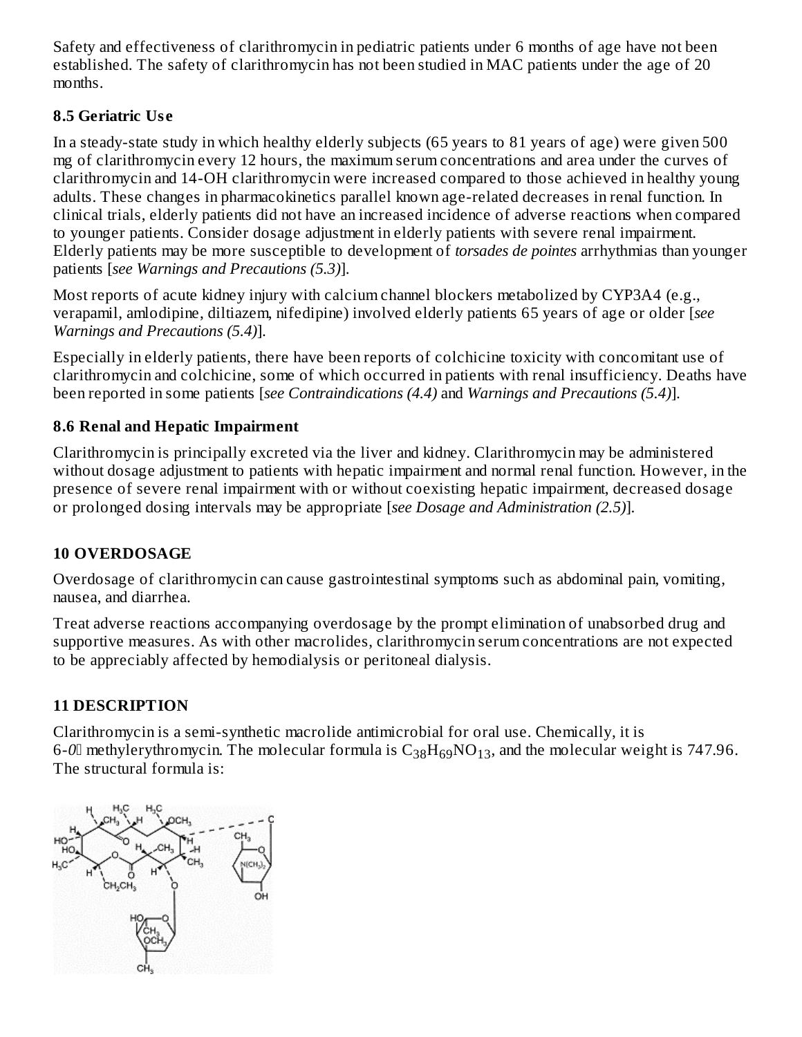Safety and effectiveness of clarithromycin in pediatric patients under 6 months of age have not been established. The safety of clarithromycin has not been studied in MAC patients under the age of 20 months.

### 8.5 Geriatric Use

In a steady-state study in which healthy elderly subjects (65 years to 81 years of age) were given 500 mg of clarithromycin every 12 hours, the maximum serum concentrations and area under the curves of clarithromycin and 14-OH clarithromycin were increased compared to those achieved in healthy young adults. These changes in pharmacokinetics parallel known age-related decreases in renal function. In clinical trials, elderly patients did not have an increased incidence of adverse reactions when compared to younger patients. Consider dosage adjustment in elderly patients with severe renal impairment. Elderly patients may be more susceptible to development of *torsades de pointes* arrhythmias than younger patients [*see Warnings and Precautions (5.3)*].

Most reports of acute kidney injury with calcium channel blockers metabolized by CYP3A4 (e.g., verapamil, amlodipine, diltiazem, nifedipine) involved elderly patients 65 years of age or older [*see Warnings and Precautions (5.4)*].

Especially in elderly patients, there have been reports of colchicine toxicity with concomitant use of clarithromycin and colchicine, some of which occurred in patients with renal insufficiency. Deaths have been reported in some patients [*see Contraindications (4.4)* and *Warnings and Precautions (5.4)*].

### 8.6 Renal and Hepatic Impairment

Clarithromycin is principally excreted via the liver and kidney. Clarithromycin may be administered without dosage adjustment to patients with hepatic impairment and normal renal function. However, in the presence of severe renal impairment with or without coexisting hepatic impairment, decreased dosage or prolonged dosing intervals may be appropriate [*see Dosage and Administration (2.5)*].

## 10 OVERDOSAGE

Overdosage of clarithromycin can cause gastrointestinal symptoms such as abdominal pain, vomiting, nausea, and diarrhea.

Treat adverse reactions accompanying overdosage by the prompt elimination of unabsorbed drug and supportive measures. As with other macrolides, clarithromycin serum concentrations are not expected to be appreciably affected by hemodialysis or peritoneal dialysis.

## 11 DESCRIPTION

Clarithromycin is a semi-synthetic macrolide antimicrobial for oral use. Chemically, it is 6-*0* methylerythromycin. The molecular formula is $C_{38}H_{69}NO_{13}$, and the molecular weight is 747.96. The structural formula is: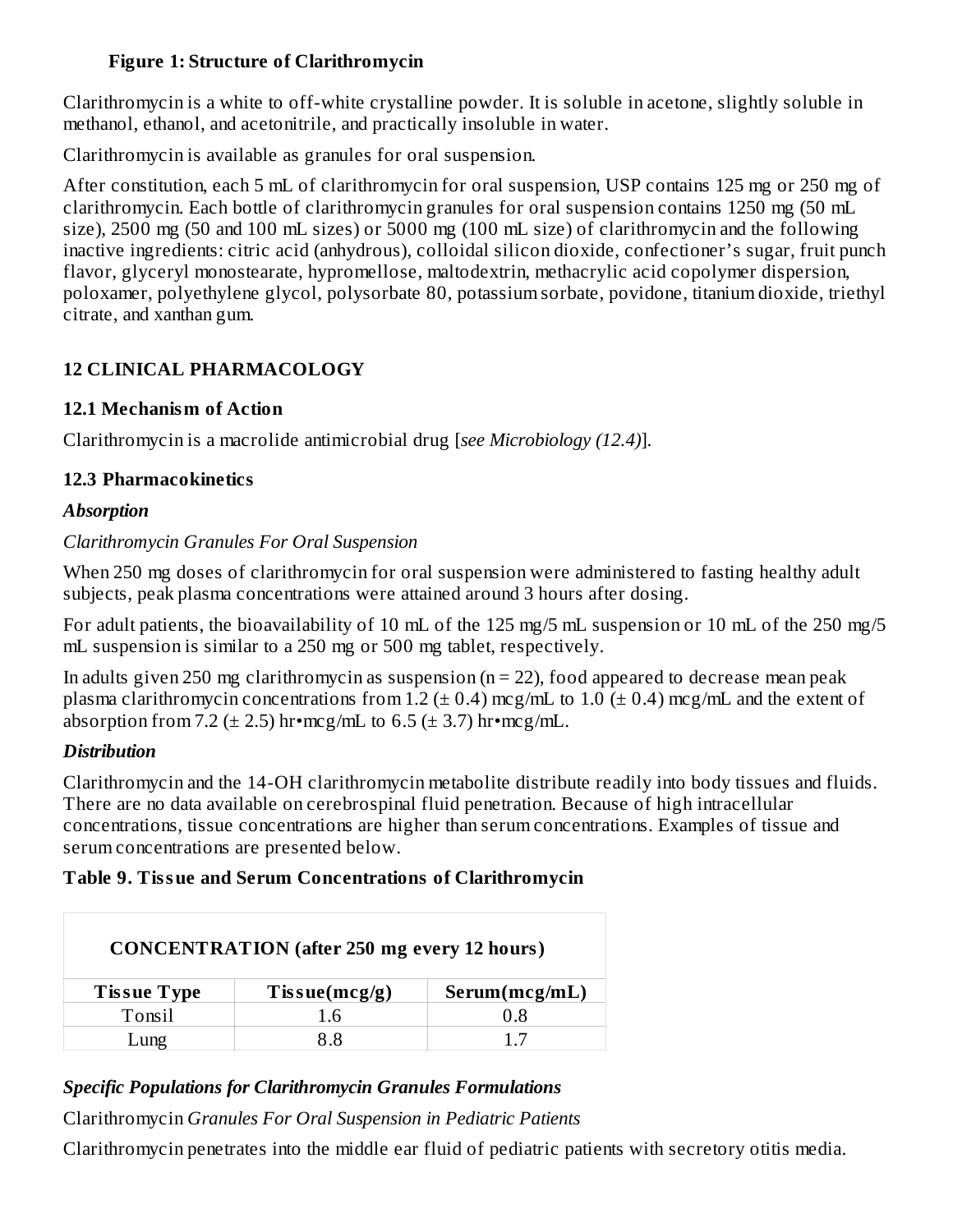**Figure 1: Structure of Clarithromycin**

Clarithromycin is a white to off-white crystalline powder. It is soluble in acetone, slightly soluble in methanol, ethanol, and acetonitrile, and practically insoluble in water.

Clarithromycin is available as granules for oral suspension.

After constitution, each 5 mL of clarithromycin for oral suspension, USP contains 125 mg or 250 mg of clarithromycin. Each bottle of clarithromycin granules for oral suspension contains 1250 mg (50 mL size), 2500 mg (50 and 100 mL sizes) or 5000 mg (100 mL size) of clarithromycin and the following inactive ingredients: citric acid (anhydrous), colloidal silicon dioxide, confectioner's sugar, fruit punch flavor, glyceryl monostearate, hypromellose, maltodextrin, methacrylic acid copolymer dispersion, poloxamer, polyethylene glycol, polysorbate 80, potassium sorbate, povidone, titanium dioxide, triethyl citrate, and xanthan gum.

## 12 CLINICAL PHARMACOLOGY

### 12.1 Mechanism of Action

Clarithromycin is a macrolide antimicrobial drug [*see Microbiology (12.4)*].

### 12.3 Pharmacokinetics

***Absorption***

*Clarithromycin Granules For Oral Suspension*

When 250 mg doses of clarithromycin for oral suspension were administered to fasting healthy adult subjects, peak plasma concentrations were attained around 3 hours after dosing.

For adult patients, the bioavailability of 10 mL of the 125 mg/5 mL suspension or 10 mL of the 250 mg/5 mL suspension is similar to a 250 mg or 500 mg tablet, respectively.

In adults given 250 mg clarithromycin as suspension (n = 22), food appeared to decrease mean peak plasma clarithromycin concentrations from 1.2 (± 0.4) mcg/mL to 1.0 (± 0.4) mcg/mL and the extent of absorption from 7.2 (± 2.5) hr•mcg/mL to 6.5 (± 3.7) hr•mcg/mL.

***Distribution***

Clarithromycin and the 14-OH clarithromycin metabolite distribute readily into body tissues and fluids. There are no data available on cerebrospinal fluid penetration. Because of high intracellular concentrations, tissue concentrations are higher than serum concentrations. Examples of tissue and serum concentrations are presented below.

**Table 9. Tissue and Serum Concentrations of Clarithromycin**

| CONCENTRATION (after 250 mg every 12 hours) | | |
|---|---|---|
| **Tissue Type** | **Tissue(mcg/g)** | **Serum(mcg/mL)** |
| Tonsil | 1.6 | 0.8 |
| Lung | 8.8 | 1.7 |

***Specific Populations for Clarithromycin Granules Formulations***

Clarithromycin *Granules For Oral Suspension in Pediatric Patients*

Clarithromycin penetrates into the middle ear fluid of pediatric patients with secretory otitis media.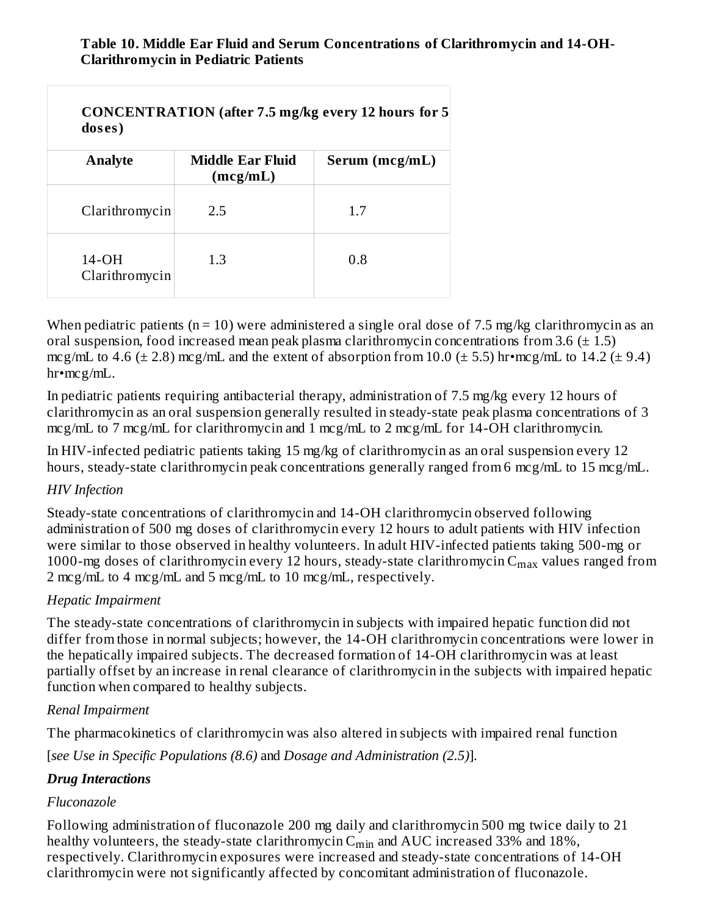**Table 10. Middle Ear Fluid and Serum Concentrations of Clarithromycin and 14-OH-Clarithromycin in Pediatric Patients**

| **CONCENTRATION (after 7.5 mg/kg every 12 hours for 5 doses)** | | |
|---|---|---|
| **Analyte** | **Middle Ear Fluid (mcg/mL)** | **Serum (mcg/mL)** |
| Clarithromycin | 2.5 | 1.7 |
| 14-OH Clarithromycin | 1.3 | 0.8 |

When pediatric patients (n = 10) were administered a single oral dose of 7.5 mg/kg clarithromycin as an oral suspension, food increased mean peak plasma clarithromycin concentrations from 3.6 (± 1.5) mcg/mL to 4.6 (± 2.8) mcg/mL and the extent of absorption from 10.0 (± 5.5) hr•mcg/mL to 14.2 (± 9.4) hr•mcg/mL.

In pediatric patients requiring antibacterial therapy, administration of 7.5 mg/kg every 12 hours of clarithromycin as an oral suspension generally resulted in steady-state peak plasma concentrations of 3 mcg/mL to 7 mcg/mL for clarithromycin and 1 mcg/mL to 2 mcg/mL for 14-OH clarithromycin.

In HIV-infected pediatric patients taking 15 mg/kg of clarithromycin as an oral suspension every 12 hours, steady-state clarithromycin peak concentrations generally ranged from 6 mcg/mL to 15 mcg/mL.

*HIV Infection*

Steady-state concentrations of clarithromycin and 14-OH clarithromycin observed following administration of 500 mg doses of clarithromycin every 12 hours to adult patients with HIV infection were similar to those observed in healthy volunteers. In adult HIV-infected patients taking 500-mg or 1000-mg doses of clarithromycin every 12 hours, steady-state clarithromycin $C_{max}$ values ranged from 2 mcg/mL to 4 mcg/mL and 5 mcg/mL to 10 mcg/mL, respectively.

*Hepatic Impairment*

The steady-state concentrations of clarithromycin in subjects with impaired hepatic function did not differ from those in normal subjects; however, the 14-OH clarithromycin concentrations were lower in the hepatically impaired subjects. The decreased formation of 14-OH clarithromycin was at least partially offset by an increase in renal clearance of clarithromycin in the subjects with impaired hepatic function when compared to healthy subjects.

*Renal Impairment*

The pharmacokinetics of clarithromycin was also altered in subjects with impaired renal function

[*see Use in Specific Populations (8.6)* and *Dosage and Administration (2.5)*].

***Drug Interactions***

*Fluconazole*

Following administration of fluconazole 200 mg daily and clarithromycin 500 mg twice daily to 21 healthy volunteers, the steady-state clarithromycin $C_{min}$ and AUC increased 33% and 18%, respectively. Clarithromycin exposures were increased and steady-state concentrations of 14-OH clarithromycin were not significantly affected by concomitant administration of fluconazole.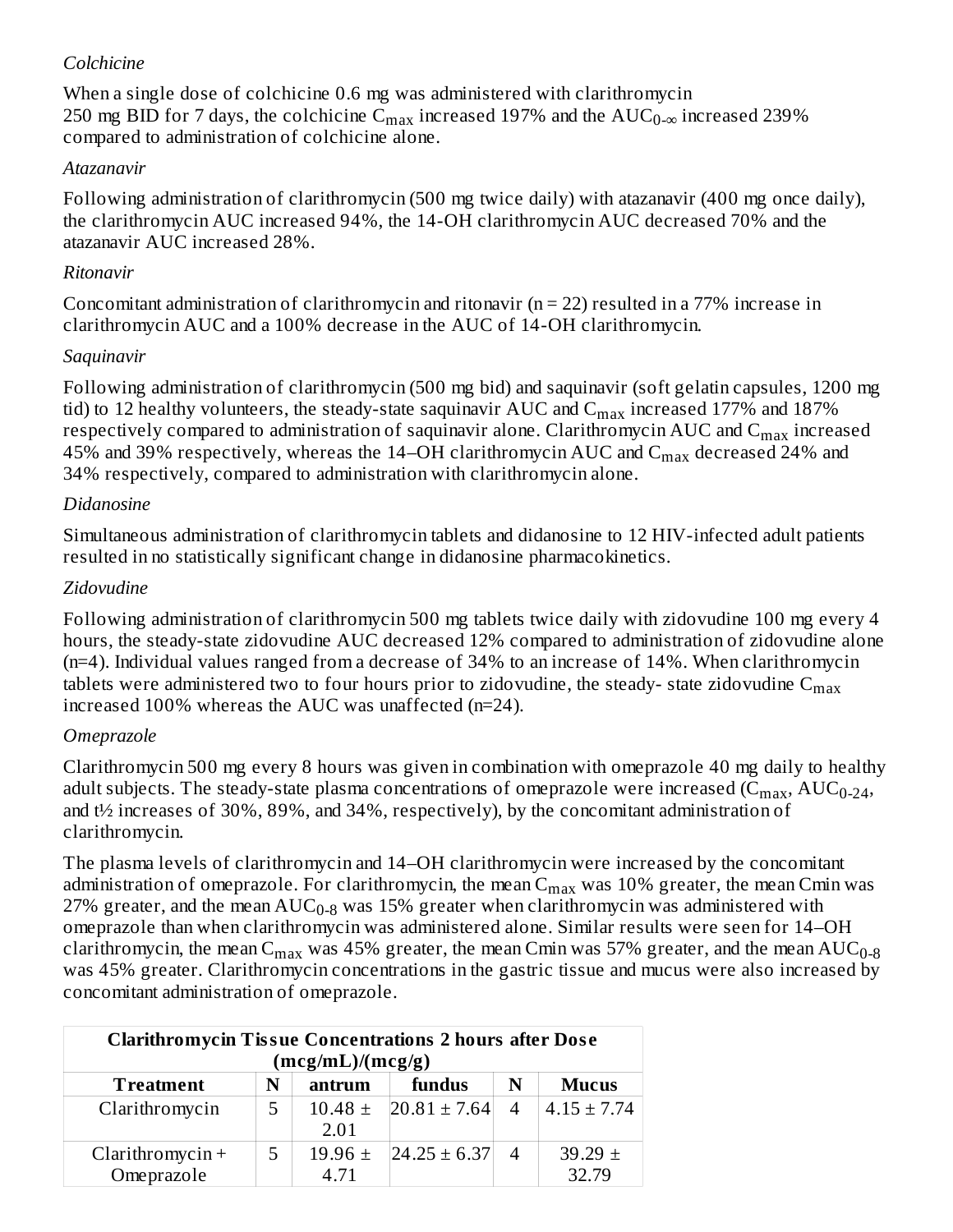*Colchicine*

When a single dose of colchicine 0.6 mg was administered with clarithromycin 250 mg BID for 7 days, the colchicine $C_{max}$ increased 197% and the $AUC_{0-\infty}$ increased 239% compared to administration of colchicine alone.

*Atazanavir*

Following administration of clarithromycin (500 mg twice daily) with atazanavir (400 mg once daily), the clarithromycin AUC increased 94%, the 14-OH clarithromycin AUC decreased 70% and the atazanavir AUC increased 28%.

*Ritonavir*

Concomitant administration of clarithromycin and ritonavir (n = 22) resulted in a 77% increase in clarithromycin AUC and a 100% decrease in the AUC of 14-OH clarithromycin.

*Saquinavir*

Following administration of clarithromycin (500 mg bid) and saquinavir (soft gelatin capsules, 1200 mg tid) to 12 healthy volunteers, the steady-state saquinavir AUC and $C_{max}$ increased 177% and 187% respectively compared to administration of saquinavir alone. Clarithromycin AUC and $C_{max}$ increased 45% and 39% respectively, whereas the 14–OH clarithromycin AUC and $C_{max}$ decreased 24% and 34% respectively, compared to administration with clarithromycin alone.

*Didanosine*

Simultaneous administration of clarithromycin tablets and didanosine to 12 HIV-infected adult patients resulted in no statistically significant change in didanosine pharmacokinetics.

*Zidovudine*

Following administration of clarithromycin 500 mg tablets twice daily with zidovudine 100 mg every 4 hours, the steady-state zidovudine AUC decreased 12% compared to administration of zidovudine alone (n=4). Individual values ranged from a decrease of 34% to an increase of 14%. When clarithromycin tablets were administered two to four hours prior to zidovudine, the steady- state zidovudine $C_{max}$ increased 100% whereas the AUC was unaffected (n=24).

*Omeprazole*

Clarithromycin 500 mg every 8 hours was given in combination with omeprazole 40 mg daily to healthy adult subjects. The steady-state plasma concentrations of omeprazole were increased ($C_{max}$, $AUC_{0-24}$, and t½ increases of 30%, 89%, and 34%, respectively), by the concomitant administration of clarithromycin.

The plasma levels of clarithromycin and 14–OH clarithromycin were increased by the concomitant administration of omeprazole. For clarithromycin, the mean $C_{max}$ was 10% greater, the mean Cmin was 27% greater, and the mean $AUC_{0-8}$ was 15% greater when clarithromycin was administered with omeprazole than when clarithromycin was administered alone. Similar results were seen for 14–OH clarithromycin, the mean $C_{max}$ was 45% greater, the mean Cmin was 57% greater, and the mean $AUC_{0-8}$ was 45% greater. Clarithromycin concentrations in the gastric tissue and mucus were also increased by concomitant administration of omeprazole.

| **Clarithromycin Tissue Concentrations 2 hours after Dose (mcg/mL)/(mcg/g)** | | | | | |
|---|---|---|---|---|---|
| **Treatment** | **N** | **antrum** | **fundus** | **N** | **Mucus** |
| Clarithromycin | 5 | 10.48 ± 2.01 | 20.81 ± 7.64 | 4 | 4.15 ± 7.74 |
| Clarithromycin + Omeprazole | 5 | 19.96 ± 4.71 | 24.25 ± 6.37 | 4 | 39.29 ± 32.79 |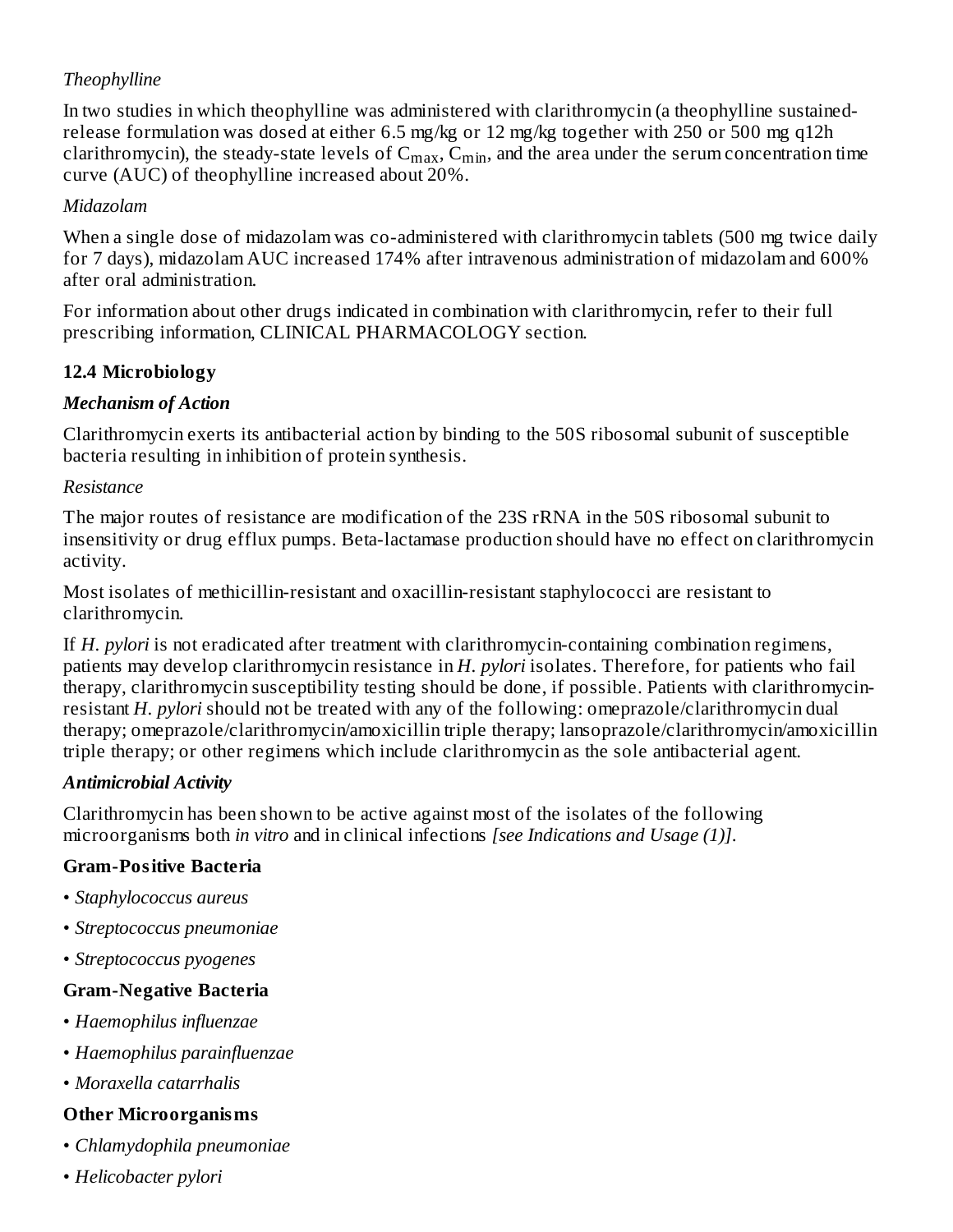*Theophylline*

In two studies in which theophylline was administered with clarithromycin (a theophylline sustained-release formulation was dosed at either 6.5 mg/kg or 12 mg/kg together with 250 or 500 mg q12h clarithromycin), the steady-state levels of $C_{max}$, $C_{min}$, and the area under the serum concentration time curve (AUC) of theophylline increased about 20%.

*Midazolam*

When a single dose of midazolam was co-administered with clarithromycin tablets (500 mg twice daily for 7 days), midazolam AUC increased 174% after intravenous administration of midazolam and 600% after oral administration.

For information about other drugs indicated in combination with clarithromycin, refer to their full prescribing information, CLINICAL PHARMACOLOGY section.

### 12.4 Microbiology

***Mechanism of Action***

Clarithromycin exerts its antibacterial action by binding to the 50S ribosomal subunit of susceptible bacteria resulting in inhibition of protein synthesis.

*Resistance*

The major routes of resistance are modification of the 23S rRNA in the 50S ribosomal subunit to insensitivity or drug efflux pumps. Beta-lactamase production should have no effect on clarithromycin activity.

Most isolates of methicillin-resistant and oxacillin-resistant staphylococci are resistant to clarithromycin.

If *H. pylori* is not eradicated after treatment with clarithromycin-containing combination regimens, patients may develop clarithromycin resistance in *H. pylori* isolates. Therefore, for patients who fail therapy, clarithromycin susceptibility testing should be done, if possible. Patients with clarithromycin-resistant *H. pylori* should not be treated with any of the following: omeprazole/clarithromycin dual therapy; omeprazole/clarithromycin/amoxicillin triple therapy; lansoprazole/clarithromycin/amoxicillin triple therapy; or other regimens which include clarithromycin as the sole antibacterial agent.

***Antimicrobial Activity***

Clarithromycin has been shown to be active against most of the isolates of the following microorganisms both *in vitro* and in clinical infections *[see Indications and Usage (1)]*.

**Gram-Positive Bacteria**

- *Staphylococcus aureus*
- *Streptococcus pneumoniae*
- *Streptococcus pyogenes*

**Gram-Negative Bacteria**

- *Haemophilus influenzae*
- *Haemophilus parainfluenzae*
- *Moraxella catarrhalis*

**Other Microorganisms**

- *Chlamydophila pneumoniae*
- *Helicobacter pylori*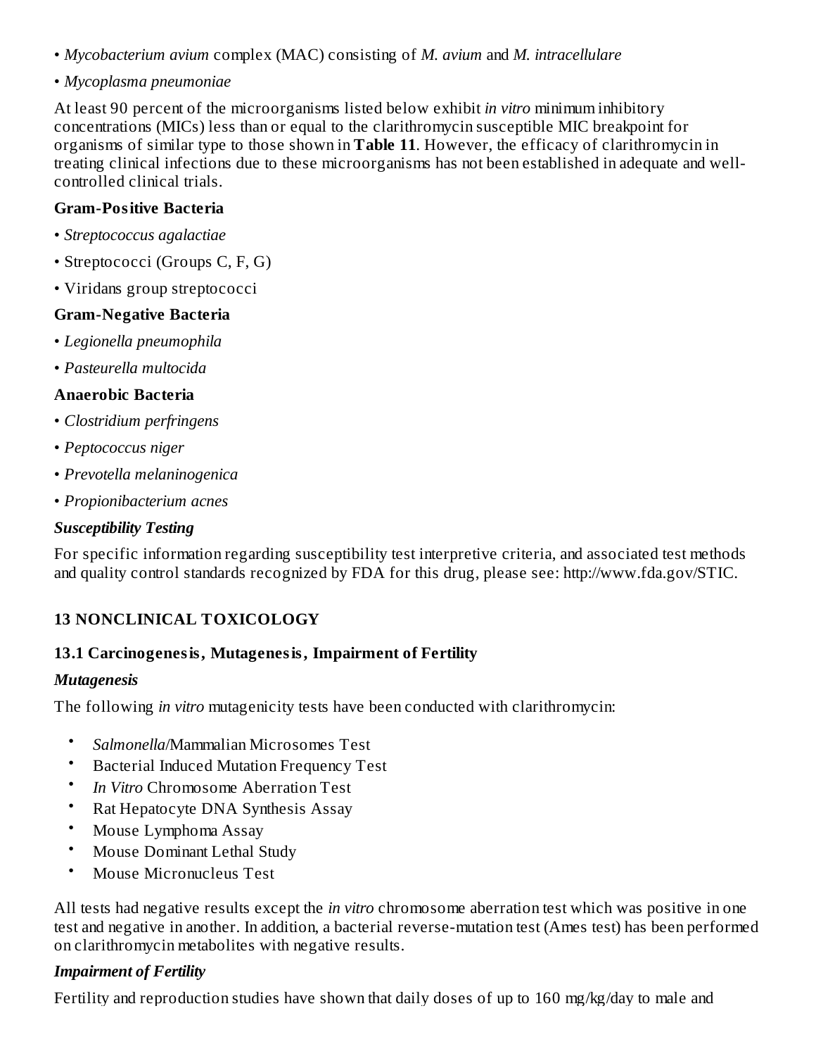- *Mycobacterium avium* complex (MAC) consisting of *M. avium* and *M. intracellulare*
- *Mycoplasma pneumoniae*

At least 90 percent of the microorganisms listed below exhibit *in vitro* minimum inhibitory concentrations (MICs) less than or equal to the clarithromycin susceptible MIC breakpoint for organisms of similar type to those shown in **Table 11**. However, the efficacy of clarithromycin in treating clinical infections due to these microorganisms has not been established in adequate and well-controlled clinical trials.

**Gram-Positive Bacteria**

- *Streptococcus agalactiae*
- Streptococci (Groups C, F, G)
- Viridans group streptococci

**Gram-Negative Bacteria**

- *Legionella pneumophila*
- *Pasteurella multocida*

**Anaerobic Bacteria**

- *Clostridium perfringens*
- *Peptococcus niger*
- *Prevotella melaninogenica*
- *Propionibacterium acnes*

***Susceptibility Testing***

For specific information regarding susceptibility test interpretive criteria, and associated test methods and quality control standards recognized by FDA for this drug, please see: http://www.fda.gov/STIC.

## 13 NONCLINICAL TOXICOLOGY

### 13.1 Carcinogenesis, Mutagenesis, Impairment of Fertility

***Mutagenesis***

The following *in vitro* mutagenicity tests have been conducted with clarithromycin:

- *Salmonella*/Mammalian Microsomes Test
- Bacterial Induced Mutation Frequency Test
- *In Vitro* Chromosome Aberration Test
- Rat Hepatocyte DNA Synthesis Assay
- Mouse Lymphoma Assay
- Mouse Dominant Lethal Study
- Mouse Micronucleus Test

All tests had negative results except the *in vitro* chromosome aberration test which was positive in one test and negative in another. In addition, a bacterial reverse-mutation test (Ames test) has been performed on clarithromycin metabolites with negative results.

***Impairment of Fertility***

Fertility and reproduction studies have shown that daily doses of up to 160 mg/kg/day to male and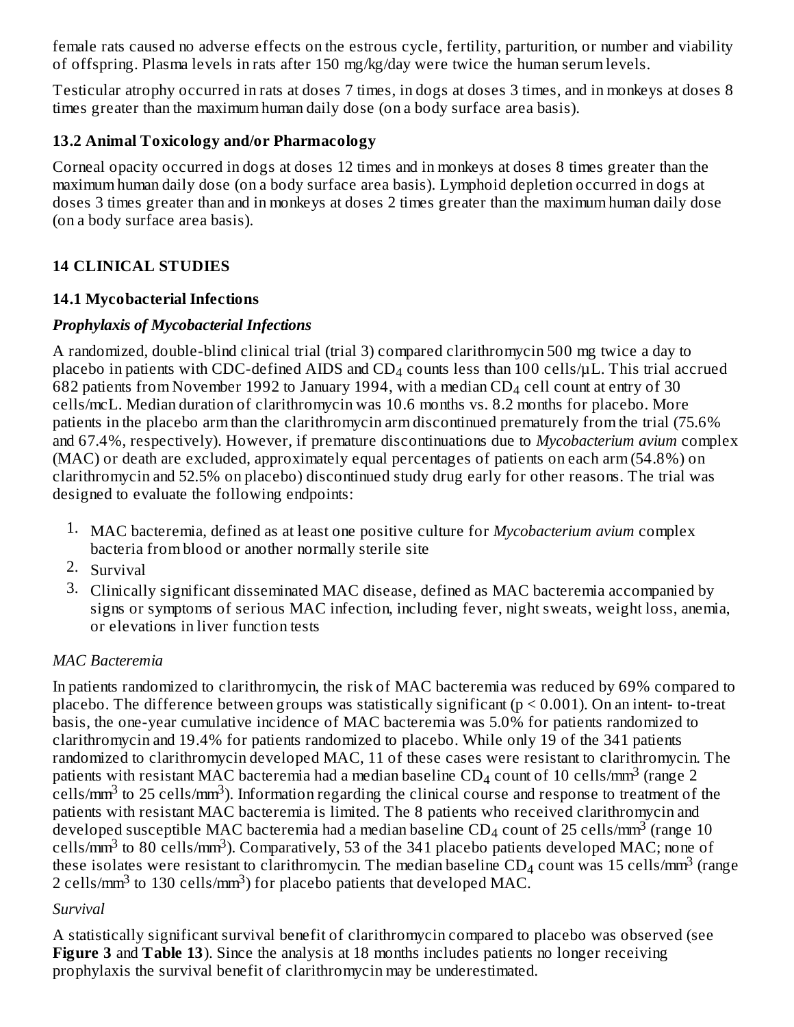female rats caused no adverse effects on the estrous cycle, fertility, parturition, or number and viability of offspring. Plasma levels in rats after 150 mg/kg/day were twice the human serum levels.

Testicular atrophy occurred in rats at doses 7 times, in dogs at doses 3 times, and in monkeys at doses 8 times greater than the maximum human daily dose (on a body surface area basis).

### 13.2 Animal Toxicology and/or Pharmacology

Corneal opacity occurred in dogs at doses 12 times and in monkeys at doses 8 times greater than the maximum human daily dose (on a body surface area basis). Lymphoid depletion occurred in dogs at doses 3 times greater than and in monkeys at doses 2 times greater than the maximum human daily dose (on a body surface area basis).

## 14 CLINICAL STUDIES

### 14.1 Mycobacterial Infections

***Prophylaxis of Mycobacterial Infections***

A randomized, double-blind clinical trial (trial 3) compared clarithromycin 500 mg twice a day to placebo in patients with CDC-defined AIDS and $CD_4$ counts less than 100 cells/µL. This trial accrued 682 patients from November 1992 to January 1994, with a median $CD_4$ cell count at entry of 30 cells/mcL. Median duration of clarithromycin was 10.6 months vs. 8.2 months for placebo. More patients in the placebo arm than the clarithromycin arm discontinued prematurely from the trial (75.6% and 67.4%, respectively). However, if premature discontinuations due to *Mycobacterium avium* complex (MAC) or death are excluded, approximately equal percentages of patients on each arm (54.8%) on clarithromycin and 52.5% on placebo) discontinued study drug early for other reasons. The trial was designed to evaluate the following endpoints:

1. MAC bacteremia, defined as at least one positive culture for *Mycobacterium avium* complex bacteria from blood or another normally sterile site
2. Survival
3. Clinically significant disseminated MAC disease, defined as MAC bacteremia accompanied by signs or symptoms of serious MAC infection, including fever, night sweats, weight loss, anemia, or elevations in liver function tests

*MAC Bacteremia*

In patients randomized to clarithromycin, the risk of MAC bacteremia was reduced by 69% compared to placebo. The difference between groups was statistically significant ($p < 0.001$). On an intent- to-treat basis, the one-year cumulative incidence of MAC bacteremia was 5.0% for patients randomized to clarithromycin and 19.4% for patients randomized to placebo. While only 19 of the 341 patients randomized to clarithromycin developed MAC, 11 of these cases were resistant to clarithromycin. The patients with resistant MAC bacteremia had a median baseline $CD_4$ count of 10 cells/mm$^3$ (range 2 cells/mm$^3$ to 25 cells/mm$^3$). Information regarding the clinical course and response to treatment of the patients with resistant MAC bacteremia is limited. The 8 patients who received clarithromycin and developed susceptible MAC bacteremia had a median baseline $CD_4$ count of 25 cells/mm$^3$ (range 10 cells/mm$^3$ to 80 cells/mm$^3$). Comparatively, 53 of the 341 placebo patients developed MAC; none of these isolates were resistant to clarithromycin. The median baseline $CD_4$ count was 15 cells/mm$^3$ (range 2 cells/mm$^3$ to 130 cells/mm$^3$) for placebo patients that developed MAC.

*Survival*

A statistically significant survival benefit of clarithromycin compared to placebo was observed (see **Figure 3** and **Table 13**). Since the analysis at 18 months includes patients no longer receiving prophylaxis the survival benefit of clarithromycin may be underestimated.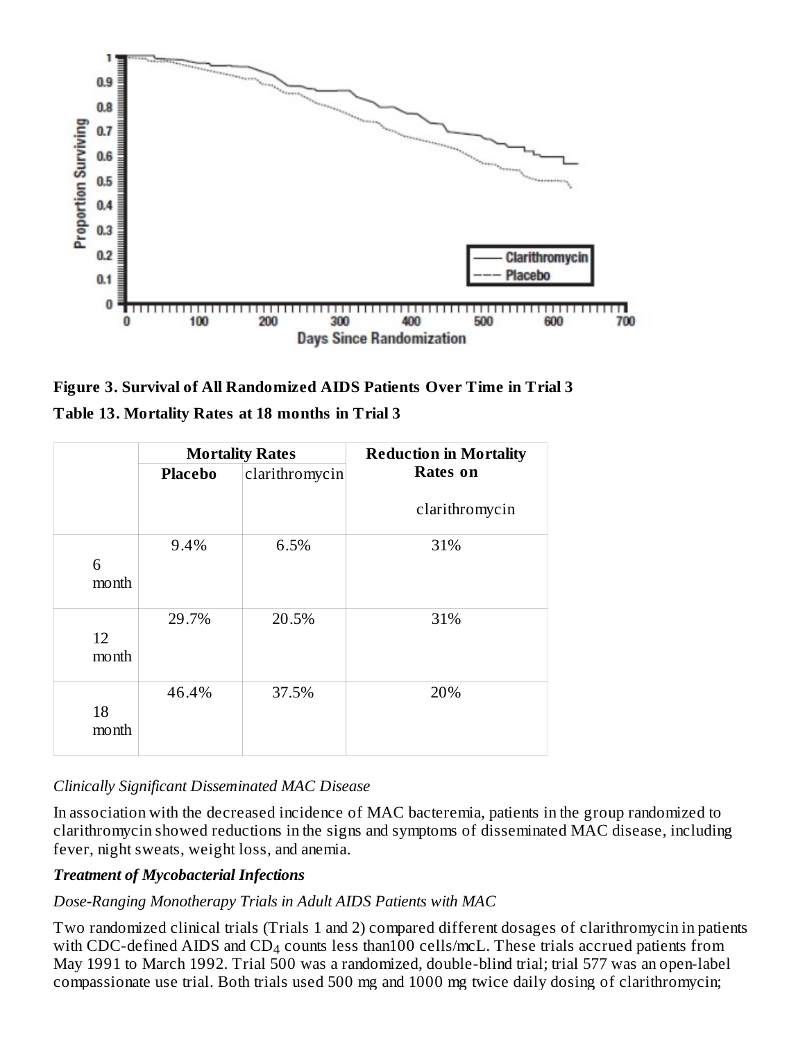**Figure 3. Survival of All Randomized AIDS Patients Over Time in Trial 3**

**Table 13. Mortality Rates at 18 months in Trial 3**

| | **Mortality Rates** | | **Reduction in Mortality Rates on** clarithromycin |
|---|---|---|---|
| | **Placebo** | clarithromycin | |
| 6 month | 9.4% | 6.5% | 31% |
| 12 month | 29.7% | 20.5% | 31% |
| 18 month | 46.4% | 37.5% | 20% |

*Clinically Significant Disseminated MAC Disease*

In association with the decreased incidence of MAC bacteremia, patients in the group randomized to clarithromycin showed reductions in the signs and symptoms of disseminated MAC disease, including fever, night sweats, weight loss, and anemia.

***Treatment of Mycobacterial Infections***

*Dose-Ranging Monotherapy Trials in Adult AIDS Patients with MAC*

Two randomized clinical trials (Trials 1 and 2) compared different dosages of clarithromycin in patients with CDC-defined AIDS and $CD_4$ counts less than100 cells/mcL. These trials accrued patients from May 1991 to March 1992. Trial 500 was a randomized, double-blind trial; trial 577 was an open-label compassionate use trial. Both trials used 500 mg and 1000 mg twice daily dosing of clarithromycin;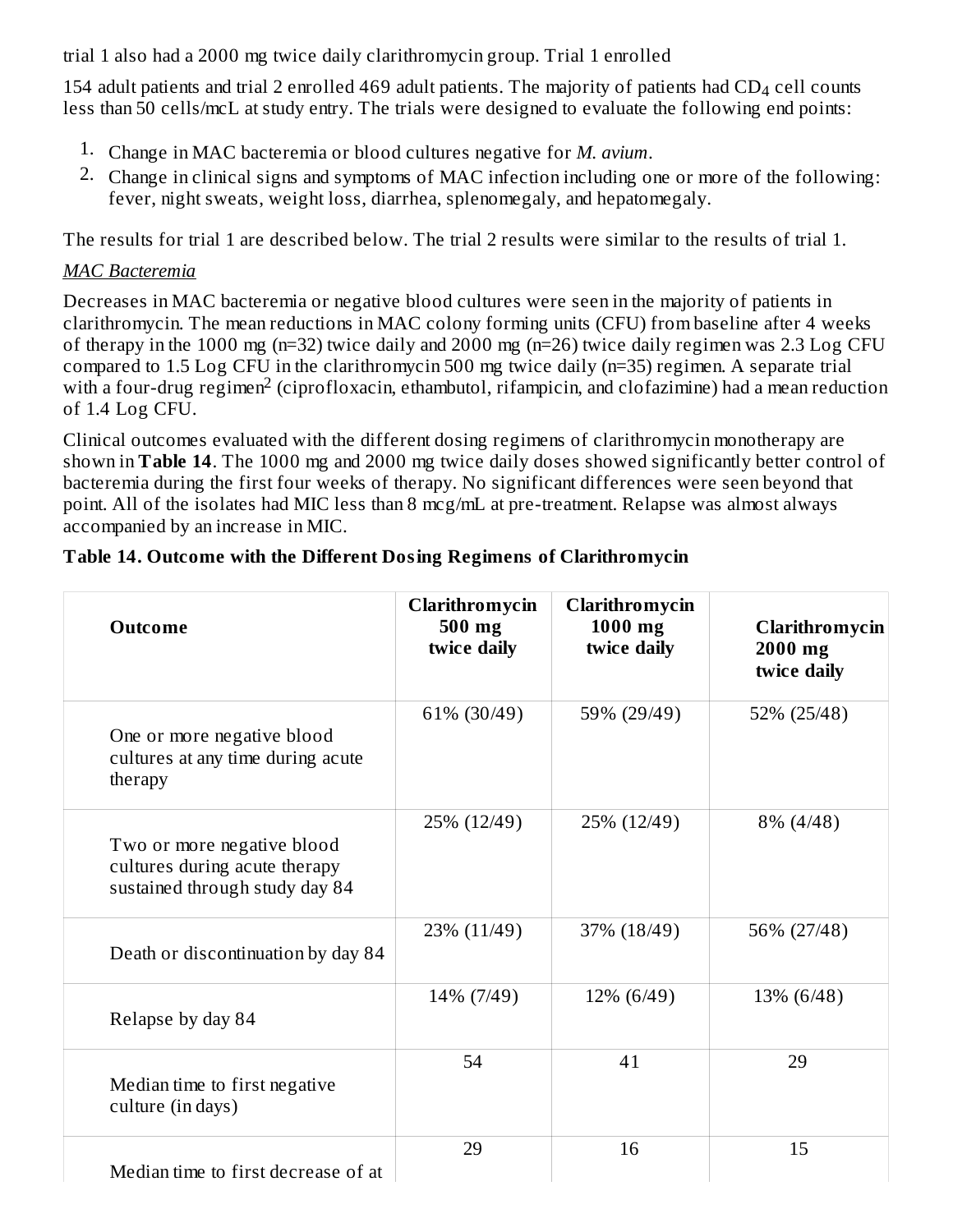trial 1 also had a 2000 mg twice daily clarithromycin group. Trial 1 enrolled

154 adult patients and trial 2 enrolled 469 adult patients. The majority of patients had $CD_4$ cell counts less than 50 cells/mcL at study entry. The trials were designed to evaluate the following end points:

1. Change in MAC bacteremia or blood cultures negative for *M. avium*.
2. Change in clinical signs and symptoms of MAC infection including one or more of the following: fever, night sweats, weight loss, diarrhea, splenomegaly, and hepatomegaly.

The results for trial 1 are described below. The trial 2 results were similar to the results of trial 1.

*MAC Bacteremia*

Decreases in MAC bacteremia or negative blood cultures were seen in the majority of patients in clarithromycin. The mean reductions in MAC colony forming units (CFU) from baseline after 4 weeks of therapy in the 1000 mg (n=32) twice daily and 2000 mg (n=26) twice daily regimen was 2.3 Log CFU compared to 1.5 Log CFU in the clarithromycin 500 mg twice daily (n=35) regimen. A separate trial with a four-drug regimen[2] (ciprofloxacin, ethambutol, rifampicin, and clofazimine) had a mean reduction of 1.4 Log CFU.

Clinical outcomes evaluated with the different dosing regimens of clarithromycin monotherapy are shown in **Table 14**. The 1000 mg and 2000 mg twice daily doses showed significantly better control of bacteremia during the first four weeks of therapy. No significant differences were seen beyond that point. All of the isolates had MIC less than 8 mcg/mL at pre-treatment. Relapse was almost always accompanied by an increase in MIC.

**Table 14. Outcome with the Different Dosing Regimens of Clarithromycin**

| Outcome | Clarithromycin 500 mg twice daily | Clarithromycin 1000 mg twice daily | Clarithromycin 2000 mg twice daily |
|---|---|---|---|
| One or more negative blood cultures at any time during acute therapy | 61% (30/49) | 59% (29/49) | 52% (25/48) |
| Two or more negative blood cultures during acute therapy sustained through study day 84 | 25% (12/49) | 25% (12/49) | 8% (4/48) |
| Death or discontinuation by day 84 | 23% (11/49) | 37% (18/49) | 56% (27/48) |
| Relapse by day 84 | 14% (7/49) | 12% (6/49) | 13% (6/48) |
| Median time to first negative culture (in days) | 54 | 41 | 29 |
| Median time to first decrease of at | 29 | 16 | 15 |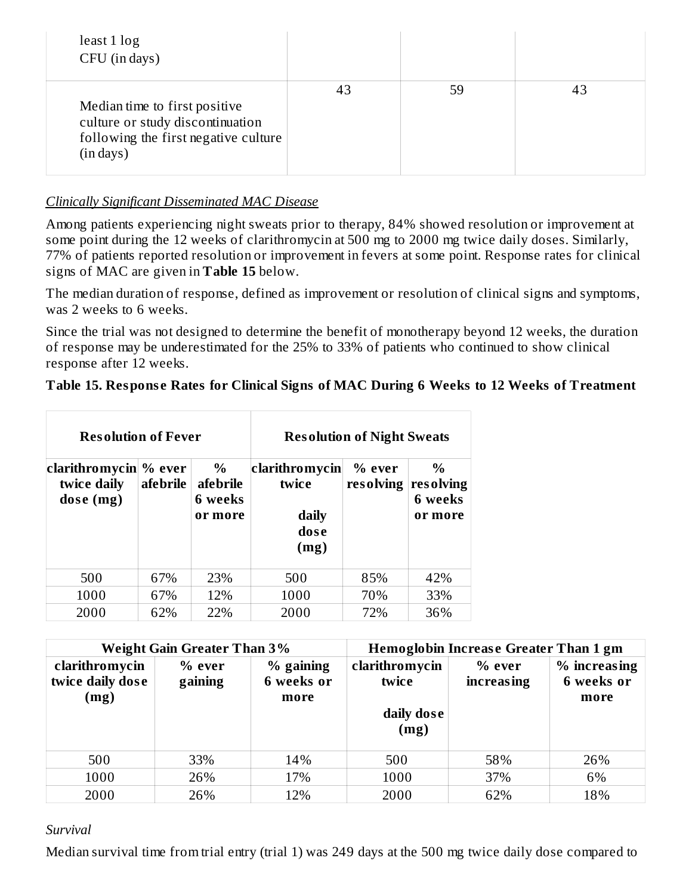| | | | |
|---|---|---|---|
| least 1 log CFU (in days) | | | |
| Median time to first positive culture or study discontinuation following the first negative culture (in days) | 43 | 59 | 43 |

*Clinically Significant Disseminated MAC Disease*

Among patients experiencing night sweats prior to therapy, 84% showed resolution or improvement at some point during the 12 weeks of clarithromycin at 500 mg to 2000 mg twice daily doses. Similarly, 77% of patients reported resolution or improvement in fevers at some point. Response rates for clinical signs of MAC are given in **Table 15** below.

The median duration of response, defined as improvement or resolution of clinical signs and symptoms, was 2 weeks to 6 weeks.

Since the trial was not designed to determine the benefit of monotherapy beyond 12 weeks, the duration of response may be underestimated for the 25% to 33% of patients who continued to show clinical response after 12 weeks.

**Table 15. Response Rates for Clinical Signs of MAC During 6 Weeks to 12 Weeks of Treatment**

| Resolution of Fever | | | Resolution of Night Sweats | | |
|---|---|---|---|---|---|
| **clarithromycin twice daily dose (mg)** | **% ever afebrile** | **% afebrile 6 weeks or more** | **clarithromycin twice daily dose (mg)** | **% ever resolving** | **% resolving 6 weeks or more** |
| 500 | 67% | 23% | 500 | 85% | 42% |
| 1000 | 67% | 12% | 1000 | 70% | 33% |
| 2000 | 62% | 22% | 2000 | 72% | 36% |

| Weight Gain Greater Than 3% | | | Hemoglobin Increase Greater Than 1 gm | | |
|---|---|---|---|---|---|
| **clarithromycin twice daily dose (mg)** | **% ever gaining** | **% gaining 6 weeks or more** | **clarithromycin twice daily dose (mg)** | **% ever increasing** | **% increasing 6 weeks or more** |
| 500 | 33% | 14% | 500 | 58% | 26% |
| 1000 | 26% | 17% | 1000 | 37% | 6% |
| 2000 | 26% | 12% | 2000 | 62% | 18% |

*Survival*

Median survival time from trial entry (trial 1) was 249 days at the 500 mg twice daily dose compared to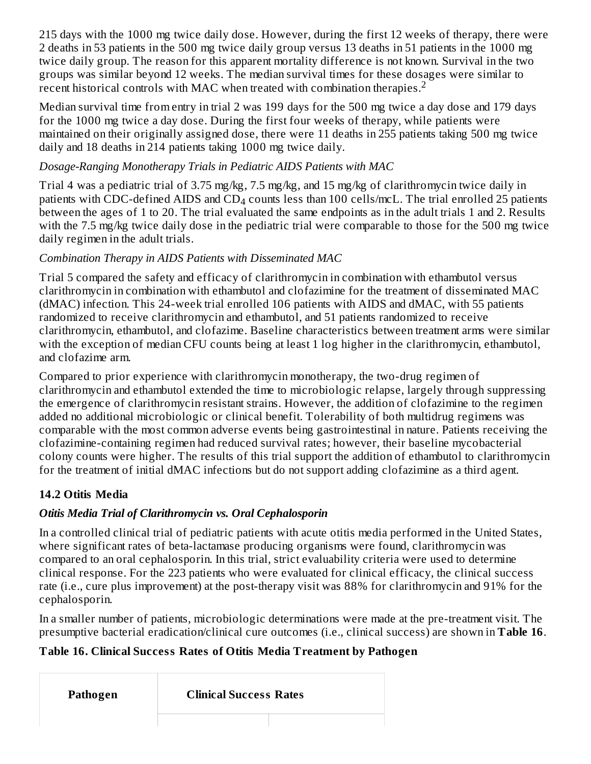215 days with the 1000 mg twice daily dose. However, during the first 12 weeks of therapy, there were 2 deaths in 53 patients in the 500 mg twice daily group versus 13 deaths in 51 patients in the 1000 mg twice daily group. The reason for this apparent mortality difference is not known. Survival in the two groups was similar beyond 12 weeks. The median survival times for these dosages were similar to recent historical controls with MAC when treated with combination therapies.[2]

Median survival time from entry in trial 2 was 199 days for the 500 mg twice a day dose and 179 days for the 1000 mg twice a day dose. During the first four weeks of therapy, while patients were maintained on their originally assigned dose, there were 11 deaths in 255 patients taking 500 mg twice daily and 18 deaths in 214 patients taking 1000 mg twice daily.

*Dosage-Ranging Monotherapy Trials in Pediatric AIDS Patients with MAC*

Trial 4 was a pediatric trial of 3.75 mg/kg, 7.5 mg/kg, and 15 mg/kg of clarithromycin twice daily in patients with CDC-defined AIDS and $CD_4$ counts less than 100 cells/mcL. The trial enrolled 25 patients between the ages of 1 to 20. The trial evaluated the same endpoints as in the adult trials 1 and 2. Results with the 7.5 mg/kg twice daily dose in the pediatric trial were comparable to those for the 500 mg twice daily regimen in the adult trials.

*Combination Therapy in AIDS Patients with Disseminated MAC*

Trial 5 compared the safety and efficacy of clarithromycin in combination with ethambutol versus clarithromycin in combination with ethambutol and clofazimine for the treatment of disseminated MAC (dMAC) infection. This 24-week trial enrolled 106 patients with AIDS and dMAC, with 55 patients randomized to receive clarithromycin and ethambutol, and 51 patients randomized to receive clarithromycin, ethambutol, and clofazime. Baseline characteristics between treatment arms were similar with the exception of median CFU counts being at least 1 log higher in the clarithromycin, ethambutol, and clofazime arm.

Compared to prior experience with clarithromycin monotherapy, the two-drug regimen of clarithromycin and ethambutol extended the time to microbiologic relapse, largely through suppressing the emergence of clarithromycin resistant strains. However, the addition of clofazimine to the regimen added no additional microbiologic or clinical benefit. Tolerability of both multidrug regimens was comparable with the most common adverse events being gastrointestinal in nature. Patients receiving the clofazimine-containing regimen had reduced survival rates; however, their baseline mycobacterial colony counts were higher. The results of this trial support the addition of ethambutol to clarithromycin for the treatment of initial dMAC infections but do not support adding clofazimine as a third agent.

## 14.2 Otitis Media

***Otitis Media Trial of Clarithromycin vs. Oral Cephalosporin***

In a controlled clinical trial of pediatric patients with acute otitis media performed in the United States, where significant rates of beta-lactamase producing organisms were found, clarithromycin was compared to an oral cephalosporin. In this trial, strict evaluability criteria were used to determine clinical response. For the 223 patients who were evaluated for clinical efficacy, the clinical success rate (i.e., cure plus improvement) at the post-therapy visit was 88% for clarithromycin and 91% for the cephalosporin.

In a smaller number of patients, microbiologic determinations were made at the pre-treatment visit. The presumptive bacterial eradication/clinical cure outcomes (i.e., clinical success) are shown in **Table 16**.

**Table 16. Clinical Success Rates of Otitis Media Treatment by Pathogen**

| Pathogen | Clinical Success Rates | |
|---|---|---|
| | | |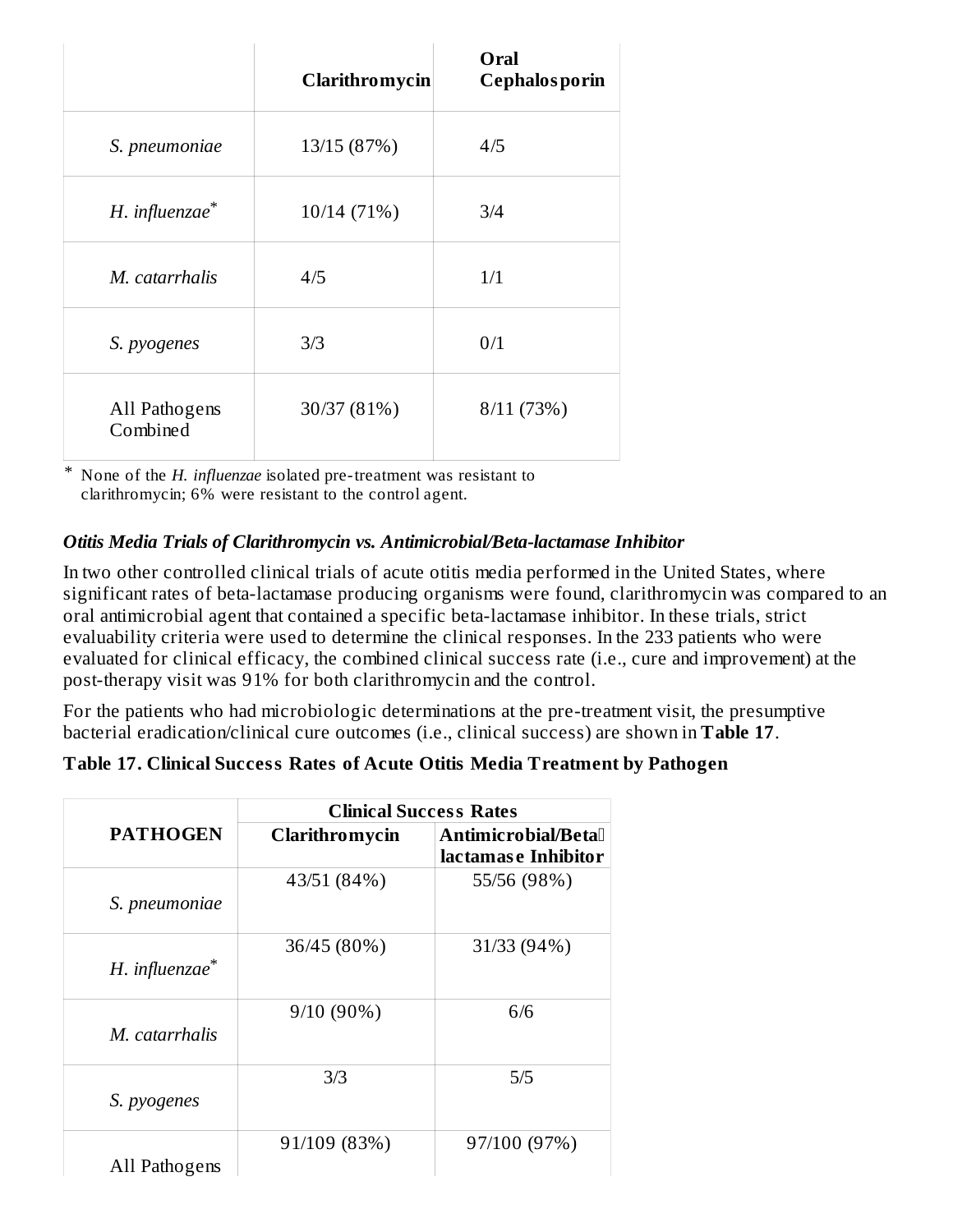| | Clarithromycin | Oral Cephalosporin |
|---|---|---|
| *S. pneumoniae* | 13/15 (87%) | 4/5 |
| *H. influenzae*[*] | 10/14 (71%) | 3/4 |
| *M. catarrhalis* | 4/5 | 1/1 |
| *S. pyogenes* | 3/3 | 0/1 |
| All Pathogens Combined | 30/37 (81%) | 8/11 (73%) |

* None of the *H. influenzae* isolated pre-treatment was resistant to clarithromycin; 6% were resistant to the control agent.

***Otitis Media Trials of Clarithromycin vs. Antimicrobial/Beta-lactamase Inhibitor***

In two other controlled clinical trials of acute otitis media performed in the United States, where significant rates of beta-lactamase producing organisms were found, clarithromycin was compared to an oral antimicrobial agent that contained a specific beta-lactamase inhibitor. In these trials, strict evaluability criteria were used to determine the clinical responses. In the 233 patients who were evaluated for clinical efficacy, the combined clinical success rate (i.e., cure and improvement) at the post-therapy visit was 91% for both clarithromycin and the control.

For the patients who had microbiologic determinations at the pre-treatment visit, the presumptive bacterial eradication/clinical cure outcomes (i.e., clinical success) are shown in **Table 17**.

**Table 17. Clinical Success Rates of Acute Otitis Media Treatment by Pathogen**

| PATHOGEN | Clinical Success Rates | |
|---|---|---|
| | Clarithromycin | Antimicrobial/Beta lactamase Inhibitor |
| *S. pneumoniae* | 43/51 (84%) | 55/56 (98%) |
| *H. influenzae*[*] | 36/45 (80%) | 31/33 (94%) |
| *M. catarrhalis* | 9/10 (90%) | 6/6 |
| *S. pyogenes* | 3/3 | 5/5 |
| All Pathogens | 91/109 (83%) | 97/100 (97%) |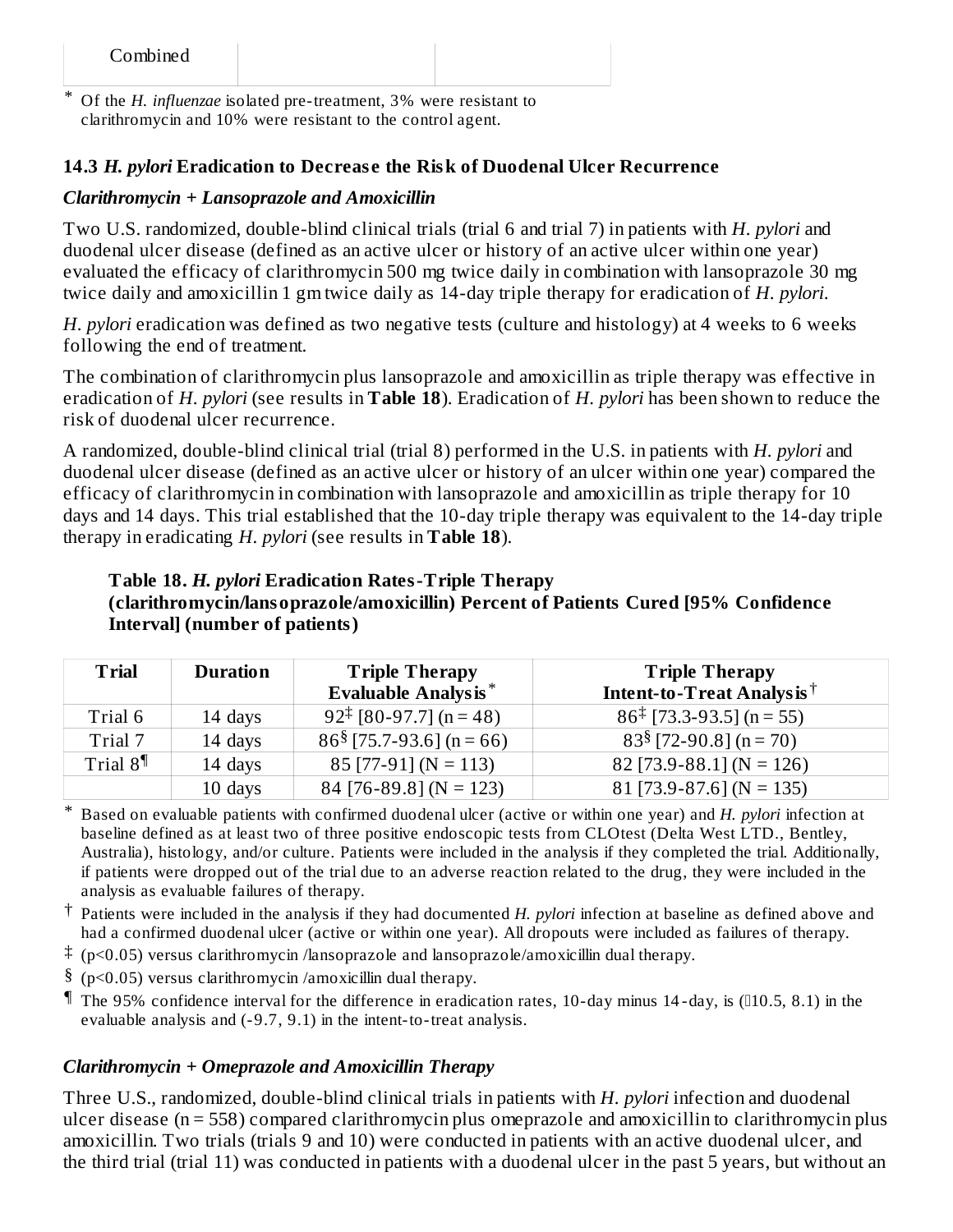| Combined | | |
|---|---|---|

* Of the *H. influenzae* isolated pre-treatment, 3% were resistant to clarithromycin and 10% were resistant to the control agent.

### 14.3 *H. pylori* Eradication to Decrease the Risk of Duodenal Ulcer Recurrence

***Clarithromycin + Lansoprazole and Amoxicillin***

Two U.S. randomized, double-blind clinical trials (trial 6 and trial 7) in patients with *H. pylori* and duodenal ulcer disease (defined as an active ulcer or history of an active ulcer within one year) evaluated the efficacy of clarithromycin 500 mg twice daily in combination with lansoprazole 30 mg twice daily and amoxicillin 1 gm twice daily as 14-day triple therapy for eradication of *H. pylori*.

*H. pylori* eradication was defined as two negative tests (culture and histology) at 4 weeks to 6 weeks following the end of treatment.

The combination of clarithromycin plus lansoprazole and amoxicillin as triple therapy was effective in eradication of *H. pylori* (see results in **Table 18**). Eradication of *H. pylori* has been shown to reduce the risk of duodenal ulcer recurrence.

A randomized, double-blind clinical trial (trial 8) performed in the U.S. in patients with *H. pylori* and duodenal ulcer disease (defined as an active ulcer or history of an ulcer within one year) compared the efficacy of clarithromycin in combination with lansoprazole and amoxicillin as triple therapy for 10 days and 14 days. This trial established that the 10-day triple therapy was equivalent to the 14-day triple therapy in eradicating *H. pylori* (see results in **Table 18**).

**Table 18. *H. pylori* Eradication Rates-Triple Therapy (clarithromycin/lansoprazole/amoxicillin) Percent of Patients Cured [95% Confidence Interval] (number of patients)**

| Trial | Duration | Triple Therapy Evaluable Analysis* | Triple Therapy Intent-to-Treat Analysis† |
|---|---|---|---|
| Trial 6 | 14 days | 92‡ [80-97.7] (n = 48) | 86‡ [73.3-93.5] (n = 55) |
| Trial 7 | 14 days | 86§ [75.7-93.6] (n = 66) | 83§ [72-90.8] (n = 70) |
| Trial 8¶ | 14 days | 85 [77-91] (N = 113) | 82 [73.9-88.1] (N = 126) |
| | 10 days | 84 [76-89.8] (N = 123) | 81 [73.9-87.6] (N = 135) |

* Based on evaluable patients with confirmed duodenal ulcer (active or within one year) and *H. pylori* infection at baseline defined as at least two of three positive endoscopic tests from CLOtest (Delta West LTD., Bentley, Australia), histology, and/or culture. Patients were included in the analysis if they completed the trial. Additionally, if patients were dropped out of the trial due to an adverse reaction related to the drug, they were included in the analysis as evaluable failures of therapy.

† Patients were included in the analysis if they had documented *H. pylori* infection at baseline as defined above and had a confirmed duodenal ulcer (active or within one year). All dropouts were included as failures of therapy.

‡ ($p<0.05$) versus clarithromycin /lansoprazole and lansoprazole/amoxicillin dual therapy.

§ ($p<0.05$) versus clarithromycin /amoxicillin dual therapy.

¶ The 95% confidence interval for the difference in eradication rates, 10-day minus 14-day, is (-10.5, 8.1) in the evaluable analysis and (-9.7, 9.1) in the intent-to-treat analysis.

***Clarithromycin + Omeprazole and Amoxicillin Therapy***

Three U.S., randomized, double-blind clinical trials in patients with *H. pylori* infection and duodenal ulcer disease (n = 558) compared clarithromycin plus omeprazole and amoxicillin to clarithromycin plus amoxicillin. Two trials (trials 9 and 10) were conducted in patients with an active duodenal ulcer, and the third trial (trial 11) was conducted in patients with a duodenal ulcer in the past 5 years, but without an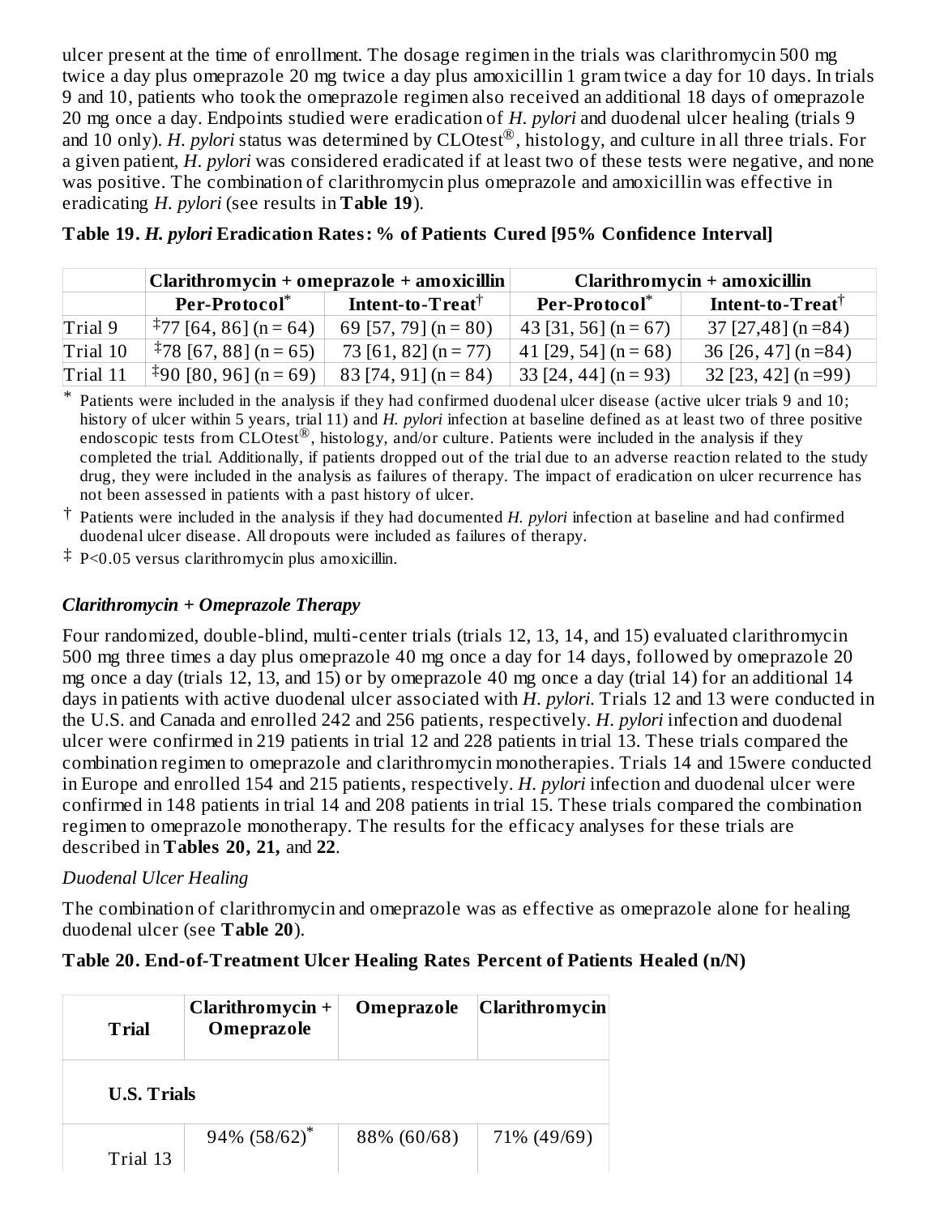ulcer present at the time of enrollment. The dosage regimen in the trials was clarithromycin 500 mg twice a day plus omeprazole 20 mg twice a day plus amoxicillin 1 gram twice a day for 10 days. In trials 9 and 10, patients who took the omeprazole regimen also received an additional 18 days of omeprazole 20 mg once a day. Endpoints studied were eradication of *H. pylori* and duodenal ulcer healing (trials 9 and 10 only). *H. pylori* status was determined by CLOtest®, histology, and culture in all three trials. For a given patient, *H. pylori* was considered eradicated if at least two of these tests were negative, and none was positive. The combination of clarithromycin plus omeprazole and amoxicillin was effective in eradicating *H. pylori* (see results in **Table 19**).

**Table 19. *H. pylori* Eradication Rates: % of Patients Cured [95% Confidence Interval]**

| | **Clarithromycin + omeprazole + amoxicillin** | | **Clarithromycin + amoxicillin** | |
|---|---|---|---|---|
| | **Per-Protocol*** | **Intent-to-Treat†** | **Per-Protocol*** | **Intent-to-Treat†** |
| Trial 9 | ‡77 [64, 86] (n = 64) | 69 [57, 79] (n = 80) | 43 [31, 56] (n = 67) | 37 [27,48] (n =84) |
| Trial 10 | ‡78 [67, 88] (n = 65) | 73 [61, 82] (n = 77) | 41 [29, 54] (n = 68) | 36 [26, 47] (n =84) |
| Trial 11 | ‡90 [80, 96] (n = 69) | 83 [74, 91] (n = 84) | 33 [24, 44] (n = 93) | 32 [23, 42] (n =99) |

\* Patients were included in the analysis if they had confirmed duodenal ulcer disease (active ulcer trials 9 and 10; history of ulcer within 5 years, trial 11) and *H. pylori* infection at baseline defined as at least two of three positive endoscopic tests from CLOtest®, histology, and/or culture. Patients were included in the analysis if they completed the trial. Additionally, if patients dropped out of the trial due to an adverse reaction related to the study drug, they were included in the analysis as failures of therapy. The impact of eradication on ulcer recurrence has not been assessed in patients with a past history of ulcer.

† Patients were included in the analysis if they had documented *H. pylori* infection at baseline and had confirmed duodenal ulcer disease. All dropouts were included as failures of therapy.

‡ P<0.05 versus clarithromycin plus amoxicillin.

### *Clarithromycin + Omeprazole Therapy*

Four randomized, double-blind, multi-center trials (trials 12, 13, 14, and 15) evaluated clarithromycin 500 mg three times a day plus omeprazole 40 mg once a day for 14 days, followed by omeprazole 20 mg once a day (trials 12, 13, and 15) or by omeprazole 40 mg once a day (trial 14) for an additional 14 days in patients with active duodenal ulcer associated with *H. pylori*. Trials 12 and 13 were conducted in the U.S. and Canada and enrolled 242 and 256 patients, respectively. *H. pylori* infection and duodenal ulcer were confirmed in 219 patients in trial 12 and 228 patients in trial 13. These trials compared the combination regimen to omeprazole and clarithromycin monotherapies. Trials 14 and 15were conducted in Europe and enrolled 154 and 215 patients, respectively. *H. pylori* infection and duodenal ulcer were confirmed in 148 patients in trial 14 and 208 patients in trial 15. These trials compared the combination regimen to omeprazole monotherapy. The results for the efficacy analyses for these trials are described in **Tables 20, 21,** and **22**.

*Duodenal Ulcer Healing*

The combination of clarithromycin and omeprazole was as effective as omeprazole alone for healing duodenal ulcer (see **Table 20**).

**Table 20. End-of-Treatment Ulcer Healing Rates Percent of Patients Healed (n/N)**

| **Trial** | **Clarithromycin + Omeprazole** | **Omeprazole** | **Clarithromycin** |
|---|---|---|---|
| **U.S. Trials** | | | |
| Trial 13 | 94% (58/62)* | 88% (60/68) | 71% (49/69) |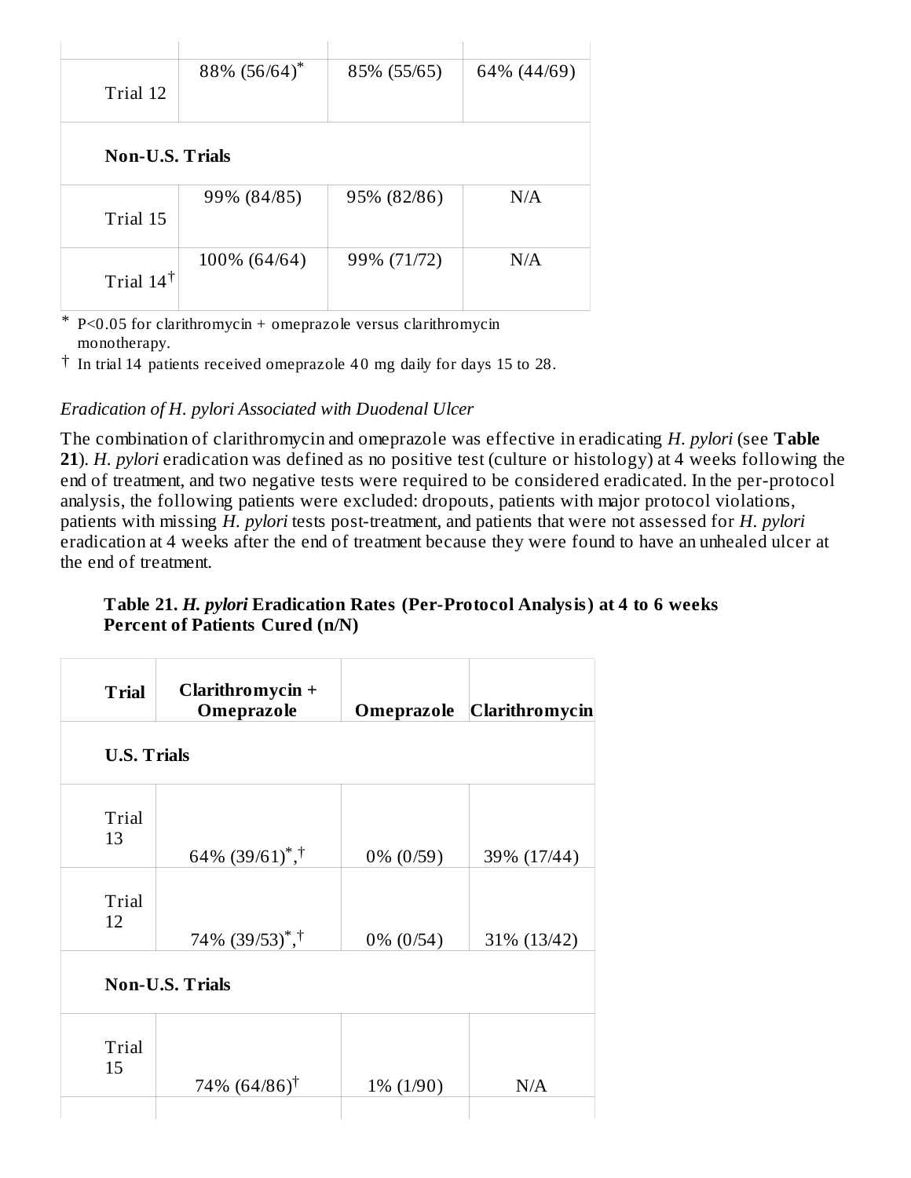| | | | |
|---|---|---|---|
| Trial 12 | 88% (56/64)* | 85% (55/65) | 64% (44/69) |
| **Non-U.S. Trials** | | | |
| Trial 15 | 99% (84/85) | 95% (82/86) | N/A |
| Trial 14† | 100% (64/64) | 99% (71/72) | N/A |

\* P<0.05 for clarithromycin + omeprazole versus clarithromycin monotherapy.

† In trial 14 patients received omeprazole 40 mg daily for days 15 to 28.

*Eradication of H. pylori Associated with Duodenal Ulcer*

The combination of clarithromycin and omeprazole was effective in eradicating *H. pylori* (see **Table 21**). *H. pylori* eradication was defined as no positive test (culture or histology) at 4 weeks following the end of treatment, and two negative tests were required to be considered eradicated. In the per-protocol analysis, the following patients were excluded: dropouts, patients with major protocol violations, patients with missing *H. pylori* tests post-treatment, and patients that were not assessed for *H. pylori* eradication at 4 weeks after the end of treatment because they were found to have an unhealed ulcer at the end of treatment.

**Table 21. *H. pylori* Eradication Rates (Per-Protocol Analysis) at 4 to 6 weeks Percent of Patients Cured (n/N)**

| **Trial** | **Clarithromycin + Omeprazole** | **Omeprazole** | **Clarithromycin** |
|---|---|---|---|
| **U.S. Trials** | | | |
| Trial 13 | 64% (39/61)*,† | 0% (0/59) | 39% (17/44) |
| Trial 12 | 74% (39/53)*,† | 0% (0/54) | 31% (13/42) |
| **Non-U.S. Trials** | | | |
| Trial 15 | 74% (64/86)† | 1% (1/90) | N/A |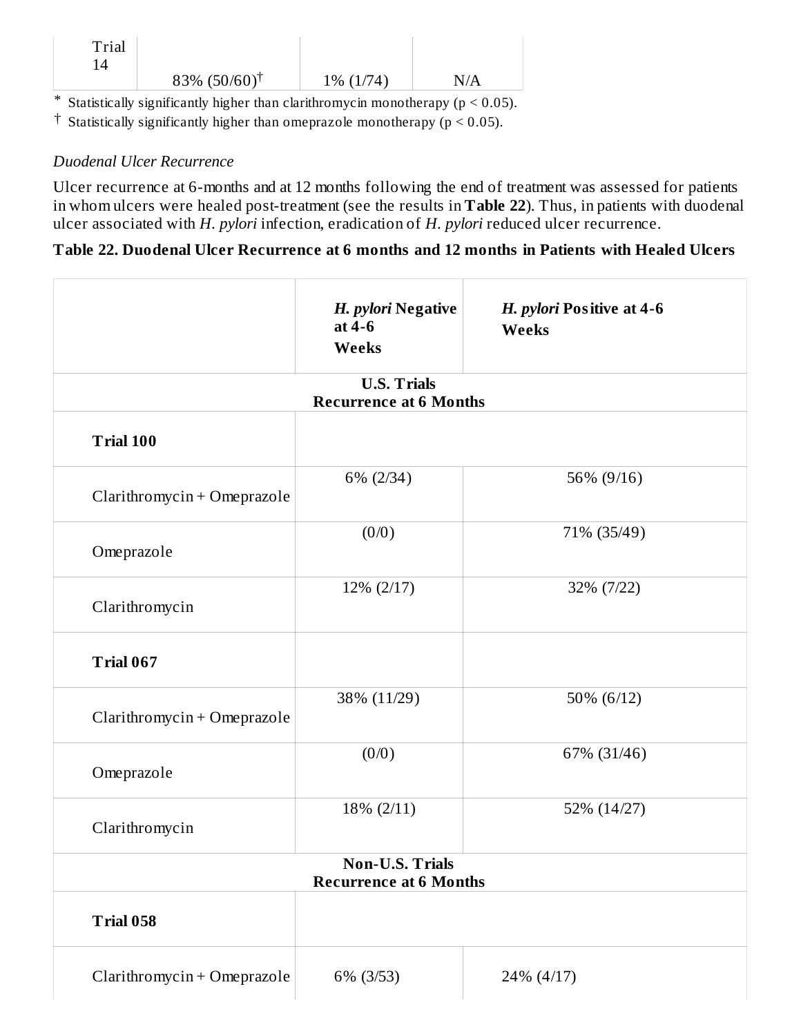| Trial 14 | 83% (50/60)† | 1% (1/74) | N/A |
|---|---|---|---|

\* Statistically significantly higher than clarithromycin monotherapy ($p < 0.05$).

† Statistically significantly higher than omeprazole monotherapy ($p < 0.05$).

*Duodenal Ulcer Recurrence*

Ulcer recurrence at 6-months and at 12 months following the end of treatment was assessed for patients in whom ulcers were healed post-treatment (see the results in **Table 22**). Thus, in patients with duodenal ulcer associated with *H. pylori* infection, eradication of *H. pylori* reduced ulcer recurrence.

**Table 22. Duodenal Ulcer Recurrence at 6 months and 12 months in Patients with Healed Ulcers**

| | ***H. pylori* Negative at 4-6 Weeks** | ***H. pylori* Positive at 4-6 Weeks** |
|---|---|---|
| **U.S. Trials Recurrence at 6 Months** | | |
| **Trial 100** | | |
| Clarithromycin + Omeprazole | 6% (2/34) | 56% (9/16) |
| Omeprazole | (0/0) | 71% (35/49) |
| Clarithromycin | 12% (2/17) | 32% (7/22) |
| **Trial 067** | | |
| Clarithromycin + Omeprazole | 38% (11/29) | 50% (6/12) |
| Omeprazole | (0/0) | 67% (31/46) |
| Clarithromycin | 18% (2/11) | 52% (14/27) |
| **Non-U.S. Trials Recurrence at 6 Months** | | |
| **Trial 058** | | |
| Clarithromycin + Omeprazole | 6% (3/53) | 24% (4/17) |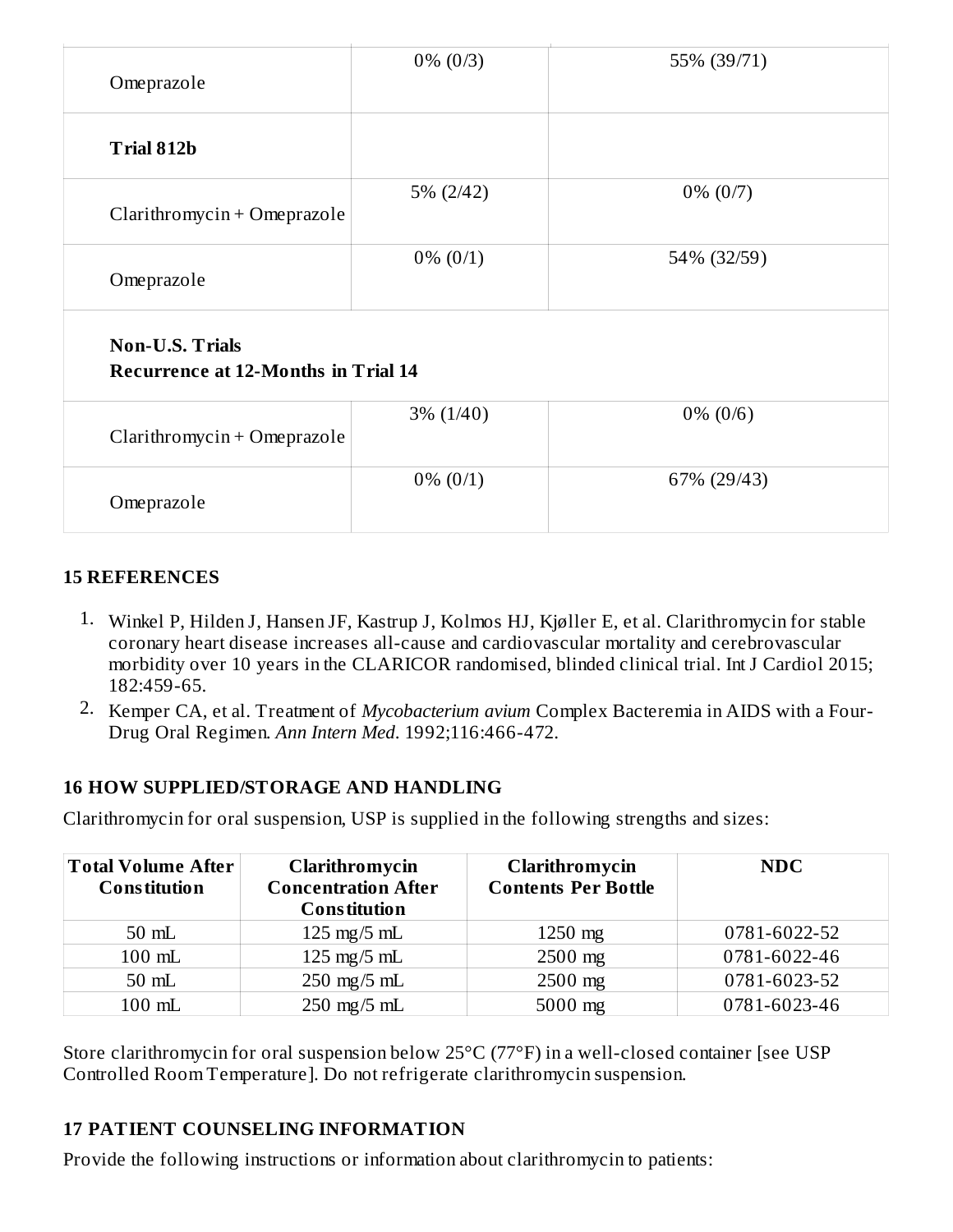| | | |
|---|---|---|
| Omeprazole | 0% (0/3) | 55% (39/71) |
| **Trial 812b** | | |
| Clarithromycin + Omeprazole | 5% (2/42) | 0% (0/7) |
| Omeprazole | 0% (0/1) | 54% (32/59) |
| **Non-U.S. Trials**<br>**Recurrence at 12-Months in Trial 14** | | |
| Clarithromycin + Omeprazole | 3% (1/40) | 0% (0/6) |
| Omeprazole | 0% (0/1) | 67% (29/43) |

## 15 REFERENCES

1. Winkel P, Hilden J, Hansen JF, Kastrup J, Kolmos HJ, Kjøller E, et al. Clarithromycin for stable coronary heart disease increases all-cause and cardiovascular mortality and cerebrovascular morbidity over 10 years in the CLARICOR randomised, blinded clinical trial. Int J Cardiol 2015; 182:459-65.
2. Kemper CA, et al. Treatment of *Mycobacterium avium* Complex Bacteremia in AIDS with a Four-Drug Oral Regimen. *Ann Intern Med*. 1992;116:466-472.

## 16 HOW SUPPLIED/STORAGE AND HANDLING

Clarithromycin for oral suspension, USP is supplied in the following strengths and sizes:

| Total Volume After Constitution | Clarithromycin Concentration After Constitution | Clarithromycin Contents Per Bottle | NDC |
|---|---|---|---|
| 50 mL | 125 mg/5 mL | 1250 mg | 0781-6022-52 |
| 100 mL | 125 mg/5 mL | 2500 mg | 0781-6022-46 |
| 50 mL | 250 mg/5 mL | 2500 mg | 0781-6023-52 |
| 100 mL | 250 mg/5 mL | 5000 mg | 0781-6023-46 |

Store clarithromycin for oral suspension below 25°C (77°F) in a well-closed container [see USP Controlled Room Temperature]. Do not refrigerate clarithromycin suspension.

## 17 PATIENT COUNSELING INFORMATION

Provide the following instructions or information about clarithromycin to patients: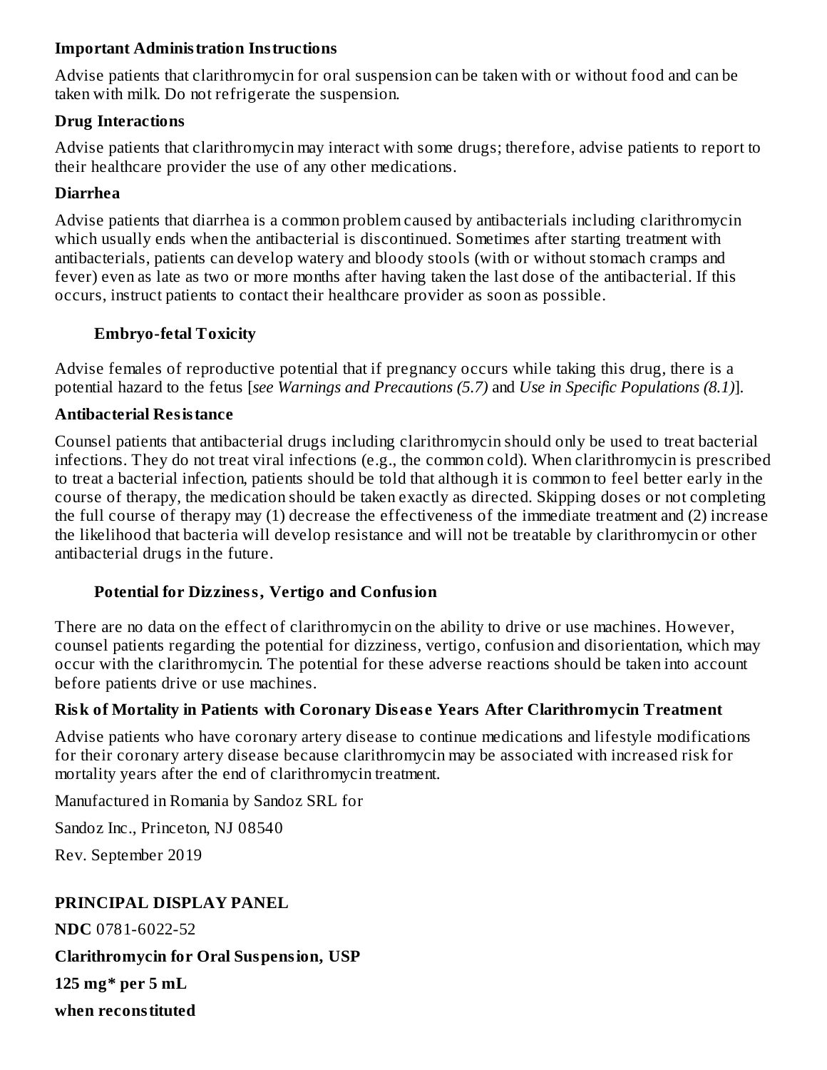**Important Administration Instructions**

Advise patients that clarithromycin for oral suspension can be taken with or without food and can be taken with milk. Do not refrigerate the suspension.

**Drug Interactions**

Advise patients that clarithromycin may interact with some drugs; therefore, advise patients to report to their healthcare provider the use of any other medications.

**Diarrhea**

Advise patients that diarrhea is a common problem caused by antibacterials including clarithromycin which usually ends when the antibacterial is discontinued. Sometimes after starting treatment with antibacterials, patients can develop watery and bloody stools (with or without stomach cramps and fever) even as late as two or more months after having taken the last dose of the antibacterial. If this occurs, instruct patients to contact their healthcare provider as soon as possible.

**Embryo-fetal Toxicity**

Advise females of reproductive potential that if pregnancy occurs while taking this drug, there is a potential hazard to the fetus [*see Warnings and Precautions (5.7)* and *Use in Specific Populations (8.1)*].

**Antibacterial Resistance**

Counsel patients that antibacterial drugs including clarithromycin should only be used to treat bacterial infections. They do not treat viral infections (e.g., the common cold). When clarithromycin is prescribed to treat a bacterial infection, patients should be told that although it is common to feel better early in the course of therapy, the medication should be taken exactly as directed. Skipping doses or not completing the full course of therapy may (1) decrease the effectiveness of the immediate treatment and (2) increase the likelihood that bacteria will develop resistance and will not be treatable by clarithromycin or other antibacterial drugs in the future.

**Potential for Dizziness, Vertigo and Confusion**

There are no data on the effect of clarithromycin on the ability to drive or use machines. However, counsel patients regarding the potential for dizziness, vertigo, confusion and disorientation, which may occur with the clarithromycin. The potential for these adverse reactions should be taken into account before patients drive or use machines.

**Risk of Mortality in Patients with Coronary Disease Years After Clarithromycin Treatment**

Advise patients who have coronary artery disease to continue medications and lifestyle modifications for their coronary artery disease because clarithromycin may be associated with increased risk for mortality years after the end of clarithromycin treatment.

Manufactured in Romania by Sandoz SRL for

Sandoz Inc., Princeton, NJ 08540

Rev. September 2019

**PRINCIPAL DISPLAY PANEL**

**NDC** 0781-6022-52

**Clarithromycin for Oral Suspension, USP**

**125 mg* per 5 mL**

**when reconstituted**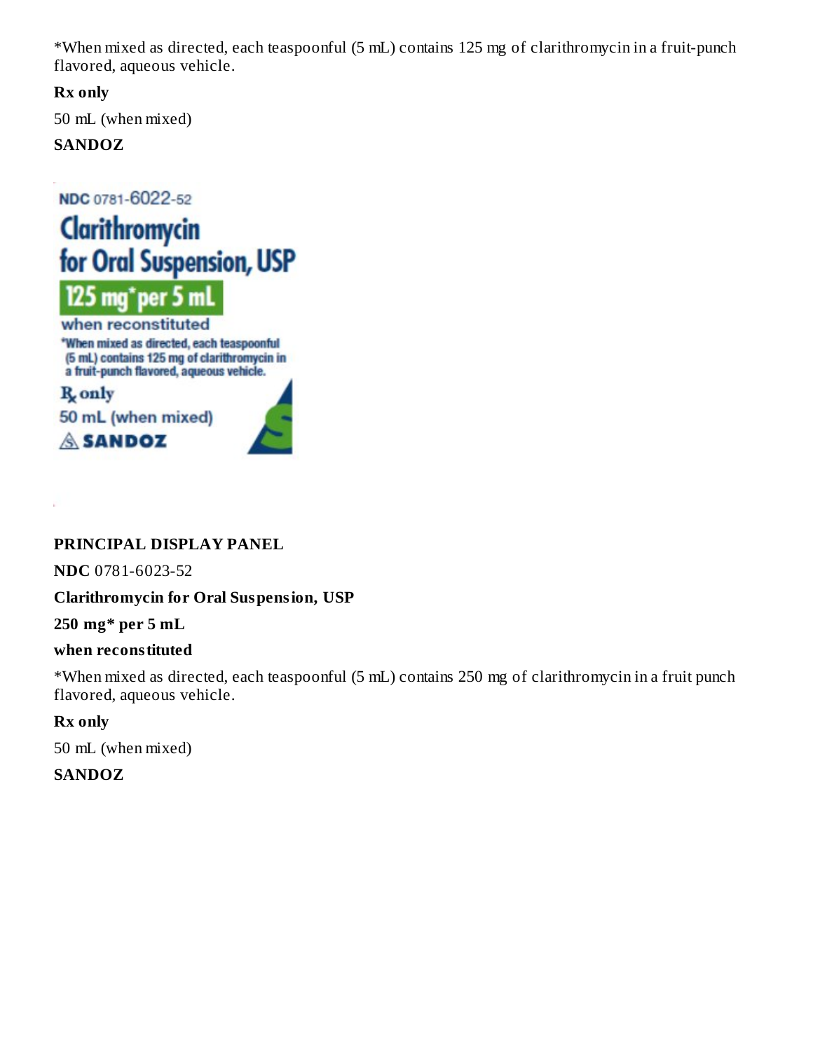*When mixed as directed, each teaspoonful (5 mL) contains 125 mg of clarithromycin in a fruit-punch flavored, aqueous vehicle.

**Rx only**

50 mL (when mixed)

**SANDOZ**

**PRINCIPAL DISPLAY PANEL**

**NDC** 0781-6023-52

**Clarithromycin for Oral Suspension, USP**

**250 mg* per 5 mL**

**when reconstituted**

*When mixed as directed, each teaspoonful (5 mL) contains 250 mg of clarithromycin in a fruit punch flavored, aqueous vehicle.

**Rx only**

50 mL (when mixed)

**SANDOZ**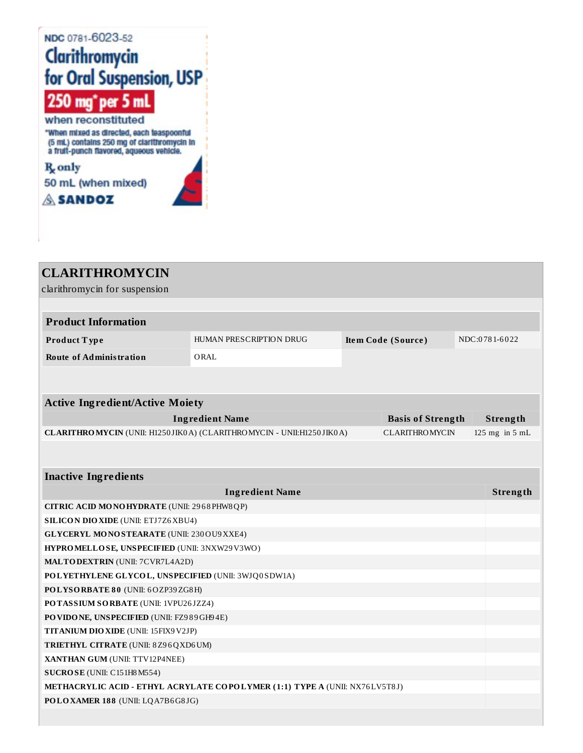NDC 0781-6023-52

**Clarithromycin for Oral Suspension, USP**

**250 mg* per 5 mL**

when reconstituted

*When mixed as directed, each teaspoonful (5 mL) contains 250 mg of clarithromycin in a fruit-punch flavored, aqueous vehicle.

Rx only

50 mL (when mixed)

SANDOZ

# CLARITHROMYCIN

clarithromycin for suspension

| Product Information | | | |
|---|---|---|---|
| **Product Type** | HUMAN PRESCRIPTION DRUG | **Item Code (Source)** | NDC:0781-6022 |
| **Route of Administration** | ORAL | | |

| Active Ingredient/Active Moiety | | |
|---|---|---|
| **Ingredient Name** | **Basis of Strength** | **Strength** |
| **CLARITHROMYCIN** (UNII: H1250JIK0A) (CLARITHROMYCIN - UNII:H1250JIK0A) | CLARITHROMYCIN | 125 mg in 5 mL |

| Inactive Ingredients | |
|---|---|
| **Ingredient Name** | **Strength** |
| **CITRIC ACID MONOHYDRATE** (UNII: 2968PHW8QP) | |
| **SILICON DIOXIDE** (UNII: ETJ7Z6XBU4) | |
| **GLYCERYL MONOSTEARATE** (UNII: 230OU9XXE4) | |
| **HYPROMELLOSE, UNSPECIFIED** (UNII: 3NXW29V3WO) | |
| **MALTODEXTRIN** (UNII: 7CVR7L4A2D) | |
| **POLYETHYLENE GLYCOL, UNSPECIFIED** (UNII: 3WJQ0SDW1A) | |
| **POLYSORBATE 80** (UNII: 6OZP39ZG8H) | |
| **POTASSIUM SORBATE** (UNII: 1VPU26JZZ4) | |
| **POVIDONE, UNSPECIFIED** (UNII: FZ989GH94E) | |
| **TITANIUM DIOXIDE** (UNII: 15FIX9V2JP) | |
| **TRIETHYL CITRATE** (UNII: 8Z96QXD6UM) | |
| **XANTHAN GUM** (UNII: TTV12P4NEE) | |
| **SUCROSE** (UNII: C151H8M554) | |
| **METHACRYLIC ACID - ETHYL ACRYLATE COPOLYMER (1:1) TYPE A** (UNII: NX76LV5T8J) | |
| **POLOXAMER 188** (UNII: LQA7B6G8JG) | |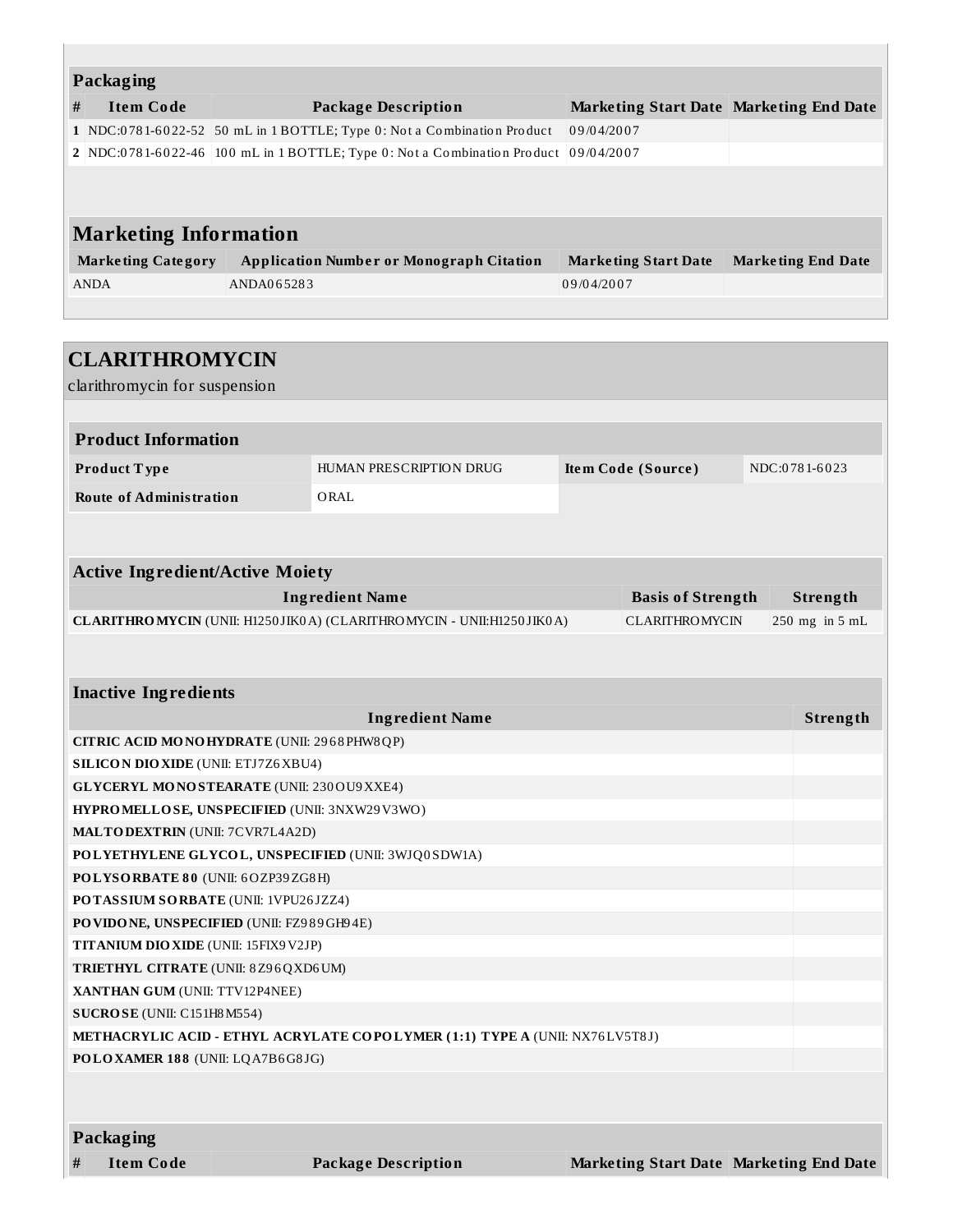### Packaging

| # | Item Code | Package Description | Marketing Start Date | Marketing End Date |
|---|---|---|---|---|
| 1 | NDC:0781-6022-52 | 50 mL in 1 BOTTLE; Type 0: Not a Combination Product | 09/04/2007 | |
| 2 | NDC:0781-6022-46 | 100 mL in 1 BOTTLE; Type 0: Not a Combination Product | 09/04/2007 | |

### Marketing Information

| Marketing Category | Application Number or Monograph Citation | Marketing Start Date | Marketing End Date |
|---|---|---|---|
| ANDA | ANDA065283 | 09/04/2007 | |

## CLARITHROMYCIN

clarithromycin for suspension

### Product Information

| | | | |
|---|---|---|---|
| **Product Type** | HUMAN PRESCRIPTION DRUG | **Item Code (Source)** | NDC:0781-6023 |
| **Route of Administration** | ORAL | | |

### Active Ingredient/Active Moiety

| Ingredient Name | Basis of Strength | Strength |
|---|---|---|
| **CLARITHROMYCIN** (UNII: H1250JIK0A) (CLARITHROMYCIN - UNII:H1250JIK0A) | CLARITHROMYCIN | 250 mg in 5 mL |

### Inactive Ingredients

| Ingredient Name | Strength |
|---|---|
| **CITRIC ACID MONOHYDRATE** (UNII: 2968PHW8QP) | |
| **SILICON DIOXIDE** (UNII: ETJ7Z6XBU4) | |
| **GLYCERYL MONOSTEARATE** (UNII: 230OU9XXE4) | |
| **HYPROMELLOSE, UNSPECIFIED** (UNII: 3NXW29V3WO) | |
| **MALTODEXTRIN** (UNII: 7CVR7L4A2D) | |
| **POLYETHYLENE GLYCOL, UNSPECIFIED** (UNII: 3WJQ0SDW1A) | |
| **POLYSORBATE 80** (UNII: 6OZP39ZG8H) | |
| **POTASSIUM SORBATE** (UNII: 1VPU26JZZ4) | |
| **POVIDONE, UNSPECIFIED** (UNII: FZ989GH94E) | |
| **TITANIUM DIOXIDE** (UNII: 15FIX9V2JP) | |
| **TRIETHYL CITRATE** (UNII: 8Z96QXD6UM) | |
| **XANTHAN GUM** (UNII: TTV12P4NEE) | |
| **SUCROSE** (UNII: C151H8M554) | |
| **METHACRYLIC ACID - ETHYL ACRYLATE COPOLYMER (1:1) TYPE A** (UNII: NX76LV5T8J) | |
| **POLOXAMER 188** (UNII: LQA7B6G8JG) | |

### Packaging

| # | Item Code | Package Description | Marketing Start Date | Marketing End Date |
|---|---|---|---|---|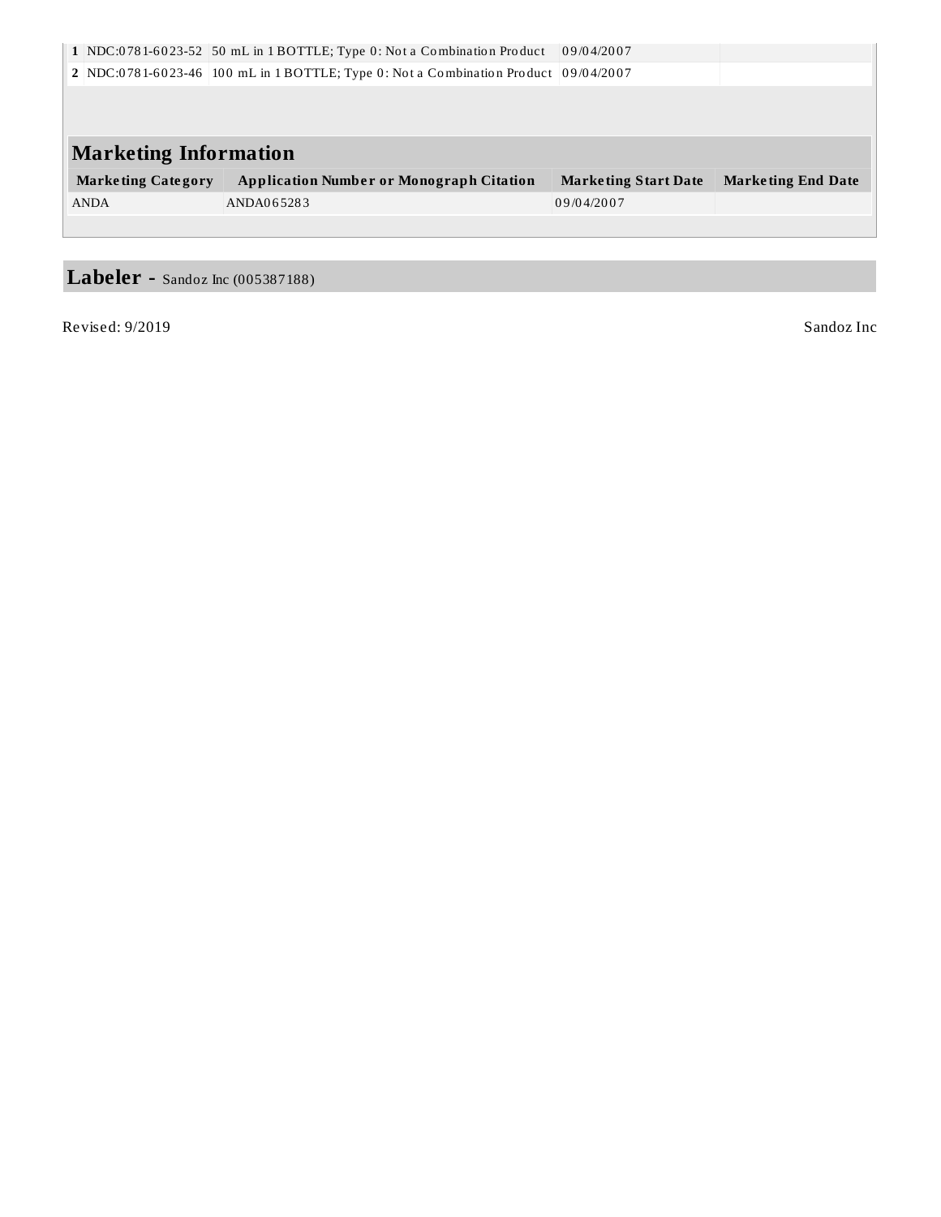| | | | | |
|---|---|---|---|---|
| 1 | NDC:0781-6023-52 | 50 mL in 1 BOTTLE; Type 0: Not a Combination Product | 09/04/2007 | |
| 2 | NDC:0781-6023-46 | 100 mL in 1 BOTTLE; Type 0: Not a Combination Product | 09/04/2007 | |

## Marketing Information

| Marketing Category | Application Number or Monograph Citation | Marketing Start Date | Marketing End Date |
|---|---|---|---|
| ANDA | ANDA065283 | 09/04/2007 | |

## Labeler - Sandoz Inc (005387188)

Revised: 9/2019

Sandoz Inc